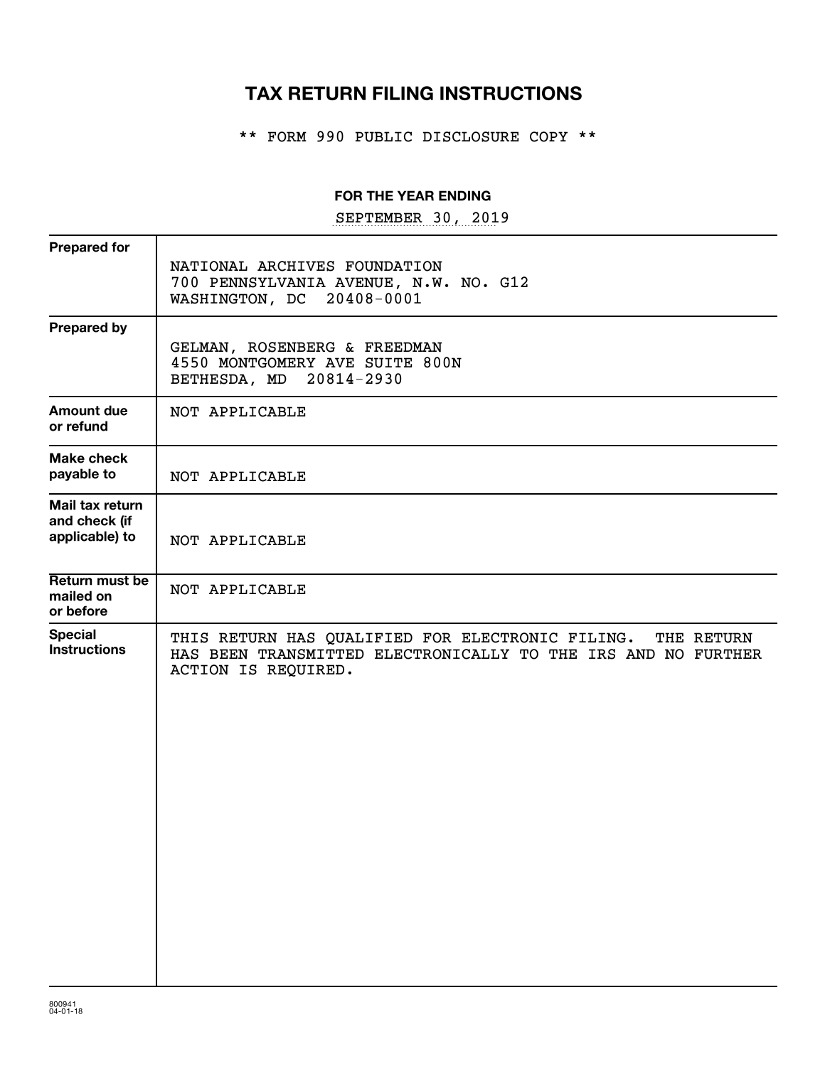# TAX RETURN FILING INSTRUCTIONS

** FORM 990 PUBLIC DISCLOSURE COPY **

**FOR THE YEAR ENDING**

SEPTEMBER 30, 2019

| | |
|---|---|
| **Prepared for** | NATIONAL ARCHIVES FOUNDATION<br>700 PENNSYLVANIA AVENUE, N.W. NO. G12<br>WASHINGTON, DC 20408-0001 |
| **Prepared by** | GELMAN, ROSENBERG & FREEDMAN<br>4550 MONTGOMERY AVE SUITE 800N<br>BETHESDA, MD 20814-2930 |
| **Amount due or refund** | NOT APPLICABLE |
| **Make check payable to** | NOT APPLICABLE |
| **Mail tax return and check (if applicable) to** | NOT APPLICABLE |
| **Return must be mailed on or before** | NOT APPLICABLE |
| **Special Instructions** | THIS RETURN HAS QUALIFIED FOR ELECTRONIC FILING. THE RETURN HAS BEEN TRANSMITTED ELECTRONICALLY TO THE IRS AND NO FURTHER ACTION IS REQUIRED. |

800941
04-01-18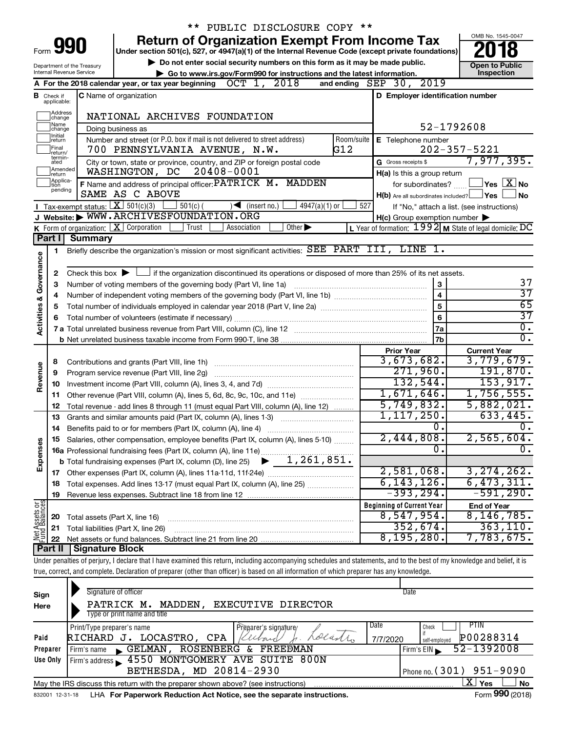** PUBLIC DISCLOSURE COPY **

# Form 990 — Return of Organization Exempt From Income Tax (2018)

Under section 501(c), 527, or 4947(a)(1) of the Internal Revenue Code (except private foundations)

▶ Do not enter social security numbers on this form as it may be made public.

▶ Go to www.irs.gov/Form990 for instructions and the latest information.

Department of the Treasury, Internal Revenue Service | OMB No. 1545-0047 | **Open to Public Inspection**

**A** For the 2018 calendar year, or tax year beginning OCT 1, 2018 and ending SEP 30, 2019

**B** Check if applicable: Address change, Name change, Initial return, Final return/terminated, Amended return, Application pending

**C** Name of organization: NATIONAL ARCHIVES FOUNDATION

Doing business as

Number and street (or P.O. box if mail is not delivered to street address): 700 PENNSYLVANIA AVENUE, N.W. Room/suite: G12

City or town, state or province, country, and ZIP or foreign postal code: WASHINGTON, DC 20408-0001

**D** Employer identification number: 52-1792608

**E** Telephone number: 202-357-5221

**G** Gross receipts $ 7,977,395.

**F** Name and address of principal officer: PATRICK M. MADDEN, SAME AS C ABOVE

**H(a)** Is this a group return for subordinates? ☐ Yes ☒ No

**H(b)** Are all subordinates included? ☐ Yes ☐ No — If "No," attach a list. (see instructions)

**H(c)** Group exemption number ▶

**I** Tax-exempt status: ☒ 501(c)(3) ☐ 501(c) ( ) ◀ (insert no.) ☐ 4947(a)(1) or ☐ 527

**J** Website: ▶ WWW.ARCHIVESFOUNDATION.ORG

**K** Form of organization: ☒ Corporation ☐ Trust ☐ Association ☐ Other ▶

**L** Year of formation: 1992 **M** State of legal domicile: DC

## Part I Summary

**Activities & Governance**

1 Briefly describe the organization's mission or most significant activities: SEE PART III, LINE 1.

2 Check this box ▶ ☐ if the organization discontinued its operations or disposed of more than 25% of its net assets.

| Line | Description | | Value |
|---|---|---|---|
| 3 | Number of voting members of the governing body (Part VI, line 1a) | 3 | 37 |
| 4 | Number of independent voting members of the governing body (Part VI, line 1b) | 4 | 37 |
| 5 | Total number of individuals employed in calendar year 2018 (Part V, line 2a) | 5 | 65 |
| 6 | Total number of volunteers (estimate if necessary) | 6 | 37 |
| 7a | Total unrelated business revenue from Part VIII, column (C), line 12 | 7a | 0. |
| 7b | Net unrelated business taxable income from Form 990-T, line 38 | 7b | 0. |

| Line | Description | Prior Year | Current Year |
|---|---|---|---|
| **Revenue** | | | |
| 8 | Contributions and grants (Part VIII, line 1h) | 3,673,682. | 3,779,679. |
| 9 | Program service revenue (Part VIII, line 2g) | 271,960. | 191,870. |
| 10 | Investment income (Part VIII, column (A), lines 3, 4, and 7d) | 132,544. | 153,917. |
| 11 | Other revenue (Part VIII, column (A), lines 5, 6d, 8c, 9c, 10c, and 11e) | 1,671,646. | 1,756,555. |
| 12 | Total revenue - add lines 8 through 11 (must equal Part VIII, column (A), line 12) | 5,749,832. | 5,882,021. |
| **Expenses** | | | |
| 13 | Grants and similar amounts paid (Part IX, column (A), lines 1-3) | 1,117,250. | 633,445. |
| 14 | Benefits paid to or for members (Part IX, column (A), line 4) | 0. | 0. |
| 15 | Salaries, other compensation, employee benefits (Part IX, column (A), lines 5-10) | 2,444,808. | 2,565,604. |
| 16a | Professional fundraising fees (Part IX, column (A), line 11e) | 0. | 0. |
| b | Total fundraising expenses (Part IX, column (D), line 25) ▶ 1,261,851. | | |
| 17 | Other expenses (Part IX, column (A), lines 11a-11d, 11f-24e) | 2,581,068. | 3,274,262. |
| 18 | Total expenses. Add lines 13-17 (must equal Part IX, column (A), line 25) | 6,143,126. | 6,473,311. |
| 19 | Revenue less expenses. Subtract line 18 from line 12 | -393,294. | -591,290. |

| Line | Net Assets or Fund Balances | Beginning of Current Year | End of Year |
|---|---|---|---|
| 20 | Total assets (Part X, line 16) | 8,547,954. | 8,146,785. |
| 21 | Total liabilities (Part X, line 26) | 352,674. | 363,110. |
| 22 | Net assets or fund balances. Subtract line 21 from line 20 | 8,195,280. | 7,783,675. |

## Part II Signature Block

Under penalties of perjury, I declare that I have examined this return, including accompanying schedules and statements, and to the best of my knowledge and belief, it is true, correct, and complete. Declaration of preparer (other than officer) is based on all information of which preparer has any knowledge.

**Sign Here**

Signature of officer — Date

PATRICK M. MADDEN, EXECUTIVE DIRECTOR

Type or print name and title

**Paid Preparer Use Only**

| Print/Type preparer's name | Preparer's signature | Date | Check if self-employed | PTIN |
|---|---|---|---|---|
| RICHARD J. LOCASTRO, CPA | Richard J. Locastro | 7/7/2020 | | P00288314 |

Firm's name ▶ GELMAN, ROSENBERG & FREEDMAN — Firm's EIN ▶ 52-1392008

Firm's address ▶ 4550 MONTGOMERY AVE SUITE 800N, BETHESDA, MD 20814-2930 — Phone no. (301) 951-9090

May the IRS discuss this return with the preparer shown above? (see instructions) ☒ Yes ☐ No

832001 12-31-18 LHA For Paperwork Reduction Act Notice, see the separate instructions. Form **990** (2018)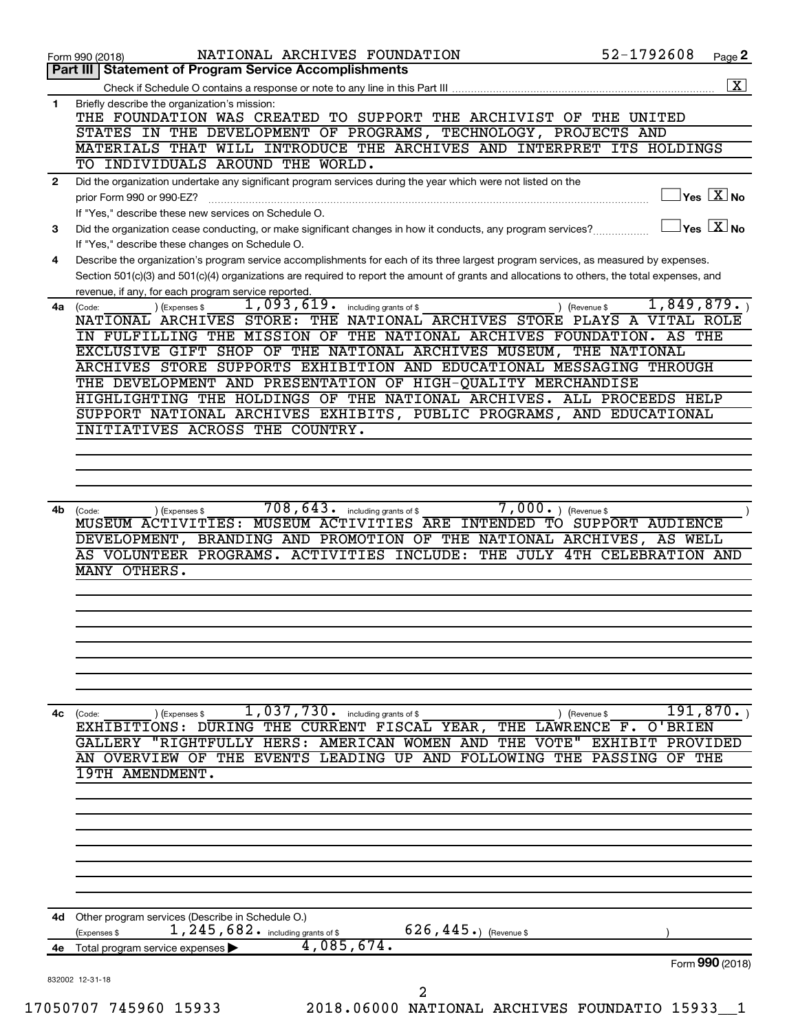Form 990 (2018) NATIONAL ARCHIVES FOUNDATION 52-1792608 Page 2

## Part III | Statement of Program Service Accomplishments

Check if Schedule O contains a response or note to any line in this Part III .......... [X]

**1** Briefly describe the organization's mission:

THE FOUNDATION WAS CREATED TO SUPPORT THE ARCHIVIST OF THE UNITED STATES IN THE DEVELOPMENT OF PROGRAMS, TECHNOLOGY, PROJECTS AND MATERIALS THAT WILL INTRODUCE THE ARCHIVES AND INTERPRET ITS HOLDINGS TO INDIVIDUALS AROUND THE WORLD.

**2** Did the organization undertake any significant program services during the year which were not listed on the prior Form 990 or 990-EZ? .......... [ ] Yes [X] No

If "Yes," describe these new services on Schedule O.

**3** Did the organization cease conducting, or make significant changes in how it conducts, any program services? .......... [ ] Yes [X] No

If "Yes," describe these changes on Schedule O.

**4** Describe the organization's program service accomplishments for each of its three largest program services, as measured by expenses. Section 501(c)(3) and 501(c)(4) organizations are required to report the amount of grants and allocations to others, the total expenses, and revenue, if any, for each program service reported.

**4a** (Code: ) (Expenses $ 1,093,619. including grants of $ ) (Revenue $ 1,849,879.)

NATIONAL ARCHIVES STORE: THE NATIONAL ARCHIVES STORE PLAYS A VITAL ROLE IN FULFILLING THE MISSION OF THE NATIONAL ARCHIVES FOUNDATION. AS THE EXCLUSIVE GIFT SHOP OF THE NATIONAL ARCHIVES MUSEUM, THE NATIONAL ARCHIVES STORE SUPPORTS EXHIBITION AND EDUCATIONAL MESSAGING THROUGH THE DEVELOPMENT AND PRESENTATION OF HIGH-QUALITY MERCHANDISE HIGHLIGHTING THE HOLDINGS OF THE NATIONAL ARCHIVES. ALL PROCEEDS HELP SUPPORT NATIONAL ARCHIVES EXHIBITS, PUBLIC PROGRAMS, AND EDUCATIONAL INITIATIVES ACROSS THE COUNTRY.

**4b** (Code: ) (Expenses $ 708,643. including grants of $ 7,000.) (Revenue $ )

MUSEUM ACTIVITIES: MUSEUM ACTIVITIES ARE INTENDED TO SUPPORT AUDIENCE DEVELOPMENT, BRANDING AND PROMOTION OF THE NATIONAL ARCHIVES, AS WELL AS VOLUNTEER PROGRAMS. ACTIVITIES INCLUDE: THE JULY 4TH CELEBRATION AND MANY OTHERS.

**4c** (Code: ) (Expenses $ 1,037,730. including grants of $ ) (Revenue $ 191,870.)

EXHIBITIONS: DURING THE CURRENT FISCAL YEAR, THE LAWRENCE F. O'BRIEN GALLERY "RIGHTFULLY HERS: AMERICAN WOMEN AND THE VOTE" EXHIBIT PROVIDED AN OVERVIEW OF THE EVENTS LEADING UP AND FOLLOWING THE PASSING OF THE 19TH AMENDMENT.

**4d** Other program services (Describe in Schedule O.)

(Expenses $ 1,245,682. including grants of $ 626,445.) (Revenue $ )

**4e** Total program service expenses ▶ 4,085,674.

Form **990** (2018)

832002 12-31-18

17050707 745960 15933 2018.06000 NATIONAL ARCHIVES FOUNDATIO 15933__1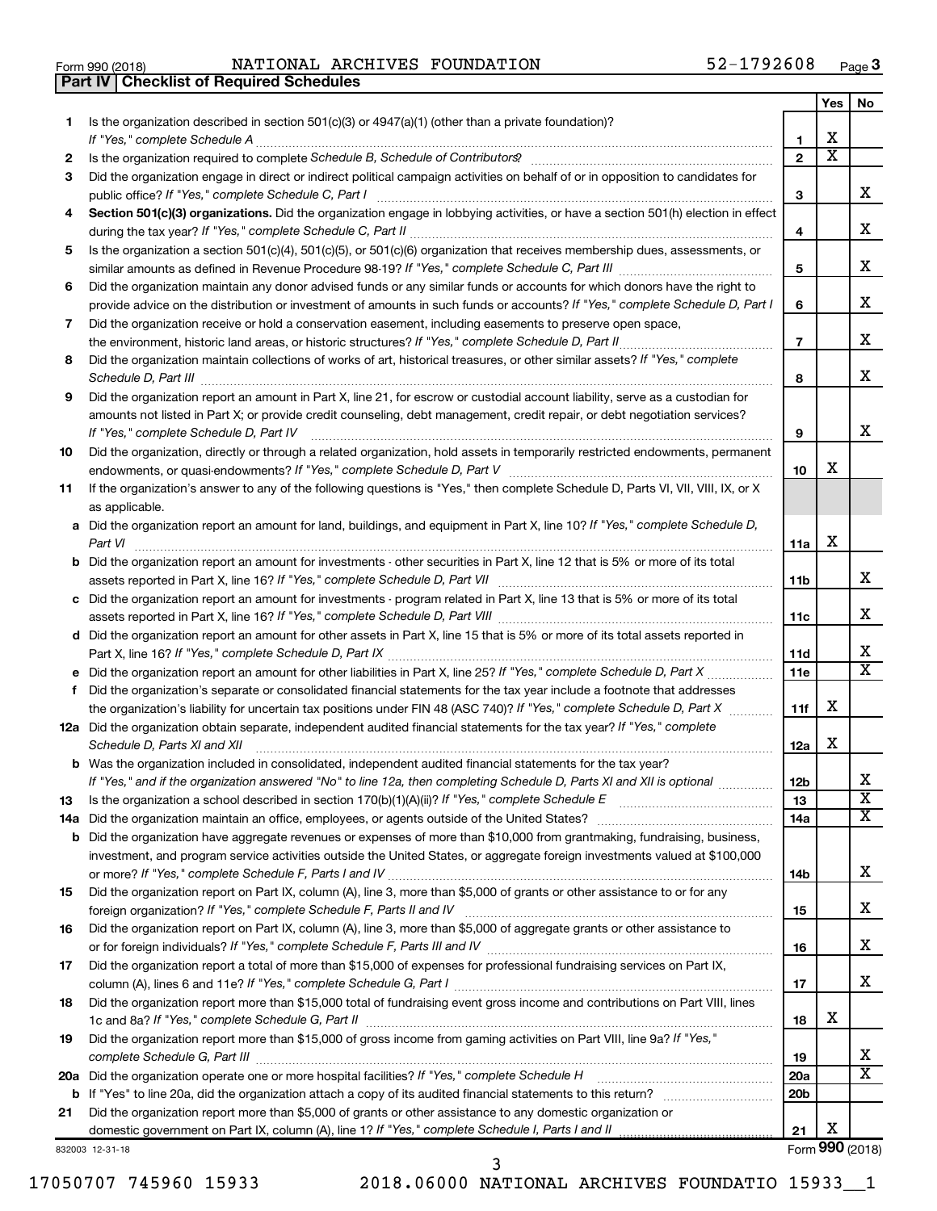Form 990 (2018) NATIONAL ARCHIVES FOUNDATION 52-1792608 Page 3

## Part IV Checklist of Required Schedules

| | | | Yes | No |
|---|---|---|---|---|
| 1 | Is the organization described in section 501(c)(3) or 4947(a)(1) (other than a private foundation)? *If "Yes," complete Schedule A* | 1 | X | |
| 2 | Is the organization required to complete *Schedule B, Schedule of Contributors*? | 2 | X | |
| 3 | Did the organization engage in direct or indirect political campaign activities on behalf of or in opposition to candidates for public office? *If "Yes," complete Schedule C, Part I* | 3 | | X |
| 4 | **Section 501(c)(3) organizations.** Did the organization engage in lobbying activities, or have a section 501(h) election in effect during the tax year? *If "Yes," complete Schedule C, Part II* | 4 | | X |
| 5 | Is the organization a section 501(c)(4), 501(c)(5), or 501(c)(6) organization that receives membership dues, assessments, or similar amounts as defined in Revenue Procedure 98-19? *If "Yes," complete Schedule C, Part III* | 5 | | X |
| 6 | Did the organization maintain any donor advised funds or any similar funds or accounts for which donors have the right to provide advice on the distribution or investment of amounts in such funds or accounts? *If "Yes," complete Schedule D, Part I* | 6 | | X |
| 7 | Did the organization receive or hold a conservation easement, including easements to preserve open space, the environment, historic land areas, or historic structures? *If "Yes," complete Schedule D, Part II* | 7 | | X |
| 8 | Did the organization maintain collections of works of art, historical treasures, or other similar assets? *If "Yes," complete Schedule D, Part III* | 8 | | X |
| 9 | Did the organization report an amount in Part X, line 21, for escrow or custodial account liability, serve as a custodian for amounts not listed in Part X; or provide credit counseling, debt management, credit repair, or debt negotiation services? *If "Yes," complete Schedule D, Part IV* | 9 | | X |
| 10 | Did the organization, directly or through a related organization, hold assets in temporarily restricted endowments, permanent endowments, or quasi-endowments? *If "Yes," complete Schedule D, Part V* | 10 | X | |
| 11 | If the organization's answer to any of the following questions is "Yes," then complete Schedule D, Parts VI, VII, VIII, IX, or X as applicable. | | | |
| a | Did the organization report an amount for land, buildings, and equipment in Part X, line 10? *If "Yes," complete Schedule D, Part VI* | 11a | X | |
| b | Did the organization report an amount for investments - other securities in Part X, line 12 that is 5% or more of its total assets reported in Part X, line 16? *If "Yes," complete Schedule D, Part VII* | 11b | | X |
| c | Did the organization report an amount for investments - program related in Part X, line 13 that is 5% or more of its total assets reported in Part X, line 16? *If "Yes," complete Schedule D, Part VIII* | 11c | | X |
| d | Did the organization report an amount for other assets in Part X, line 15 that is 5% or more of its total assets reported in Part X, line 16? *If "Yes," complete Schedule D, Part IX* | 11d | | X |
| e | Did the organization report an amount for other liabilities in Part X, line 25? *If "Yes," complete Schedule D, Part X* | 11e | | X |
| f | Did the organization's separate or consolidated financial statements for the tax year include a footnote that addresses the organization's liability for uncertain tax positions under FIN 48 (ASC 740)? *If "Yes," complete Schedule D, Part X* | 11f | X | |
| 12a | Did the organization obtain separate, independent audited financial statements for the tax year? *If "Yes," complete Schedule D, Parts XI and XII* | 12a | X | |
| b | Was the organization included in consolidated, independent audited financial statements for the tax year? *If "Yes," and if the organization answered "No" to line 12a, then completing Schedule D, Parts XI and XII is optional* | 12b | | X |
| 13 | Is the organization a school described in section 170(b)(1)(A)(ii)? *If "Yes," complete Schedule E* | 13 | | X |
| 14a | Did the organization maintain an office, employees, or agents outside of the United States? | 14a | | X |
| b | Did the organization have aggregate revenues or expenses of more than $10,000 from grantmaking, fundraising, business, investment, and program service activities outside the United States, or aggregate foreign investments valued at $100,000 or more? *If "Yes," complete Schedule F, Parts I and IV* | 14b | | X |
| 15 | Did the organization report on Part IX, column (A), line 3, more than $5,000 of grants or other assistance to or for any foreign organization? *If "Yes," complete Schedule F, Parts II and IV* | 15 | | X |
| 16 | Did the organization report on Part IX, column (A), line 3, more than $5,000 of aggregate grants or other assistance to or for foreign individuals? *If "Yes," complete Schedule F, Parts III and IV* | 16 | | X |
| 17 | Did the organization report a total of more than $15,000 of expenses for professional fundraising services on Part IX, column (A), lines 6 and 11e? *If "Yes," complete Schedule G, Part I* | 17 | | X |
| 18 | Did the organization report more than $15,000 total of fundraising event gross income and contributions on Part VIII, lines 1c and 8a? *If "Yes," complete Schedule G, Part II* | 18 | X | |
| 19 | Did the organization report more than $15,000 of gross income from gaming activities on Part VIII, line 9a? *If "Yes," complete Schedule G, Part III* | 19 | | X |
| 20a | Did the organization operate one or more hospital facilities? *If "Yes," complete Schedule H* | 20a | | X |
| b | If "Yes" to line 20a, did the organization attach a copy of its audited financial statements to this return? | 20b | | |
| 21 | Did the organization report more than $5,000 of grants or other assistance to any domestic organization or domestic government on Part IX, column (A), line 1? *If "Yes," complete Schedule I, Parts I and II* | 21 | X | |

832003 12-31-18

Form **990** (2018)

17050707 745960 15933 2018.06000 NATIONAL ARCHIVES FOUNDATIO 15933__1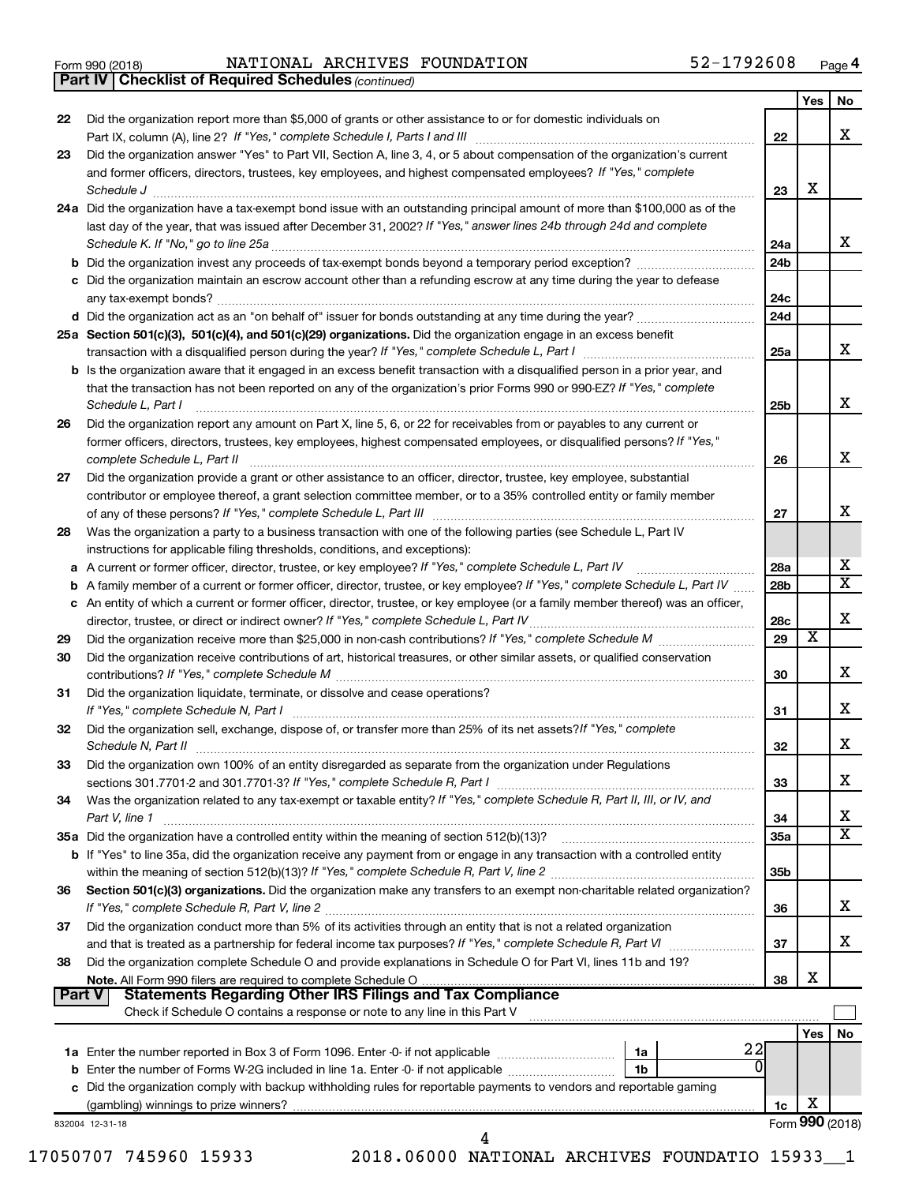Form 990 (2018) NATIONAL ARCHIVES FOUNDATION 52-1792608

## Part IV | Checklist of Required Schedules *(continued)*

| | | | Yes | No |
|---|---|---|---|---|
| 22 | Did the organization report more than $5,000 of grants or other assistance to or for domestic individuals on Part IX, column (A), line 2? *If "Yes," complete Schedule I, Parts I and III* | 22 | | X |
| 23 | Did the organization answer "Yes" to Part VII, Section A, line 3, 4, or 5 about compensation of the organization's current and former officers, directors, trustees, key employees, and highest compensated employees? *If "Yes," complete Schedule J* | 23 | X | |
| 24a | Did the organization have a tax-exempt bond issue with an outstanding principal amount of more than $100,000 as of the last day of the year, that was issued after December 31, 2002? *If "Yes," answer lines 24b through 24d and complete Schedule K. If "No," go to line 25a* | 24a | | X |
| b | Did the organization invest any proceeds of tax-exempt bonds beyond a temporary period exception? | 24b | | |
| c | Did the organization maintain an escrow account other than a refunding escrow at any time during the year to defease any tax-exempt bonds? | 24c | | |
| d | Did the organization act as an "on behalf of" issuer for bonds outstanding at any time during the year? | 24d | | |
| 25a | **Section 501(c)(3), 501(c)(4), and 501(c)(29) organizations.** Did the organization engage in an excess benefit transaction with a disqualified person during the year? *If "Yes," complete Schedule L, Part I* | 25a | | X |
| b | Is the organization aware that it engaged in an excess benefit transaction with a disqualified person in a prior year, and that the transaction has not been reported on any of the organization's prior Forms 990 or 990-EZ? *If "Yes," complete Schedule L, Part I* | 25b | | X |
| 26 | Did the organization report any amount on Part X, line 5, 6, or 22 for receivables from or payables to any current or former officers, directors, trustees, key employees, highest compensated employees, or disqualified persons? *If "Yes," complete Schedule L, Part II* | 26 | | X |
| 27 | Did the organization provide a grant or other assistance to an officer, director, trustee, key employee, substantial contributor or employee thereof, a grant selection committee member, or to a 35% controlled entity or family member of any of these persons? *If "Yes," complete Schedule L, Part III* | 27 | | X |
| 28 | Was the organization a party to a business transaction with one of the following parties (see Schedule L, Part IV instructions for applicable filing thresholds, conditions, and exceptions): | | | |
| a | A current or former officer, director, trustee, or key employee? *If "Yes," complete Schedule L, Part IV* | 28a | | X |
| b | A family member of a current or former officer, director, trustee, or key employee? *If "Yes," complete Schedule L, Part IV* | 28b | | X |
| c | An entity of which a current or former officer, director, trustee, or key employee (or a family member thereof) was an officer, director, trustee, or direct or indirect owner? *If "Yes," complete Schedule L, Part IV* | 28c | | X |
| 29 | Did the organization receive more than $25,000 in non-cash contributions? *If "Yes," complete Schedule M* | 29 | X | |
| 30 | Did the organization receive contributions of art, historical treasures, or other similar assets, or qualified conservation contributions? *If "Yes," complete Schedule M* | 30 | | X |
| 31 | Did the organization liquidate, terminate, or dissolve and cease operations? *If "Yes," complete Schedule N, Part I* | 31 | | X |
| 32 | Did the organization sell, exchange, dispose of, or transfer more than 25% of its net assets? *If "Yes," complete Schedule N, Part II* | 32 | | X |
| 33 | Did the organization own 100% of an entity disregarded as separate from the organization under Regulations sections 301.7701-2 and 301.7701-3? *If "Yes," complete Schedule R, Part I* | 33 | | X |
| 34 | Was the organization related to any tax-exempt or taxable entity? *If "Yes," complete Schedule R, Part II, III, or IV, and Part V, line 1* | 34 | | X |
| 35a | Did the organization have a controlled entity within the meaning of section 512(b)(13)? | 35a | | X |
| b | If "Yes" to line 35a, did the organization receive any payment from or engage in any transaction with a controlled entity within the meaning of section 512(b)(13)? *If "Yes," complete Schedule R, Part V, line 2* | 35b | | |
| 36 | **Section 501(c)(3) organizations.** Did the organization make any transfers to an exempt non-charitable related organization? *If "Yes," complete Schedule R, Part V, line 2* | 36 | | X |
| 37 | Did the organization conduct more than 5% of its activities through an entity that is not a related organization and that is treated as a partnership for federal income tax purposes? *If "Yes," complete Schedule R, Part VI* | 37 | | X |
| 38 | Did the organization complete Schedule O and provide explanations in Schedule O for Part VI, lines 11b and 19? **Note.** All Form 990 filers are required to complete Schedule O | 38 | X | |

## Part V | Statements Regarding Other IRS Filings and Tax Compliance

Check if Schedule O contains a response or note to any line in this Part V ☐

| | | | | | Yes | No |
|---|---|---|---|---|---|---|
| 1a | Enter the number reported in Box 3 of Form 1096. Enter -0- if not applicable | 1a | 22 | | | |
| b | Enter the number of Forms W-2G included in line 1a. Enter -0- if not applicable | 1b | 0 | | | |
| c | Did the organization comply with backup withholding rules for reportable payments to vendors and reportable gaming (gambling) winnings to prize winners? | | | 1c | X | |

832004 12-31-18 Form **990** (2018)

17050707 745960 15933 2018.06000 NATIONAL ARCHIVES FOUNDATIO 15933__1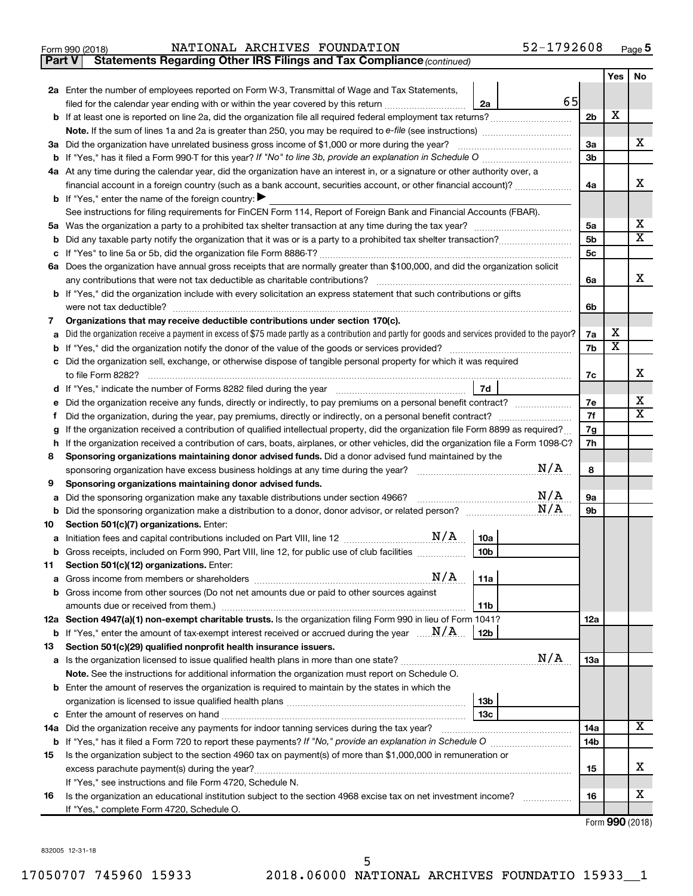Form 990 (2018) NATIONAL ARCHIVES FOUNDATION 52-1792608 Page 5

**Part V Statements Regarding Other IRS Filings and Tax Compliance** *(continued)*

| | | | | | Yes | No |
|---|---|---|---|---|---|---|
| **2a** | Enter the number of employees reported on Form W-3, Transmittal of Wage and Tax Statements, filed for the calendar year ending with or within the year covered by this return | 2a | 65 | | | |
| **b** | If at least one is reported on line 2a, did the organization file all required federal employment tax returns? | | | 2b | X | |
| | **Note.** If the sum of lines 1a and 2a is greater than 250, you may be required to *e-file* (see instructions) | | | | | |
| **3a** | Did the organization have unrelated business gross income of $1,000 or more during the year? | | | 3a | | X |
| **b** | If "Yes," has it filed a Form 990-T for this year? *If "No" to line 3b, provide an explanation in Schedule O* | | | 3b | | |
| **4a** | At any time during the calendar year, did the organization have an interest in, or a signature or other authority over, a financial account in a foreign country (such as a bank account, securities account, or other financial account)? | | | 4a | | X |
| **b** | If "Yes," enter the name of the foreign country: ▶ | | | | | |
| | See instructions for filing requirements for FinCEN Form 114, Report of Foreign Bank and Financial Accounts (FBAR). | | | | | |
| **5a** | Was the organization a party to a prohibited tax shelter transaction at any time during the tax year? | | | 5a | | X |
| **b** | Did any taxable party notify the organization that it was or is a party to a prohibited tax shelter transaction? | | | 5b | | X |
| **c** | If "Yes" to line 5a or 5b, did the organization file Form 8886-T? | | | 5c | | |
| **6a** | Does the organization have annual gross receipts that are normally greater than $100,000, and did the organization solicit any contributions that were not tax deductible as charitable contributions? | | | 6a | | X |
| **b** | If "Yes," did the organization include with every solicitation an express statement that such contributions or gifts were not tax deductible? | | | 6b | | |
| **7** | **Organizations that may receive deductible contributions under section 170(c).** | | | | | |
| **a** | Did the organization receive a payment in excess of $75 made partly as a contribution and partly for goods and services provided to the payor? | | | 7a | X | |
| **b** | If "Yes," did the organization notify the donor of the value of the goods or services provided? | | | 7b | X | |
| **c** | Did the organization sell, exchange, or otherwise dispose of tangible personal property for which it was required to file Form 8282? | | | 7c | | X |
| **d** | If "Yes," indicate the number of Forms 8282 filed during the year | 7d | | | | |
| **e** | Did the organization receive any funds, directly or indirectly, to pay premiums on a personal benefit contract? | | | 7e | | X |
| **f** | Did the organization, during the year, pay premiums, directly or indirectly, on a personal benefit contract? | | | 7f | | X |
| **g** | If the organization received a contribution of qualified intellectual property, did the organization file Form 8899 as required? | | | 7g | | |
| **h** | If the organization received a contribution of cars, boats, airplanes, or other vehicles, did the organization file a Form 1098-C? | | | 7h | | |
| **8** | **Sponsoring organizations maintaining donor advised funds.** Did a donor advised fund maintained by the sponsoring organization have excess business holdings at any time during the year? N/A | | | 8 | | |
| **9** | **Sponsoring organizations maintaining donor advised funds.** | | | | | |
| **a** | Did the sponsoring organization make any taxable distributions under section 4966? N/A | | | 9a | | |
| **b** | Did the sponsoring organization make a distribution to a donor, donor advisor, or related person? N/A | | | 9b | | |
| **10** | **Section 501(c)(7) organizations.** Enter: | | | | | |
| **a** | Initiation fees and capital contributions included on Part VIII, line 12 N/A | 10a | | | | |
| **b** | Gross receipts, included on Form 990, Part VIII, line 12, for public use of club facilities | 10b | | | | |
| **11** | **Section 501(c)(12) organizations.** Enter: | | | | | |
| **a** | Gross income from members or shareholders N/A | 11a | | | | |
| **b** | Gross income from other sources (Do not net amounts due or paid to other sources against amounts due or received from them.) | 11b | | | | |
| **12a** | **Section 4947(a)(1) non-exempt charitable trusts.** Is the organization filing Form 990 in lieu of Form 1041? | | | 12a | | |
| **b** | If "Yes," enter the amount of tax-exempt interest received or accrued during the year N/A | 12b | | | | |
| **13** | **Section 501(c)(29) qualified nonprofit health insurance issuers.** | | | | | |
| **a** | Is the organization licensed to issue qualified health plans in more than one state? N/A | | | 13a | | |
| | **Note.** See the instructions for additional information the organization must report on Schedule O. | | | | | |
| **b** | Enter the amount of reserves the organization is required to maintain by the states in which the organization is licensed to issue qualified health plans | 13b | | | | |
| **c** | Enter the amount of reserves on hand | 13c | | | | |
| **14a** | Did the organization receive any payments for indoor tanning services during the tax year? | | | 14a | | X |
| **b** | If "Yes," has it filed a Form 720 to report these payments? *If "No," provide an explanation in Schedule O* | | | 14b | | |
| **15** | Is the organization subject to the section 4960 tax on payment(s) of more than $1,000,000 in remuneration or excess parachute payment(s) during the year? | | | 15 | | X |
| | If "Yes," see instructions and file Form 4720, Schedule N. | | | | | |
| **16** | Is the organization an educational institution subject to the section 4968 excise tax on net investment income? | | | 16 | | X |
| | If "Yes," complete Form 4720, Schedule O. | | | | | |

Form **990** (2018)

832005 12-31-18

17050707 745960 15933 2018.06000 NATIONAL ARCHIVES FOUNDATIO 15933__1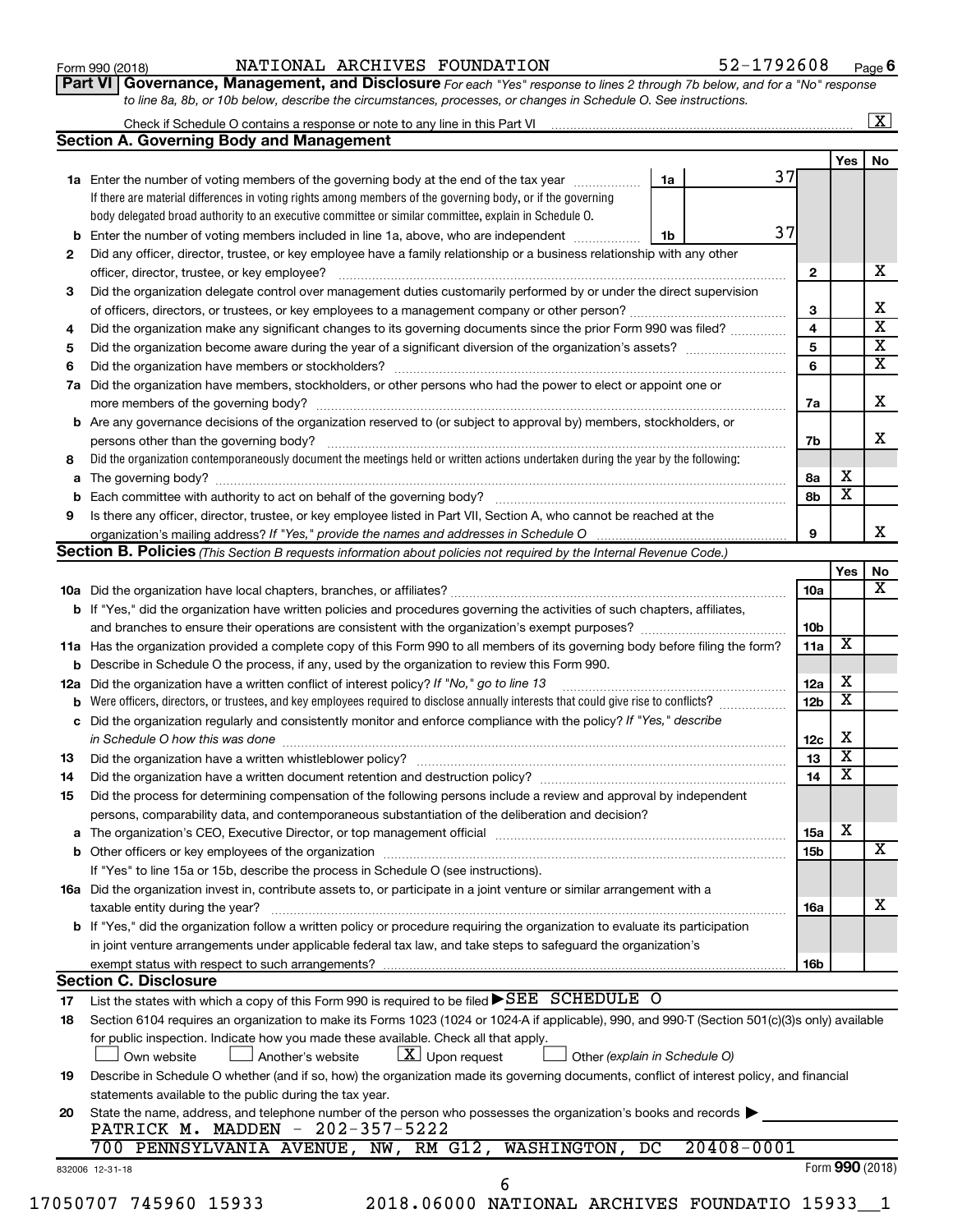Form 990 (2018) NATIONAL ARCHIVES FOUNDATION 52-1792608 Page 6

**Part VI Governance, Management, and Disclosure** *For each "Yes" response to lines 2 through 7b below, and for a "No" response to line 8a, 8b, or 10b below, describe the circumstances, processes, or changes in Schedule O. See instructions.*

Check if Schedule O contains a response or note to any line in this Part VI [X]

## Section A. Governing Body and Management

| | | | Yes | No |
|---|---|---|---|---|
| **1a** | Enter the number of voting members of the governing body at the end of the tax year **1a** 37<br>If there are material differences in voting rights among members of the governing body, or if the governing body delegated broad authority to an executive committee or similar committee, explain in Schedule O. | | | |
| **b** | Enter the number of voting members included in line 1a, above, who are independent **1b** 37 | | | |
| **2** | Did any officer, director, trustee, or key employee have a family relationship or a business relationship with any other officer, director, trustee, or key employee? | 2 | | X |
| **3** | Did the organization delegate control over management duties customarily performed by or under the direct supervision of officers, directors, or trustees, or key employees to a management company or other person? | 3 | | X |
| **4** | Did the organization make any significant changes to its governing documents since the prior Form 990 was filed? | 4 | | X |
| **5** | Did the organization become aware during the year of a significant diversion of the organization's assets? | 5 | | X |
| **6** | Did the organization have members or stockholders? | 6 | | X |
| **7a** | Did the organization have members, stockholders, or other persons who had the power to elect or appoint one or more members of the governing body? | 7a | | X |
| **b** | Are any governance decisions of the organization reserved to (or subject to approval by) members, stockholders, or persons other than the governing body? | 7b | | X |
| **8** | Did the organization contemporaneously document the meetings held or written actions undertaken during the year by the following: | | | |
| **a** | The governing body? | 8a | X | |
| **b** | Each committee with authority to act on behalf of the governing body? | 8b | X | |
| **9** | Is there any officer, director, trustee, or key employee listed in Part VII, Section A, who cannot be reached at the organization's mailing address? *If "Yes," provide the names and addresses in Schedule O* | 9 | | X |

## Section B. Policies *(This Section B requests information about policies not required by the Internal Revenue Code.)*

| | | | Yes | No |
|---|---|---|---|---|
| **10a** | Did the organization have local chapters, branches, or affiliates? | 10a | | X |
| **b** | If "Yes," did the organization have written policies and procedures governing the activities of such chapters, affiliates, and branches to ensure their operations are consistent with the organization's exempt purposes? | 10b | | |
| **11a** | Has the organization provided a complete copy of this Form 990 to all members of its governing body before filing the form? | 11a | X | |
| **b** | Describe in Schedule O the process, if any, used by the organization to review this Form 990. | | | |
| **12a** | Did the organization have a written conflict of interest policy? *If "No," go to line 13* | 12a | X | |
| **b** | Were officers, directors, or trustees, and key employees required to disclose annually interests that could give rise to conflicts? | 12b | X | |
| **c** | Did the organization regularly and consistently monitor and enforce compliance with the policy? *If "Yes," describe in Schedule O how this was done* | 12c | X | |
| **13** | Did the organization have a written whistleblower policy? | 13 | X | |
| **14** | Did the organization have a written document retention and destruction policy? | 14 | X | |
| **15** | Did the process for determining compensation of the following persons include a review and approval by independent persons, comparability data, and contemporaneous substantiation of the deliberation and decision? | | | |
| **a** | The organization's CEO, Executive Director, or top management official | 15a | X | |
| **b** | Other officers or key employees of the organization | 15b | | X |
| | If "Yes" to line 15a or 15b, describe the process in Schedule O (see instructions). | | | |
| **16a** | Did the organization invest in, contribute assets to, or participate in a joint venture or similar arrangement with a taxable entity during the year? | 16a | | X |
| **b** | If "Yes," did the organization follow a written policy or procedure requiring the organization to evaluate its participation in joint venture arrangements under applicable federal tax law, and take steps to safeguard the organization's exempt status with respect to such arrangements? | 16b | | |

## Section C. Disclosure

**17** List the states with which a copy of this Form 990 is required to be filed ▶SEE SCHEDULE O

**18** Section 6104 requires an organization to make its Forms 1023 (1024 or 1024-A if applicable), 990, and 990-T (Section 501(c)(3)s only) available for public inspection. Indicate how you made these available. Check all that apply.

[ ] Own website [ ] Another's website [X] Upon request [ ] Other *(explain in Schedule O)*

**19** Describe in Schedule O whether (and if so, how) the organization made its governing documents, conflict of interest policy, and financial statements available to the public during the tax year.

**20** State the name, address, and telephone number of the person who possesses the organization's books and records ▶
PATRICK M. MADDEN - 202-357-5222
700 PENNSYLVANIA AVENUE, NW, RM G12, WASHINGTON, DC 20408-0001

832006 12-31-18 Form **990** (2018)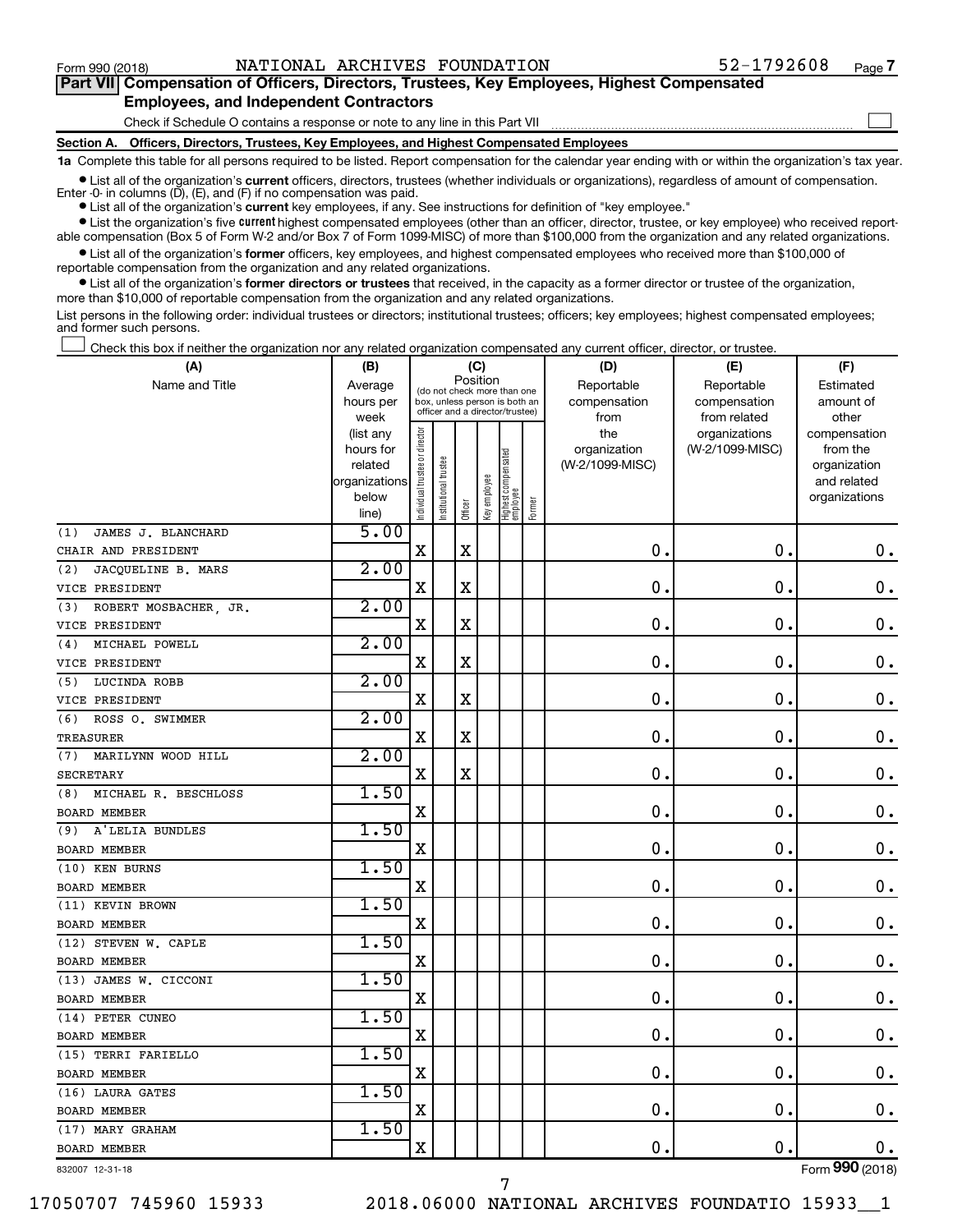Form 990 (2018) NATIONAL ARCHIVES FOUNDATION 52-1792608 Page 7

**Part VII Compensation of Officers, Directors, Trustees, Key Employees, Highest Compensated Employees, and Independent Contractors**

Check if Schedule O contains a response or note to any line in this Part VII ☐

**Section A. Officers, Directors, Trustees, Key Employees, and Highest Compensated Employees**

**1a** Complete this table for all persons required to be listed. Report compensation for the calendar year ending with or within the organization's tax year.

- List all of the organization's **current** officers, directors, trustees (whether individuals or organizations), regardless of amount of compensation. Enter -0- in columns (D), (E), and (F) if no compensation was paid.
- List all of the organization's **current** key employees, if any. See instructions for definition of "key employee."
- List the organization's five **current** highest compensated employees (other than an officer, director, trustee, or key employee) who received reportable compensation (Box 5 of Form W-2 and/or Box 7 of Form 1099-MISC) of more than $100,000 from the organization and any related organizations.
- List all of the organization's **former** officers, key employees, and highest compensated employees who received more than $100,000 of reportable compensation from the organization and any related organizations.
- List all of the organization's **former directors or trustees** that received, in the capacity as a former director or trustee of the organization, more than $10,000 of reportable compensation from the organization and any related organizations.

List persons in the following order: individual trustees or directors; institutional trustees; officers; key employees; highest compensated employees; and former such persons.

☐ Check this box if neither the organization nor any related organization compensated any current officer, director, or trustee.

| (A) Name and Title | (B) Average hours per week (list any hours for related organizations below line) | (C) Position: Individual trustee or director | Institutional trustee | Officer | Key employee | Highest compensated employee | Former | (D) Reportable compensation from the organization (W-2/1099-MISC) | (E) Reportable compensation from related organizations (W-2/1099-MISC) | (F) Estimated amount of other compensation from the organization and related organizations |
|---|---|---|---|---|---|---|---|---|---|---|
| (1) JAMES J. BLANCHARD<br>CHAIR AND PRESIDENT | 5.00 | X | | X | | | | 0. | 0. | 0. |
| (2) JACQUELINE B. MARS<br>VICE PRESIDENT | 2.00 | X | | X | | | | 0. | 0. | 0. |
| (3) ROBERT MOSBACHER, JR.<br>VICE PRESIDENT | 2.00 | X | | X | | | | 0. | 0. | 0. |
| (4) MICHAEL POWELL<br>VICE PRESIDENT | 2.00 | X | | X | | | | 0. | 0. | 0. |
| (5) LUCINDA ROBB<br>VICE PRESIDENT | 2.00 | X | | X | | | | 0. | 0. | 0. |
| (6) ROSS O. SWIMMER<br>TREASURER | 2.00 | X | | X | | | | 0. | 0. | 0. |
| (7) MARILYNN WOOD HILL<br>SECRETARY | 2.00 | X | | X | | | | 0. | 0. | 0. |
| (8) MICHAEL R. BESCHLOSS<br>BOARD MEMBER | 1.50 | X | | | | | | 0. | 0. | 0. |
| (9) A'LELIA BUNDLES<br>BOARD MEMBER | 1.50 | X | | | | | | 0. | 0. | 0. |
| (10) KEN BURNS<br>BOARD MEMBER | 1.50 | X | | | | | | 0. | 0. | 0. |
| (11) KEVIN BROWN<br>BOARD MEMBER | 1.50 | X | | | | | | 0. | 0. | 0. |
| (12) STEVEN W. CAPLE<br>BOARD MEMBER | 1.50 | X | | | | | | 0. | 0. | 0. |
| (13) JAMES W. CICCONI<br>BOARD MEMBER | 1.50 | X | | | | | | 0. | 0. | 0. |
| (14) PETER CUNEO<br>BOARD MEMBER | 1.50 | X | | | | | | 0. | 0. | 0. |
| (15) TERRI FARIELLO<br>BOARD MEMBER | 1.50 | X | | | | | | 0. | 0. | 0. |
| (16) LAURA GATES<br>BOARD MEMBER | 1.50 | X | | | | | | 0. | 0. | 0. |
| (17) MARY GRAHAM<br>BOARD MEMBER | 1.50 | X | | | | | | 0. | 0. | 0. |

832007 12-31-18 Form **990** (2018)

17050707 745960 15933 2018.06000 NATIONAL ARCHIVES FOUNDATIO 15933__1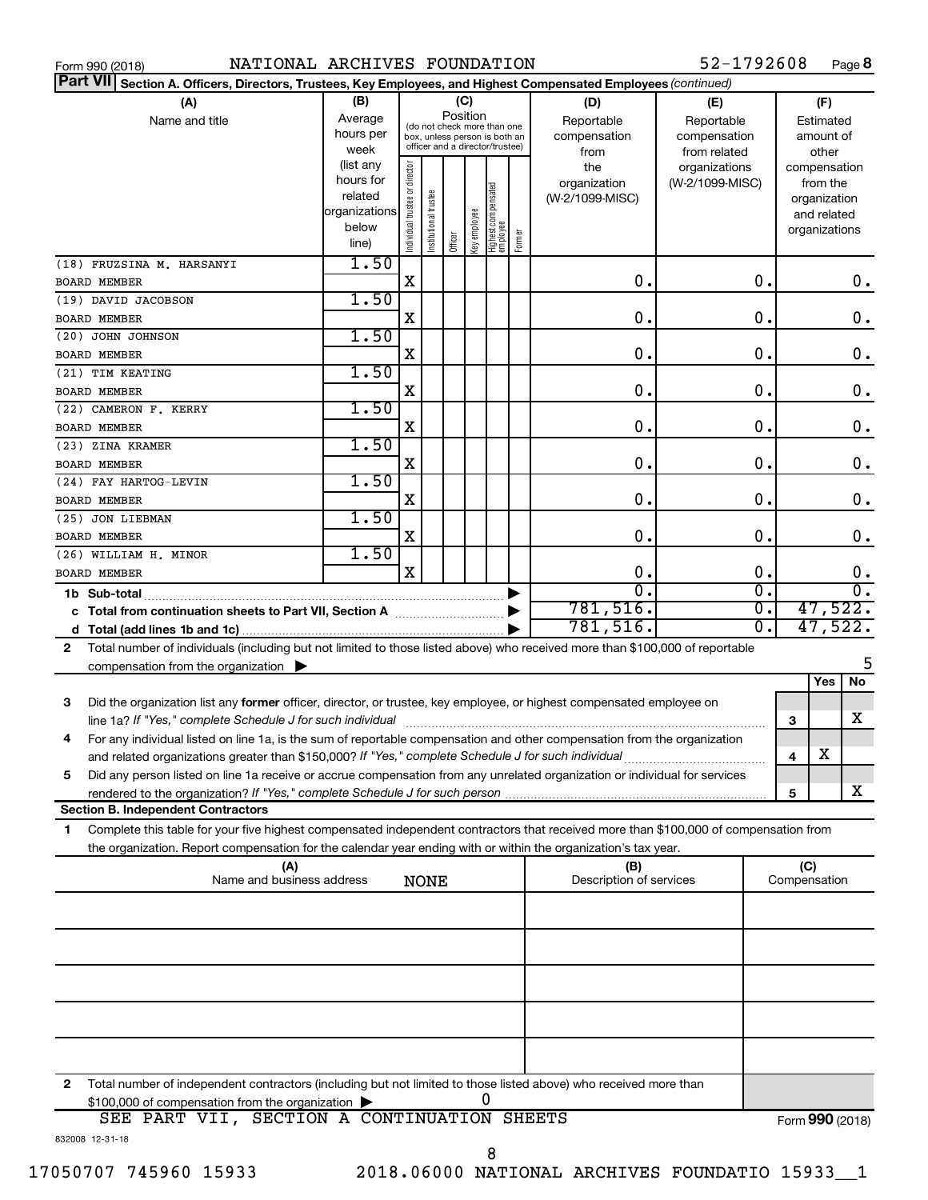Form 990 (2018) NATIONAL ARCHIVES FOUNDATION 52-1792608 Page **8**

**Part VII** **Section A. Officers, Directors, Trustees, Key Employees, and Highest Compensated Employees** *(continued)*

| (A) Name and title | (B) Average hours per week (list any hours for related organizations below line) | (C) Position: Individual trustee or director | Institutional trustee | Officer | Key employee | Highest compensated employee | Former | (D) Reportable compensation from the organization (W-2/1099-MISC) | (E) Reportable compensation from related organizations (W-2/1099-MISC) | (F) Estimated amount of other compensation from the organization and related organizations |
|---|---|---|---|---|---|---|---|---|---|---|
| (18) FRUZSINA M. HARSANYI<br>BOARD MEMBER | 1.50 | X | | | | | | 0. | 0. | 0. |
| (19) DAVID JACOBSON<br>BOARD MEMBER | 1.50 | X | | | | | | 0. | 0. | 0. |
| (20) JOHN JOHNSON<br>BOARD MEMBER | 1.50 | X | | | | | | 0. | 0. | 0. |
| (21) TIM KEATING<br>BOARD MEMBER | 1.50 | X | | | | | | 0. | 0. | 0. |
| (22) CAMERON F. KERRY<br>BOARD MEMBER | 1.50 | X | | | | | | 0. | 0. | 0. |
| (23) ZINA KRAMER<br>BOARD MEMBER | 1.50 | X | | | | | | 0. | 0. | 0. |
| (24) FAY HARTOG-LEVIN<br>BOARD MEMBER | 1.50 | X | | | | | | 0. | 0. | 0. |
| (25) JON LIEBMAN<br>BOARD MEMBER | 1.50 | X | | | | | | 0. | 0. | 0. |
| (26) WILLIAM H. MINOR<br>BOARD MEMBER | 1.50 | X | | | | | | 0. | 0. | 0. |
| **1b Sub-total** | | | | | | | | 0. | 0. | 0. |
| **c Total from continuation sheets to Part VII, Section A** | | | | | | | | 781,516. | 0. | 47,522. |
| **d Total (add lines 1b and 1c)** | | | | | | | | 781,516. | 0. | 47,522. |

**2** Total number of individuals (including but not limited to those listed above) who received more than $100,000 of reportable compensation from the organization ▶ 5

| | | | Yes | No |
|---|---|---|---|---|
| **3** | Did the organization list any **former** officer, director, or trustee, key employee, or highest compensated employee on line 1a? *If "Yes," complete Schedule J for such individual* | 3 | | X |
| **4** | For any individual listed on line 1a, is the sum of reportable compensation and other compensation from the organization and related organizations greater than $150,000? *If "Yes," complete Schedule J for such individual* | 4 | X | |
| **5** | Did any person listed on line 1a receive or accrue compensation from any unrelated organization or individual for services rendered to the organization? *If "Yes," complete Schedule J for such person* | 5 | | X |

**Section B. Independent Contractors**

**1** Complete this table for your five highest compensated independent contractors that received more than $100,000 of compensation from the organization. Report compensation for the calendar year ending with or within the organization's tax year.

| (A) Name and business address | (B) Description of services | (C) Compensation |
|---|---|---|
| NONE | | |
| | | |
| | | |
| | | |
| | | |

**2** Total number of independent contractors (including but not limited to those listed above) who received more than $100,000 of compensation from the organization ▶ 0

SEE PART VII, SECTION A CONTINUATION SHEETS

Form **990** (2018)

832008 12-31-18

17050707 745960 15933 2018.06000 NATIONAL ARCHIVES FOUNDATIO 15933__1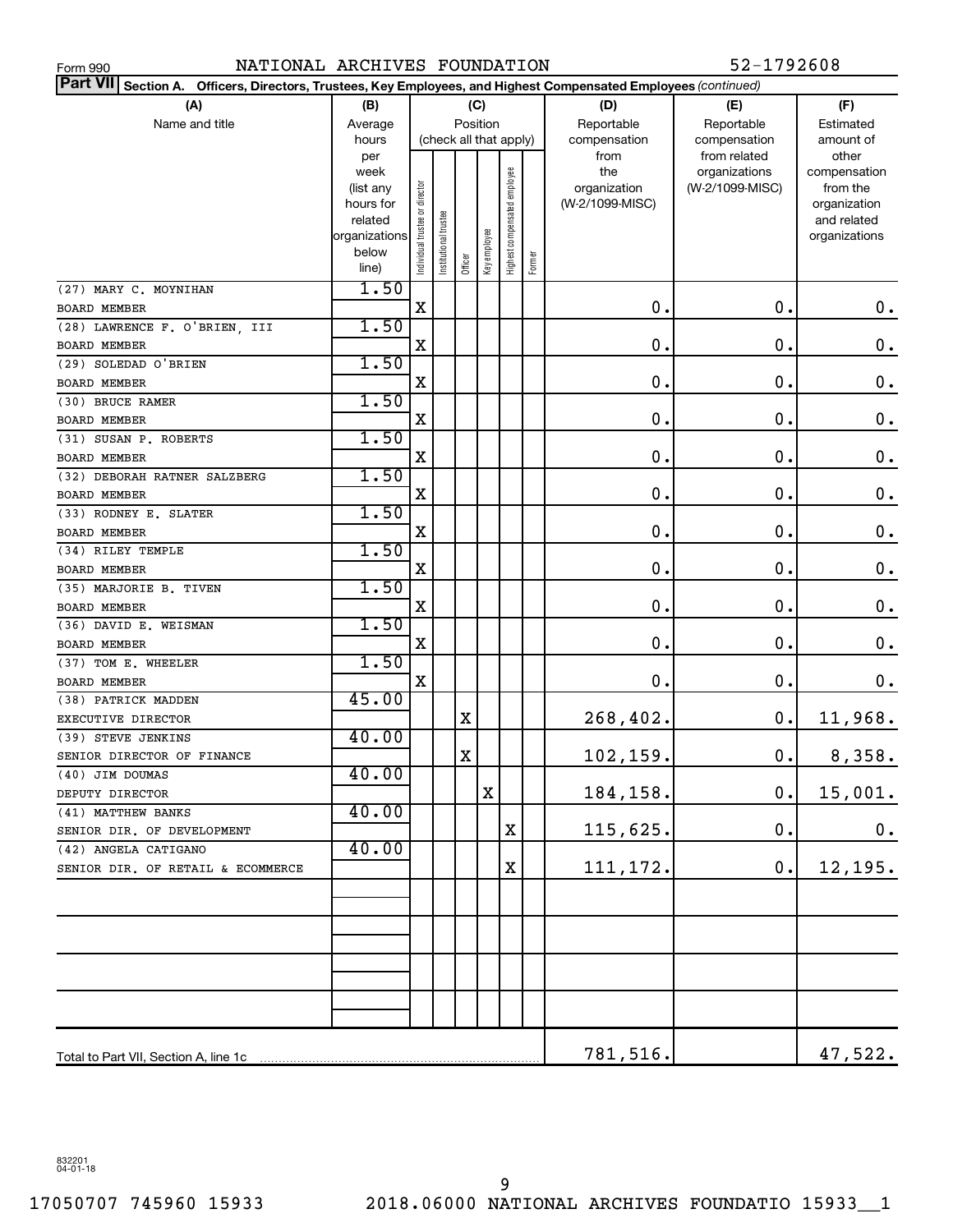Form 990 NATIONAL ARCHIVES FOUNDATION 52-1792608

**Part VII Section A. Officers, Directors, Trustees, Key Employees, and Highest Compensated Employees** *(continued)*

| (A) Name and title | (B) Average hours per week (list any hours for related organizations below line) | (C) Position (check all that apply): Individual trustee or director | Institutional trustee | Officer | Key employee | Highest compensated employee | Former | (D) Reportable compensation from the organization (W-2/1099-MISC) | (E) Reportable compensation from related organizations (W-2/1099-MISC) | (F) Estimated amount of other compensation from the organization and related organizations |
|---|---|---|---|---|---|---|---|---|---|---|
| (27) MARY C. MOYNIHAN<br>BOARD MEMBER | 1.50 | X | | | | | | 0. | 0. | 0. |
| (28) LAWRENCE F. O'BRIEN, III<br>BOARD MEMBER | 1.50 | X | | | | | | 0. | 0. | 0. |
| (29) SOLEDAD O'BRIEN<br>BOARD MEMBER | 1.50 | X | | | | | | 0. | 0. | 0. |
| (30) BRUCE RAMER<br>BOARD MEMBER | 1.50 | X | | | | | | 0. | 0. | 0. |
| (31) SUSAN P. ROBERTS<br>BOARD MEMBER | 1.50 | X | | | | | | 0. | 0. | 0. |
| (32) DEBORAH RATNER SALZBERG<br>BOARD MEMBER | 1.50 | X | | | | | | 0. | 0. | 0. |
| (33) RODNEY E. SLATER<br>BOARD MEMBER | 1.50 | X | | | | | | 0. | 0. | 0. |
| (34) RILEY TEMPLE<br>BOARD MEMBER | 1.50 | X | | | | | | 0. | 0. | 0. |
| (35) MARJORIE B. TIVEN<br>BOARD MEMBER | 1.50 | X | | | | | | 0. | 0. | 0. |
| (36) DAVID E. WEISMAN<br>BOARD MEMBER | 1.50 | X | | | | | | 0. | 0. | 0. |
| (37) TOM E. WHEELER<br>BOARD MEMBER | 1.50 | X | | | | | | 0. | 0. | 0. |
| (38) PATRICK MADDEN<br>EXECUTIVE DIRECTOR | 45.00 | | | X | | | | 268,402. | 0. | 11,968. |
| (39) STEVE JENKINS<br>SENIOR DIRECTOR OF FINANCE | 40.00 | | | X | | | | 102,159. | 0. | 8,358. |
| (40) JIM DOUMAS<br>DEPUTY DIRECTOR | 40.00 | | | | X | | | 184,158. | 0. | 15,001. |
| (41) MATTHEW BANKS<br>SENIOR DIR. OF DEVELOPMENT | 40.00 | | | | | X | | 115,625. | 0. | 0. |
| (42) ANGELA CATIGANO<br>SENIOR DIR. OF RETAIL & ECOMMERCE | 40.00 | | | | | X | | 111,172. | 0. | 12,195. |
| Total to Part VII, Section A, line 1c | | | | | | | | 781,516. | | 47,522. |

832201 04-01-18

17050707 745960 15933 2018.06000 NATIONAL ARCHIVES FOUNDATIO 15933__1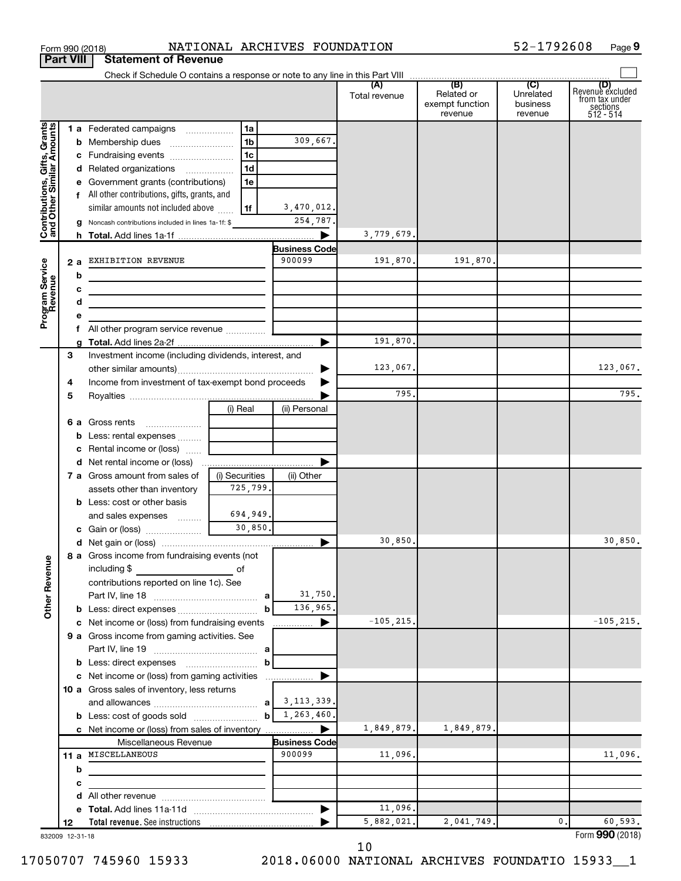Form 990 (2018) NATIONAL ARCHIVES FOUNDATION 52-1792608 Page 9

**Part VIII Statement of Revenue**

Check if Schedule O contains a response or note to any line in this Part VIII

| | | | | (A) Total revenue | (B) Related or exempt function revenue | (C) Unrelated business revenue | (D) Revenue excluded from tax under sections 512 - 514 |
|---|---|---|---|---|---|---|---|
| **Contributions, Gifts, Grants and Other Similar Amounts** | 1 a Federated campaigns | 1a | | | | | |
| | b Membership dues | 1b | 309,667. | | | | |
| | c Fundraising events | 1c | | | | | |
| | d Related organizations | 1d | | | | | |
| | e Government grants (contributions) | 1e | | | | | |
| | f All other contributions, gifts, grants, and similar amounts not included above | 1f | 3,470,012. | | | | |
| | g Noncash contributions included in lines 1a-1f: $ | | 254,787. | | | | |
| | h **Total.** Add lines 1a-1f | | ▶ | 3,779,679. | | | |
| **Program Service Revenue** | | | Business Code | | | | |
| | 2 a EXHIBITION REVENUE | | 900099 | 191,870. | 191,870. | | |
| | b | | | | | | |
| | c | | | | | | |
| | d | | | | | | |
| | e | | | | | | |
| | f All other program service revenue | | | | | | |
| | g **Total.** Add lines 2a-2f | | ▶ | 191,870. | | | |
| **Other Revenue** | 3 Investment income (including dividends, interest, and other similar amounts) | | ▶ | 123,067. | | | 123,067. |
| | 4 Income from investment of tax-exempt bond proceeds | | ▶ | | | | |
| | 5 Royalties | | ▶ | 795. | | | 795. |
| | | (i) Real | (ii) Personal | | | | |
| | 6 a Gross rents | | | | | | |
| | b Less: rental expenses | | | | | | |
| | c Rental income or (loss) | | | | | | |
| | d Net rental income or (loss) | | ▶ | | | | |
| | | (i) Securities | (ii) Other | | | | |
| | 7 a Gross amount from sales of assets other than inventory | 725,799. | | | | | |
| | b Less: cost or other basis and sales expenses | 694,949. | | | | | |
| | c Gain or (loss) | 30,850. | | | | | |
| | d Net gain or (loss) | | ▶ | 30,850. | | | 30,850. |
| | 8 a Gross income from fundraising events (not including $ of contributions reported on line 1c). See Part IV, line 18 | a | 31,750. | | | | |
| | b Less: direct expenses | b | 136,965. | | | | |
| | c Net income or (loss) from fundraising events | | ▶ | -105,215. | | | -105,215. |
| | 9 a Gross income from gaming activities. See Part IV, line 19 | a | | | | | |
| | b Less: direct expenses | b | | | | | |
| | c Net income or (loss) from gaming activities | | ▶ | | | | |
| | 10 a Gross sales of inventory, less returns and allowances | a | 3,113,339. | | | | |
| | b Less: cost of goods sold | b | 1,263,460. | | | | |
| | c Net income or (loss) from sales of inventory | | ▶ | 1,849,879. | 1,849,879. | | |
| | Miscellaneous Revenue | | Business Code | | | | |
| | 11 a MISCELLANEOUS | | 900099 | 11,096. | | | 11,096. |
| | b | | | | | | |
| | c | | | | | | |
| | d All other revenue | | | | | | |
| | e **Total.** Add lines 11a-11d | | ▶ | 11,096. | | | |
| | 12 **Total revenue.** See instructions | | ▶ | 5,882,021. | 2,041,749. | 0. | 60,593. |

832009 12-31-18

Form **990** (2018)

17050707 745960 15933 2018.06000 NATIONAL ARCHIVES FOUNDATIO 15933__1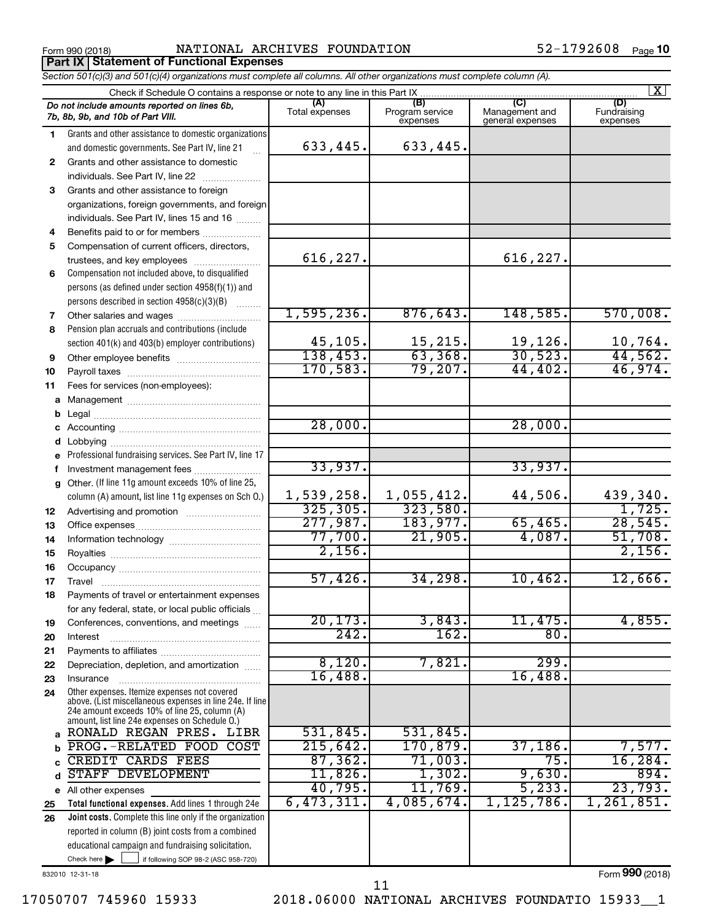Form 990 (2018) NATIONAL ARCHIVES FOUNDATION 52-1792608 Page 10

**Part IX | Statement of Functional Expenses**

*Section 501(c)(3) and 501(c)(4) organizations must complete all columns. All other organizations must complete column (A).*

Check if Schedule O contains a response or note to any line in this Part IX ..... [X]

| | *Do not include amounts reported on lines 6b, 7b, 8b, 9b, and 10b of Part VIII.* | (A) Total expenses | (B) Program service expenses | (C) Management and general expenses | (D) Fundraising expenses |
|---|---|---|---|---|---|
| 1 | Grants and other assistance to domestic organizations and domestic governments. See Part IV, line 21 | 633,445. | 633,445. | | |
| 2 | Grants and other assistance to domestic individuals. See Part IV, line 22 | | | | |
| 3 | Grants and other assistance to foreign organizations, foreign governments, and foreign individuals. See Part IV, lines 15 and 16 | | | | |
| 4 | Benefits paid to or for members | | | | |
| 5 | Compensation of current officers, directors, trustees, and key employees | 616,227. | | 616,227. | |
| 6 | Compensation not included above, to disqualified persons (as defined under section 4958(f)(1)) and persons described in section 4958(c)(3)(B) | | | | |
| 7 | Other salaries and wages | 1,595,236. | 876,643. | 148,585. | 570,008. |
| 8 | Pension plan accruals and contributions (include section 401(k) and 403(b) employer contributions) | 45,105. | 15,215. | 19,126. | 10,764. |
| 9 | Other employee benefits | 138,453. | 63,368. | 30,523. | 44,562. |
| 10 | Payroll taxes | 170,583. | 79,207. | 44,402. | 46,974. |
| 11 | Fees for services (non-employees): | | | | |
| a | Management | | | | |
| b | Legal | | | | |
| c | Accounting | 28,000. | | 28,000. | |
| d | Lobbying | | | | |
| e | Professional fundraising services. See Part IV, line 17 | | | | |
| f | Investment management fees | 33,937. | | 33,937. | |
| g | Other. (If line 11g amount exceeds 10% of line 25, column (A) amount, list line 11g expenses on Sch O.) | 1,539,258. | 1,055,412. | 44,506. | 439,340. |
| 12 | Advertising and promotion | 325,305. | 323,580. | | 1,725. |
| 13 | Office expenses | 277,987. | 183,977. | 65,465. | 28,545. |
| 14 | Information technology | 77,700. | 21,905. | 4,087. | 51,708. |
| 15 | Royalties | 2,156. | | | 2,156. |
| 16 | Occupancy | | | | |
| 17 | Travel | 57,426. | 34,298. | 10,462. | 12,666. |
| 18 | Payments of travel or entertainment expenses for any federal, state, or local public officials | | | | |
| 19 | Conferences, conventions, and meetings | 20,173. | 3,843. | 11,475. | 4,855. |
| 20 | Interest | 242. | 162. | 80. | |
| 21 | Payments to affiliates | | | | |
| 22 | Depreciation, depletion, and amortization | 8,120. | 7,821. | 299. | |
| 23 | Insurance | 16,488. | | 16,488. | |
| 24 | Other expenses. Itemize expenses not covered above. (List miscellaneous expenses in line 24e. If line 24e amount exceeds 10% of line 25, column (A) amount, list line 24e expenses on Schedule O.) | | | | |
| a | RONALD REGAN PRES. LIBR | 531,845. | 531,845. | | |
| b | PROG.-RELATED FOOD COST | 215,642. | 170,879. | 37,186. | 7,577. |
| c | CREDIT CARDS FEES | 87,362. | 71,003. | 75. | 16,284. |
| d | STAFF DEVELOPMENT | 11,826. | 1,302. | 9,630. | 894. |
| e | All other expenses | 40,795. | 11,769. | 5,233. | 23,793. |
| 25 | **Total functional expenses.** Add lines 1 through 24e | 6,473,311. | 4,085,674. | 1,125,786. | 1,261,851. |
| 26 | **Joint costs.** Complete this line only if the organization reported in column (B) joint costs from a combined educational campaign and fundraising solicitation. Check here [ ] if following SOP 98-2 (ASC 958-720) | | | | |

832010 12-31-18

Form **990** (2018)

17050707 745960 15933 2018.06000 NATIONAL ARCHIVES FOUNDATIO 15933__1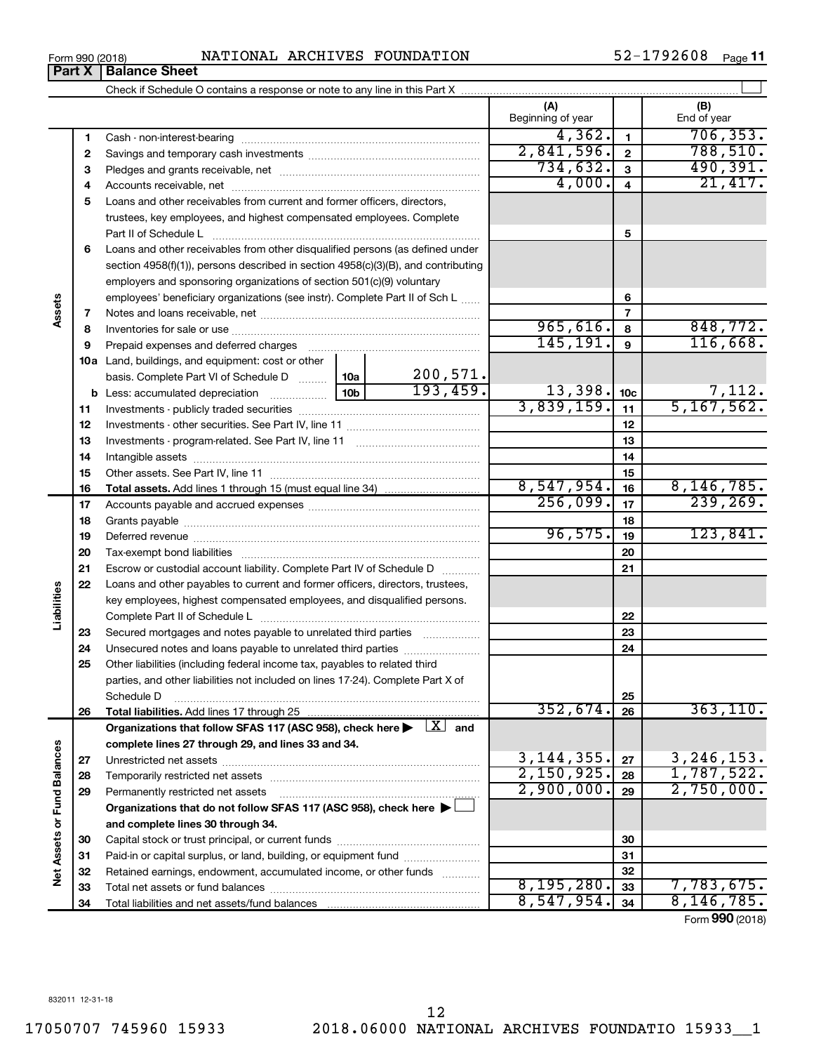Form 990 (2018) NATIONAL ARCHIVES FOUNDATION 52-1792608

## Part X | Balance Sheet

Check if Schedule O contains a response or note to any line in this Part X

| | | | | (A) Beginning of year | | (B) End of year |
|---|---|---|---|---|---|---|
| **Assets** | 1 | Cash - non-interest-bearing | | 4,362. | 1 | 706,353. |
| | 2 | Savings and temporary cash investments | | 2,841,596. | 2 | 788,510. |
| | 3 | Pledges and grants receivable, net | | 734,632. | 3 | 490,391. |
| | 4 | Accounts receivable, net | | 4,000. | 4 | 21,417. |
| | 5 | Loans and other receivables from current and former officers, directors, trustees, key employees, and highest compensated employees. Complete Part II of Schedule L | | | 5 | |
| | 6 | Loans and other receivables from other disqualified persons (as defined under section 4958(f)(1)), persons described in section 4958(c)(3)(B), and contributing employers and sponsoring organizations of section 501(c)(9) voluntary employees' beneficiary organizations (see instr). Complete Part II of Sch L | | | 6 | |
| | 7 | Notes and loans receivable, net | | | 7 | |
| | 8 | Inventories for sale or use | | 965,616. | 8 | 848,772. |
| | 9 | Prepaid expenses and deferred charges | | 145,191. | 9 | 116,668. |
| | 10a | Land, buildings, and equipment: cost or other basis. Complete Part VI of Schedule D | 10a 200,571. | | | |
| | b | Less: accumulated depreciation | 10b 193,459. | 13,398. | 10c | 7,112. |
| | 11 | Investments - publicly traded securities | | 3,839,159. | 11 | 5,167,562. |
| | 12 | Investments - other securities. See Part IV, line 11 | | | 12 | |
| | 13 | Investments - program-related. See Part IV, line 11 | | | 13 | |
| | 14 | Intangible assets | | | 14 | |
| | 15 | Other assets. See Part IV, line 11 | | | 15 | |
| | 16 | **Total assets.** Add lines 1 through 15 (must equal line 34) | | 8,547,954. | 16 | 8,146,785. |
| **Liabilities** | 17 | Accounts payable and accrued expenses | | 256,099. | 17 | 239,269. |
| | 18 | Grants payable | | | 18 | |
| | 19 | Deferred revenue | | 96,575. | 19 | 123,841. |
| | 20 | Tax-exempt bond liabilities | | | 20 | |
| | 21 | Escrow or custodial account liability. Complete Part IV of Schedule D | | | 21 | |
| | 22 | Loans and other payables to current and former officers, directors, trustees, key employees, highest compensated employees, and disqualified persons. Complete Part II of Schedule L | | | 22 | |
| | 23 | Secured mortgages and notes payable to unrelated third parties | | | 23 | |
| | 24 | Unsecured notes and loans payable to unrelated third parties | | | 24 | |
| | 25 | Other liabilities (including federal income tax, payables to related third parties, and other liabilities not included on lines 17-24). Complete Part X of Schedule D | | | 25 | |
| | 26 | **Total liabilities.** Add lines 17 through 25 | | 352,674. | 26 | 363,110. |
| **Net Assets or Fund Balances** | | **Organizations that follow SFAS 117 (ASC 958), check here ▶ [X] and complete lines 27 through 29, and lines 33 and 34.** | | | | |
| | 27 | Unrestricted net assets | | 3,144,355. | 27 | 3,246,153. |
| | 28 | Temporarily restricted net assets | | 2,150,925. | 28 | 1,787,522. |
| | 29 | Permanently restricted net assets | | 2,900,000. | 29 | 2,750,000. |
| | | **Organizations that do not follow SFAS 117 (ASC 958), check here ▶ [ ] and complete lines 30 through 34.** | | | | |
| | 30 | Capital stock or trust principal, or current funds | | | 30 | |
| | 31 | Paid-in or capital surplus, or land, building, or equipment fund | | | 31 | |
| | 32 | Retained earnings, endowment, accumulated income, or other funds | | | 32 | |
| | 33 | Total net assets or fund balances | | 8,195,280. | 33 | 7,783,675. |
| | 34 | Total liabilities and net assets/fund balances | | 8,547,954. | 34 | 8,146,785. |

Form **990** (2018)

832011 12-31-18

17050707 745960 15933 2018.06000 NATIONAL ARCHIVES FOUNDATIO 15933__1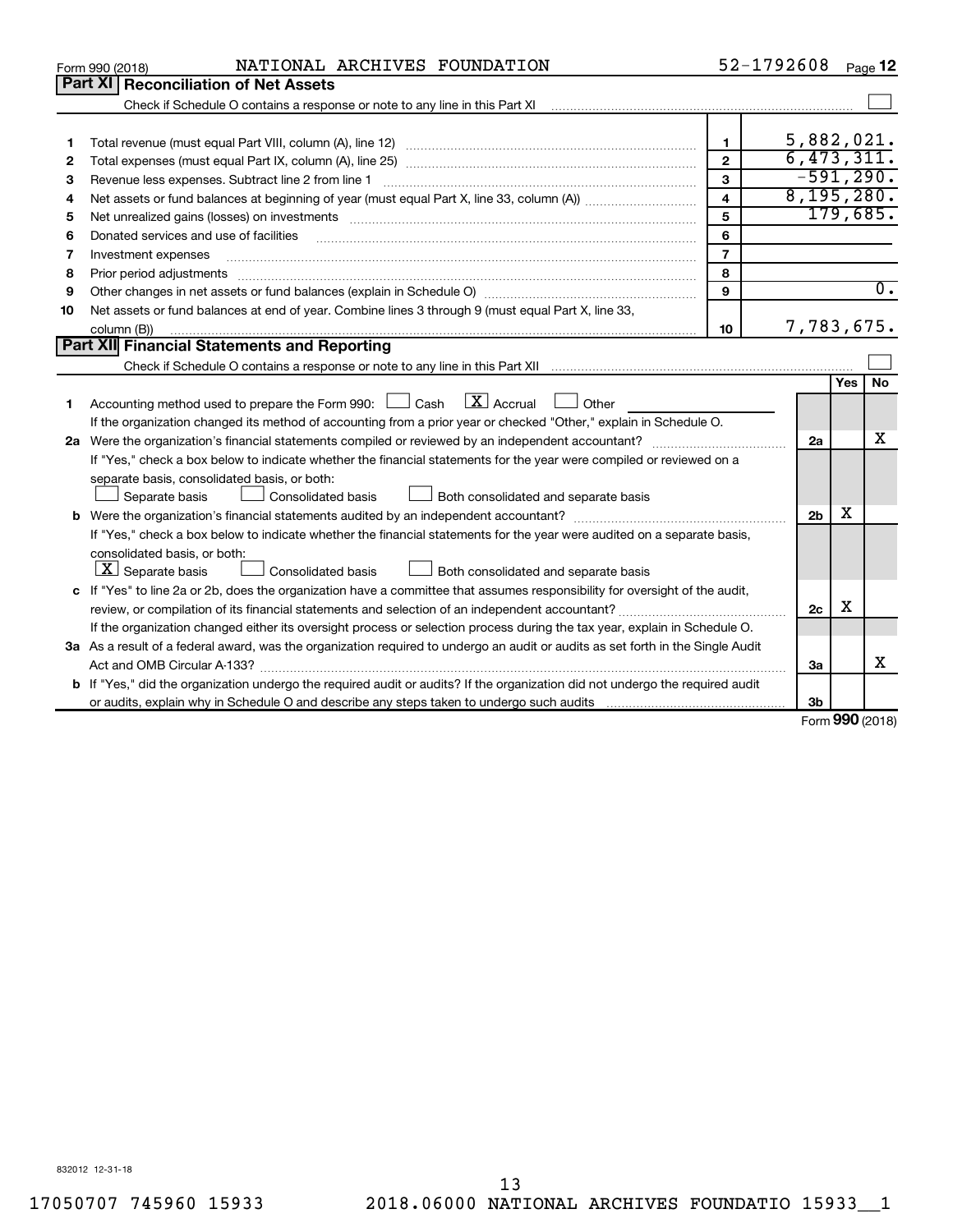Form 990 (2018) NATIONAL ARCHIVES FOUNDATION 52-1792608 Page 12

## Part XI Reconciliation of Net Assets

Check if Schedule O contains a response or note to any line in this Part XI ☐

| | | | |
|---|---|---|---|
| 1 | Total revenue (must equal Part VIII, column (A), line 12) | 1 | 5,882,021. |
| 2 | Total expenses (must equal Part IX, column (A), line 25) | 2 | 6,473,311. |
| 3 | Revenue less expenses. Subtract line 2 from line 1 | 3 | -591,290. |
| 4 | Net assets or fund balances at beginning of year (must equal Part X, line 33, column (A)) | 4 | 8,195,280. |
| 5 | Net unrealized gains (losses) on investments | 5 | 179,685. |
| 6 | Donated services and use of facilities | 6 | |
| 7 | Investment expenses | 7 | |
| 8 | Prior period adjustments | 8 | |
| 9 | Other changes in net assets or fund balances (explain in Schedule O) | 9 | 0. |
| 10 | Net assets or fund balances at end of year. Combine lines 3 through 9 (must equal Part X, line 33, column (B)) | 10 | 7,783,675. |

## Part XII Financial Statements and Reporting

Check if Schedule O contains a response or note to any line in this Part XII ☐

| | | | Yes | No |
|---|---|---|---|---|
| 1 | Accounting method used to prepare the Form 990: ☐ Cash ☒ Accrual ☐ Other<br>If the organization changed its method of accounting from a prior year or checked "Other," explain in Schedule O. | | | |
| 2a | Were the organization's financial statements compiled or reviewed by an independent accountant?<br>If "Yes," check a box below to indicate whether the financial statements for the year were compiled or reviewed on a separate basis, consolidated basis, or both:<br>☐ Separate basis ☐ Consolidated basis ☐ Both consolidated and separate basis | 2a | | X |
| b | Were the organization's financial statements audited by an independent accountant?<br>If "Yes," check a box below to indicate whether the financial statements for the year were audited on a separate basis, consolidated basis, or both:<br>☒ Separate basis ☐ Consolidated basis ☐ Both consolidated and separate basis | 2b | X | |
| c | If "Yes" to line 2a or 2b, does the organization have a committee that assumes responsibility for oversight of the audit, review, or compilation of its financial statements and selection of an independent accountant?<br>If the organization changed either its oversight process or selection process during the tax year, explain in Schedule O. | 2c | X | |
| 3a | As a result of a federal award, was the organization required to undergo an audit or audits as set forth in the Single Audit Act and OMB Circular A-133? | 3a | | X |
| b | If "Yes," did the organization undergo the required audit or audits? If the organization did not undergo the required audit or audits, explain why in Schedule O and describe any steps taken to undergo such audits | 3b | | |

Form 990 (2018)

832012 12-31-18

17050707 745960 15933 2018.06000 NATIONAL ARCHIVES FOUNDATIO 15933__1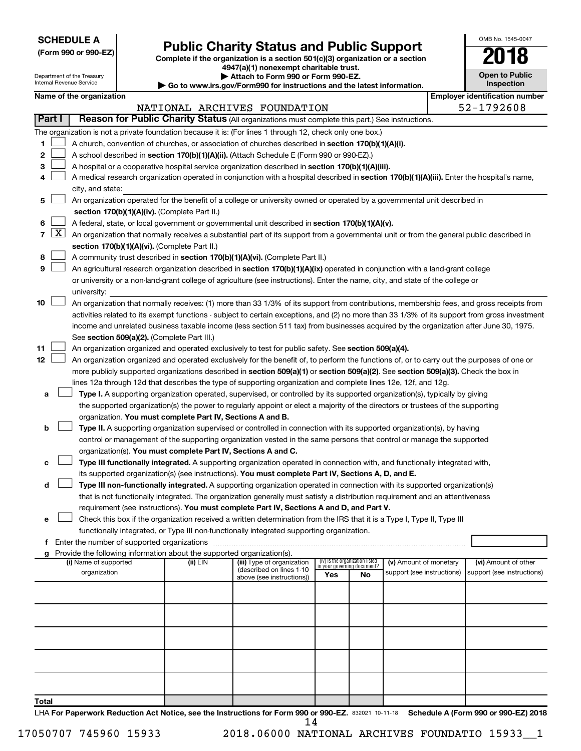**SCHEDULE A**
**(Form 990 or 990-EZ)**

Department of the Treasury
Internal Revenue Service

# Public Charity Status and Public Support

**Complete if the organization is a section 501(c)(3) organization or a section 4947(a)(1) nonexempt charitable trust.**
**▶ Attach to Form 990 or Form 990-EZ.**
**▶ Go to www.irs.gov/Form990 for instructions and the latest information.**

OMB No. 1545-0047

**2018**

**Open to Public Inspection**

| Name of the organization | Employer identification number |
|---|---|
| NATIONAL ARCHIVES FOUNDATION | 52-1792608 |

**Part I** **Reason for Public Charity Status** (All organizations must complete this part.) See instructions.

The organization is not a private foundation because it is: (For lines 1 through 12, check only one box.)

1 ☐ A church, convention of churches, or association of churches described in **section 170(b)(1)(A)(i).**

2 ☐ A school described in **section 170(b)(1)(A)(ii).** (Attach Schedule E (Form 990 or 990-EZ).)

3 ☐ A hospital or a cooperative hospital service organization described in **section 170(b)(1)(A)(iii).**

4 ☐ A medical research organization operated in conjunction with a hospital described in **section 170(b)(1)(A)(iii).** Enter the hospital's name, city, and state:

5 ☐ An organization operated for the benefit of a college or university owned or operated by a governmental unit described in **section 170(b)(1)(A)(iv).** (Complete Part II.)

6 ☐ A federal, state, or local government or governmental unit described in **section 170(b)(1)(A)(v).**

7 ☒ An organization that normally receives a substantial part of its support from a governmental unit or from the general public described in **section 170(b)(1)(A)(vi).** (Complete Part II.)

8 ☐ A community trust described in **section 170(b)(1)(A)(vi).** (Complete Part II.)

9 ☐ An agricultural research organization described in **section 170(b)(1)(A)(ix)** operated in conjunction with a land-grant college or university or a non-land-grant college of agriculture (see instructions). Enter the name, city, and state of the college or university:

10 ☐ An organization that normally receives: (1) more than 33 1/3% of its support from contributions, membership fees, and gross receipts from activities related to its exempt functions - subject to certain exceptions, and (2) no more than 33 1/3% of its support from gross investment income and unrelated business taxable income (less section 511 tax) from businesses acquired by the organization after June 30, 1975. See **section 509(a)(2).** (Complete Part III.)

11 ☐ An organization organized and operated exclusively to test for public safety. See **section 509(a)(4).**

12 ☐ An organization organized and operated exclusively for the benefit of, to perform the functions of, or to carry out the purposes of one or more publicly supported organizations described in **section 509(a)(1)** or **section 509(a)(2)**. See **section 509(a)(3).** Check the box in lines 12a through 12d that describes the type of supporting organization and complete lines 12e, 12f, and 12g.

a ☐ **Type I.** A supporting organization operated, supervised, or controlled by its supported organization(s), typically by giving the supported organization(s) the power to regularly appoint or elect a majority of the directors or trustees of the supporting organization. **You must complete Part IV, Sections A and B.**

b ☐ **Type II.** A supporting organization supervised or controlled in connection with its supported organization(s), by having control or management of the supporting organization vested in the same persons that control or manage the supported organization(s). **You must complete Part IV, Sections A and C.**

c ☐ **Type III functionally integrated.** A supporting organization operated in connection with, and functionally integrated with, its supported organization(s) (see instructions). **You must complete Part IV, Sections A, D, and E.**

d ☐ **Type III non-functionally integrated.** A supporting organization operated in connection with its supported organization(s) that is not functionally integrated. The organization generally must satisfy a distribution requirement and an attentiveness requirement (see instructions). **You must complete Part IV, Sections A and D, and Part V.**

e ☐ Check this box if the organization received a written determination from the IRS that it is a Type I, Type II, Type III functionally integrated, or Type III non-functionally integrated supporting organization.

f Enter the number of supported organizations

g Provide the following information about the supported organization(s).

| (i) Name of supported organization | (ii) EIN | (iii) Type of organization (described on lines 1-10 above (see instructions)) | (iv) Is the organization listed in your governing document? Yes | No | (v) Amount of monetary support (see instructions) | (vi) Amount of other support (see instructions) |
|---|---|---|---|---|---|---|
| | | | | | | |
| | | | | | | |
| | | | | | | |
| | | | | | | |
| | | | | | | |
| **Total** | | | | | | |

LHA **For Paperwork Reduction Act Notice, see the Instructions for Form 990 or 990-EZ.** 832021 10-11-18 **Schedule A (Form 990 or 990-EZ) 2018**

17050707 745960 15933 2018.06000 NATIONAL ARCHIVES FOUNDATIO 15933__1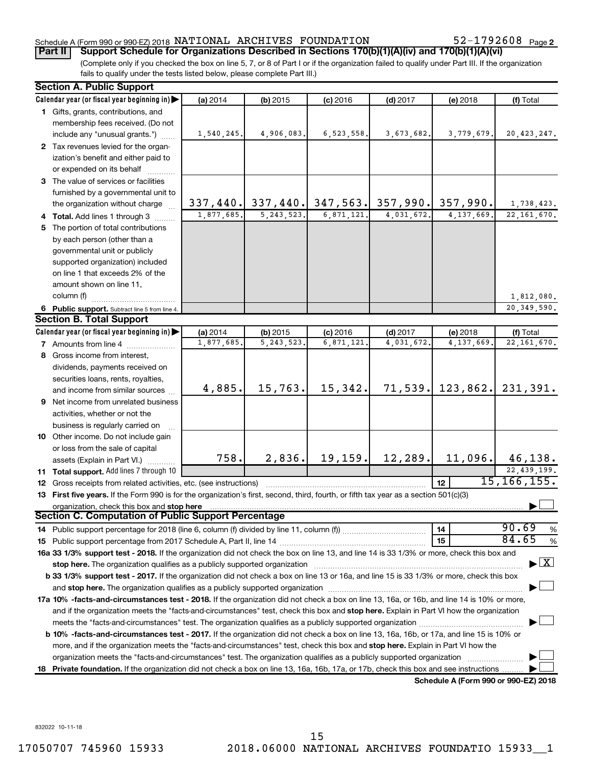Schedule A (Form 990 or 990-EZ) 2018 NATIONAL ARCHIVES FOUNDATION 52-1792608 Page 2

**Part II | Support Schedule for Organizations Described in Sections 170(b)(1)(A)(iv) and 170(b)(1)(A)(vi)**

(Complete only if you checked the box on line 5, 7, or 8 of Part I or if the organization failed to qualify under Part III. If the organization fails to qualify under the tests listed below, please complete Part III.)

### Section A. Public Support

| Calendar year (or fiscal year beginning in) ▶ | (a) 2014 | (b) 2015 | (c) 2016 | (d) 2017 | (e) 2018 | (f) Total |
|---|---|---|---|---|---|---|
| **1** Gifts, grants, contributions, and membership fees received. (Do not include any "unusual grants.") | 1,540,245. | 4,906,083. | 6,523,558. | 3,673,682. | 3,779,679. | 20,423,247. |
| **2** Tax revenues levied for the organization's benefit and either paid to or expended on its behalf | | | | | | |
| **3** The value of services or facilities furnished by a governmental unit to the organization without charge | 337,440. | 337,440. | 347,563. | 357,990. | 357,990. | 1,738,423. |
| **4 Total.** Add lines 1 through 3 | 1,877,685. | 5,243,523. | 6,871,121. | 4,031,672. | 4,137,669. | 22,161,670. |
| **5** The portion of total contributions by each person (other than a governmental unit or publicly supported organization) included on line 1 that exceeds 2% of the amount shown on line 11, column (f) | | | | | | 1,812,080. |
| **6 Public support.** Subtract line 5 from line 4. | | | | | | 20,349,590. |

### Section B. Total Support

| Calendar year (or fiscal year beginning in) ▶ | (a) 2014 | (b) 2015 | (c) 2016 | (d) 2017 | (e) 2018 | (f) Total |
|---|---|---|---|---|---|---|
| **7** Amounts from line 4 | 1,877,685. | 5,243,523. | 6,871,121. | 4,031,672. | 4,137,669. | 22,161,670. |
| **8** Gross income from interest, dividends, payments received on securities loans, rents, royalties, and income from similar sources | 4,885. | 15,763. | 15,342. | 71,539. | 123,862. | 231,391. |
| **9** Net income from unrelated business activities, whether or not the business is regularly carried on | | | | | | |
| **10** Other income. Do not include gain or loss from the sale of capital assets (Explain in Part VI.) | 758. | 2,836. | 19,159. | 12,289. | 11,096. | 46,138. |
| **11 Total support.** Add lines 7 through 10 | | | | | | 22,439,199. |

**12** Gross receipts from related activities, etc. (see instructions) | **12** | 15,166,155.

**13 First five years.** If the Form 990 is for the organization's first, second, third, fourth, or fifth tax year as a section 501(c)(3) organization, check this box and **stop here** ☐

### Section C. Computation of Public Support Percentage

**14** Public support percentage for 2018 (line 6, column (f) divided by line 11, column (f)) | **14** | 90.69 %

**15** Public support percentage from 2017 Schedule A, Part II, line 14 | **15** | 84.65 %

**16a 33 1/3% support test - 2018.** If the organization did not check the box on line 13, and line 14 is 33 1/3% or more, check this box and **stop here.** The organization qualifies as a publicly supported organization ☒

**b 33 1/3% support test - 2017.** If the organization did not check a box on line 13 or 16a, and line 15 is 33 1/3% or more, check this box and **stop here.** The organization qualifies as a publicly supported organization ☐

**17a 10% -facts-and-circumstances test - 2018.** If the organization did not check a box on line 13, 16a, or 16b, and line 14 is 10% or more, and if the organization meets the "facts-and-circumstances" test, check this box and **stop here.** Explain in Part VI how the organization meets the "facts-and-circumstances" test. The organization qualifies as a publicly supported organization ☐

**b 10% -facts-and-circumstances test - 2017.** If the organization did not check a box on line 13, 16a, 16b, or 17a, and line 15 is 10% or more, and if the organization meets the "facts-and-circumstances" test, check this box and **stop here.** Explain in Part VI how the organization meets the "facts-and-circumstances" test. The organization qualifies as a publicly supported organization ☐

**18 Private foundation.** If the organization did not check a box on line 13, 16a, 16b, 17a, or 17b, check this box and see instructions ☐

**Schedule A (Form 990 or 990-EZ) 2018**

832022 10-11-18

17050707 745960 15933 2018.06000 NATIONAL ARCHIVES FOUNDATIO 15933__1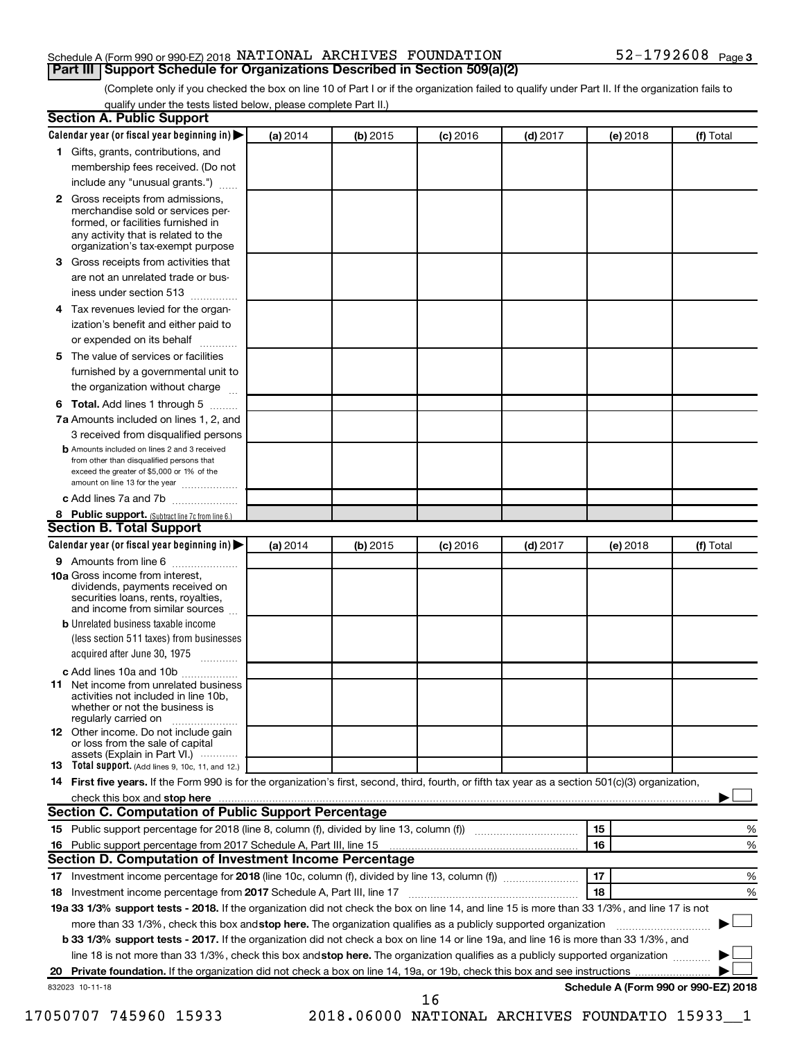Schedule A (Form 990 or 990-EZ) 2018 NATIONAL ARCHIVES FOUNDATION 52-1792608 Page 3

## Part III Support Schedule for Organizations Described in Section 509(a)(2)

(Complete only if you checked the box on line 10 of Part I or if the organization failed to qualify under Part II. If the organization fails to qualify under the tests listed below, please complete Part II.)

### Section A. Public Support

| Calendar year (or fiscal year beginning in) ▶ | (a) 2014 | (b) 2015 | (c) 2016 | (d) 2017 | (e) 2018 | (f) Total |
|---|---|---|---|---|---|---|
| **1** Gifts, grants, contributions, and membership fees received. (Do not include any "unusual grants.") | | | | | | |
| **2** Gross receipts from admissions, merchandise sold or services performed, or facilities furnished in any activity that is related to the organization's tax-exempt purpose | | | | | | |
| **3** Gross receipts from activities that are not an unrelated trade or business under section 513 | | | | | | |
| **4** Tax revenues levied for the organization's benefit and either paid to or expended on its behalf | | | | | | |
| **5** The value of services or facilities furnished by a governmental unit to the organization without charge | | | | | | |
| **6 Total.** Add lines 1 through 5 | | | | | | |
| **7a** Amounts included on lines 1, 2, and 3 received from disqualified persons | | | | | | |
| **b** Amounts included on lines 2 and 3 received from other than disqualified persons that exceed the greater of $5,000 or 1% of the amount on line 13 for the year | | | | | | |
| **c** Add lines 7a and 7b | | | | | | |
| **8 Public support.** (Subtract line 7c from line 6.) | | | | | | |

### Section B. Total Support

| Calendar year (or fiscal year beginning in) ▶ | (a) 2014 | (b) 2015 | (c) 2016 | (d) 2017 | (e) 2018 | (f) Total |
|---|---|---|---|---|---|---|
| **9** Amounts from line 6 | | | | | | |
| **10a** Gross income from interest, dividends, payments received on securities loans, rents, royalties, and income from similar sources | | | | | | |
| **b** Unrelated business taxable income (less section 511 taxes) from businesses acquired after June 30, 1975 | | | | | | |
| **c** Add lines 10a and 10b | | | | | | |
| **11** Net income from unrelated business activities not included in line 10b, whether or not the business is regularly carried on | | | | | | |
| **12** Other income. Do not include gain or loss from the sale of capital assets (Explain in Part VI.) | | | | | | |
| **13 Total support.** (Add lines 9, 10c, 11, and 12.) | | | | | | |

**14 First five years.** If the Form 990 is for the organization's first, second, third, fourth, or fifth tax year as a section 501(c)(3) organization, check this box and **stop here** ▶ ☐

### Section C. Computation of Public Support Percentage

| | | | |
|---|---|---|---|
| **15** Public support percentage for 2018 (line 8, column (f), divided by line 13, column (f)) | 15 | | % |
| **16** Public support percentage from 2017 Schedule A, Part III, line 15 | 16 | | % |

### Section D. Computation of Investment Income Percentage

| | | | |
|---|---|---|---|
| **17** Investment income percentage for **2018** (line 10c, column (f), divided by line 13, column (f)) | 17 | | % |
| **18** Investment income percentage from **2017** Schedule A, Part III, line 17 | 18 | | % |

**19a 33 1/3% support tests - 2018.** If the organization did not check the box on line 14, and line 15 is more than 33 1/3%, and line 17 is not more than 33 1/3%, check this box and **stop here.** The organization qualifies as a publicly supported organization ▶ ☐

**b 33 1/3% support tests - 2017.** If the organization did not check a box on line 14 or line 19a, and line 16 is more than 33 1/3%, and line 18 is not more than 33 1/3%, check this box and **stop here.** The organization qualifies as a publicly supported organization ▶ ☐

**20 Private foundation.** If the organization did not check a box on line 14, 19a, or 19b, check this box and see instructions ▶ ☐

832023 10-11-18 **Schedule A (Form 990 or 990-EZ) 2018**

17050707 745960 15933 2018.06000 NATIONAL ARCHIVES FOUNDATIO 15933__1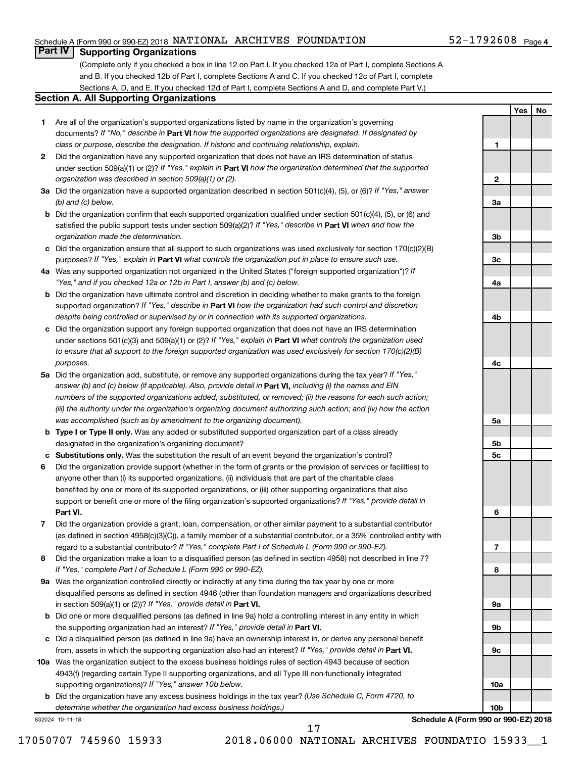Schedule A (Form 990 or 990-EZ) 2018 NATIONAL ARCHIVES FOUNDATION 52-1792608 Page 4

## Part IV Supporting Organizations

(Complete only if you checked a box in line 12 on Part I. If you checked 12a of Part I, complete Sections A and B. If you checked 12b of Part I, complete Sections A and C. If you checked 12c of Part I, complete Sections A, D, and E. If you checked 12d of Part I, complete Sections A and D, and complete Part V.)

### Section A. All Supporting Organizations

| | | | Yes | No |
|---|---|---|---|---|
| **1** | Are all of the organization's supported organizations listed by name in the organization's governing documents? *If "No," describe in* **Part VI** *how the supported organizations are designated. If designated by class or purpose, describe the designation. If historic and continuing relationship, explain.* | 1 | | |
| **2** | Did the organization have any supported organization that does not have an IRS determination of status under section 509(a)(1) or (2)? *If "Yes," explain in* **Part VI** *how the organization determined that the supported organization was described in section 509(a)(1) or (2).* | 2 | | |
| **3a** | Did the organization have a supported organization described in section 501(c)(4), (5), or (6)? *If "Yes," answer (b) and (c) below.* | 3a | | |
| **b** | Did the organization confirm that each supported organization qualified under section 501(c)(4), (5), or (6) and satisfied the public support tests under section 509(a)(2)? *If "Yes," describe in* **Part VI** *when and how the organization made the determination.* | 3b | | |
| **c** | Did the organization ensure that all support to such organizations was used exclusively for section 170(c)(2)(B) purposes? *If "Yes," explain in* **Part VI** *what controls the organization put in place to ensure such use.* | 3c | | |
| **4a** | Was any supported organization not organized in the United States ("foreign supported organization")? *If "Yes," and if you checked 12a or 12b in Part I, answer (b) and (c) below.* | 4a | | |
| **b** | Did the organization have ultimate control and discretion in deciding whether to make grants to the foreign supported organization? *If "Yes," describe in* **Part VI** *how the organization had such control and discretion despite being controlled or supervised by or in connection with its supported organizations.* | 4b | | |
| **c** | Did the organization support any foreign supported organization that does not have an IRS determination under sections 501(c)(3) and 509(a)(1) or (2)? *If "Yes," explain in* **Part VI** *what controls the organization used to ensure that all support to the foreign supported organization was used exclusively for section 170(c)(2)(B) purposes.* | 4c | | |
| **5a** | Did the organization add, substitute, or remove any supported organizations during the tax year? *If "Yes," answer (b) and (c) below (if applicable). Also, provide detail in* **Part VI,** *including (i) the names and EIN numbers of the supported organizations added, substituted, or removed; (ii) the reasons for each such action; (iii) the authority under the organization's organizing document authorizing such action; and (iv) how the action was accomplished (such as by amendment to the organizing document).* | 5a | | |
| **b** | **Type I or Type II only.** Was any added or substituted supported organization part of a class already designated in the organization's organizing document? | 5b | | |
| **c** | **Substitutions only.** Was the substitution the result of an event beyond the organization's control? | 5c | | |
| **6** | Did the organization provide support (whether in the form of grants or the provision of services or facilities) to anyone other than (i) its supported organizations, (ii) individuals that are part of the charitable class benefited by one or more of its supported organizations, or (iii) other supporting organizations that also support or benefit one or more of the filing organization's supported organizations? *If "Yes," provide detail in* **Part VI.** | 6 | | |
| **7** | Did the organization provide a grant, loan, compensation, or other similar payment to a substantial contributor (as defined in section 4958(c)(3)(C)), a family member of a substantial contributor, or a 35% controlled entity with regard to a substantial contributor? *If "Yes," complete Part I of Schedule L (Form 990 or 990-EZ).* | 7 | | |
| **8** | Did the organization make a loan to a disqualified person (as defined in section 4958) not described in line 7? *If "Yes," complete Part I of Schedule L (Form 990 or 990-EZ).* | 8 | | |
| **9a** | Was the organization controlled directly or indirectly at any time during the tax year by one or more disqualified persons as defined in section 4946 (other than foundation managers and organizations described in section 509(a)(1) or (2))? *If "Yes," provide detail in* **Part VI.** | 9a | | |
| **b** | Did one or more disqualified persons (as defined in line 9a) hold a controlling interest in any entity in which the supporting organization had an interest? *If "Yes," provide detail in* **Part VI.** | 9b | | |
| **c** | Did a disqualified person (as defined in line 9a) have an ownership interest in, or derive any personal benefit from, assets in which the supporting organization also had an interest? *If "Yes," provide detail in* **Part VI.** | 9c | | |
| **10a** | Was the organization subject to the excess business holdings rules of section 4943 because of section 4943(f) (regarding certain Type II supporting organizations, and all Type III non-functionally integrated supporting organizations)? *If "Yes," answer 10b below.* | 10a | | |
| **b** | Did the organization have any excess business holdings in the tax year? *(Use Schedule C, Form 4720, to determine whether the organization had excess business holdings.)* | 10b | | |

832024 10-11-18 **Schedule A (Form 990 or 990-EZ) 2018**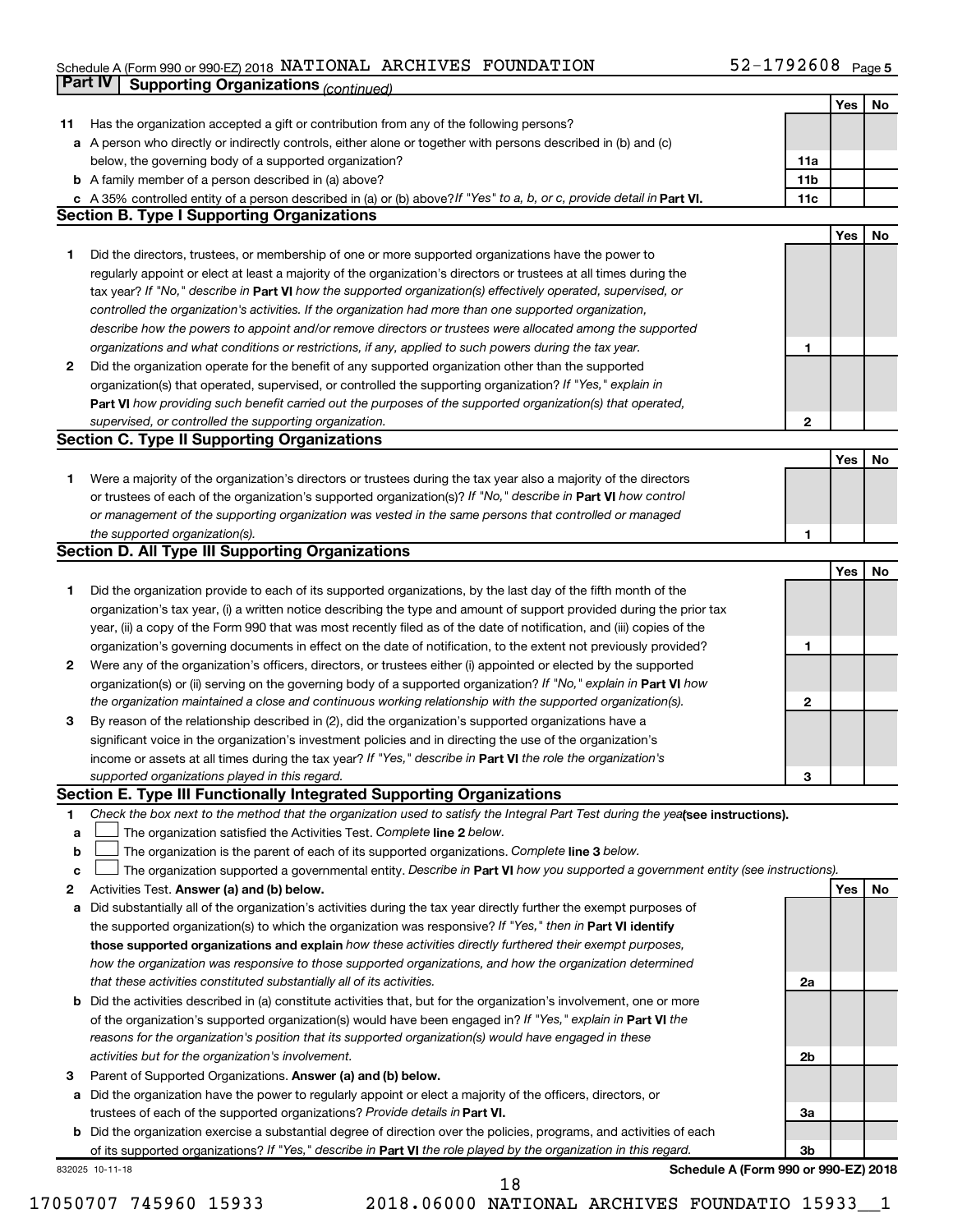Schedule A (Form 990 or 990-EZ) 2018 NATIONAL ARCHIVES FOUNDATION 52-1792608 Page 5

**Part IV | Supporting Organizations** *(continued)*

| | | | Yes | No |
|---|---|---|---|---|
| **11** | Has the organization accepted a gift or contribution from any of the following persons? | | | |
| **a** | A person who directly or indirectly controls, either alone or together with persons described in (b) and (c) below, the governing body of a supported organization? | 11a | | |
| **b** | A family member of a person described in (a) above? | 11b | | |
| **c** | A 35% controlled entity of a person described in (a) or (b) above? *If "Yes" to a, b, or c, provide detail in* **Part VI.** | 11c | | |

## Section B. Type I Supporting Organizations

| | | | Yes | No |
|---|---|---|---|---|
| **1** | Did the directors, trustees, or membership of one or more supported organizations have the power to regularly appoint or elect at least a majority of the organization's directors or trustees at all times during the tax year? *If "No," describe in* **Part VI** *how the supported organization(s) effectively operated, supervised, or controlled the organization's activities. If the organization had more than one supported organization, describe how the powers to appoint and/or remove directors or trustees were allocated among the supported organizations and what conditions or restrictions, if any, applied to such powers during the tax year.* | 1 | | |
| **2** | Did the organization operate for the benefit of any supported organization other than the supported organization(s) that operated, supervised, or controlled the supporting organization? *If "Yes," explain in* **Part VI** *how providing such benefit carried out the purposes of the supported organization(s) that operated, supervised, or controlled the supporting organization.* | 2 | | |

## Section C. Type II Supporting Organizations

| | | | Yes | No |
|---|---|---|---|---|
| **1** | Were a majority of the organization's directors or trustees during the tax year also a majority of the directors or trustees of each of the organization's supported organization(s)? *If "No," describe in* **Part VI** *how control or management of the supporting organization was vested in the same persons that controlled or managed the supported organization(s).* | 1 | | |

## Section D. All Type III Supporting Organizations

| | | | Yes | No |
|---|---|---|---|---|
| **1** | Did the organization provide to each of its supported organizations, by the last day of the fifth month of the organization's tax year, (i) a written notice describing the type and amount of support provided during the prior tax year, (ii) a copy of the Form 990 that was most recently filed as of the date of notification, and (iii) copies of the organization's governing documents in effect on the date of notification, to the extent not previously provided? | 1 | | |
| **2** | Were any of the organization's officers, directors, or trustees either (i) appointed or elected by the supported organization(s) or (ii) serving on the governing body of a supported organization? *If "No," explain in* **Part VI** *how the organization maintained a close and continuous working relationship with the supported organization(s).* | 2 | | |
| **3** | By reason of the relationship described in (2), did the organization's supported organizations have a significant voice in the organization's investment policies and in directing the use of the organization's income or assets at all times during the tax year? *If "Yes," describe in* **Part VI** *the role the organization's supported organizations played in this regard.* | 3 | | |

## Section E. Type III Functionally Integrated Supporting Organizations

**1** *Check the box next to the method that the organization used to satisfy the Integral Part Test during the year* **(see instructions).**

- **a** ☐ The organization satisfied the Activities Test. *Complete* **line 2** *below.*
- **b** ☐ The organization is the parent of each of its supported organizations. *Complete* **line 3** *below.*
- **c** ☐ The organization supported a governmental entity. *Describe in* **Part VI** *how you supported a government entity (see instructions).*

| | | | Yes | No |
|---|---|---|---|---|
| **2** | Activities Test. **Answer (a) and (b) below.** | | | |
| **a** | Did substantially all of the organization's activities during the tax year directly further the exempt purposes of the supported organization(s) to which the organization was responsive? *If "Yes," then in* **Part VI identify those supported organizations and explain** *how these activities directly furthered their exempt purposes, how the organization was responsive to those supported organizations, and how the organization determined that these activities constituted substantially all of its activities.* | 2a | | |
| **b** | Did the activities described in (a) constitute activities that, but for the organization's involvement, one or more of the organization's supported organization(s) would have been engaged in? *If "Yes," explain in* **Part VI** *the reasons for the organization's position that its supported organization(s) would have engaged in these activities but for the organization's involvement.* | 2b | | |
| **3** | Parent of Supported Organizations. **Answer (a) and (b) below.** | | | |
| **a** | Did the organization have the power to regularly appoint or elect a majority of the officers, directors, or trustees of each of the supported organizations? *Provide details in* **Part VI.** | 3a | | |
| **b** | Did the organization exercise a substantial degree of direction over the policies, programs, and activities of each of its supported organizations? *If "Yes," describe in* **Part VI** *the role played by the organization in this regard.* | 3b | | |

832025 10-11-18 **Schedule A (Form 990 or 990-EZ) 2018**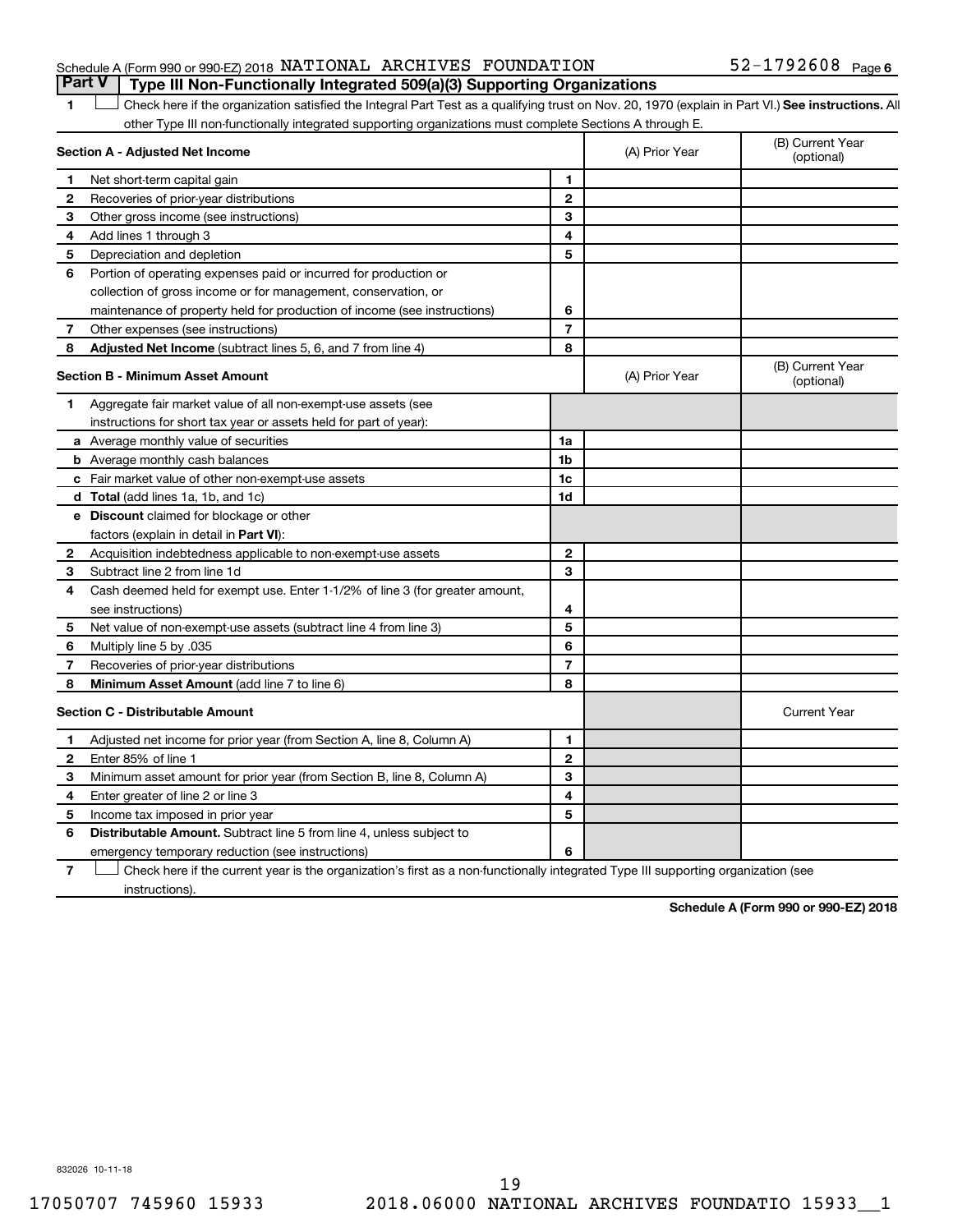Schedule A (Form 990 or 990-EZ) 2018 NATIONAL ARCHIVES FOUNDATION 52-1792608 Page 6

## Part V | Type III Non-Functionally Integrated 509(a)(3) Supporting Organizations

1 ☐ Check here if the organization satisfied the Integral Part Test as a qualifying trust on Nov. 20, 1970 (explain in Part VI.) **See instructions.** All other Type III non-functionally integrated supporting organizations must complete Sections A through E.

| **Section A - Adjusted Net Income** | | | (A) Prior Year | (B) Current Year (optional) |
|---|---|---|---|---|
| 1 | Net short-term capital gain | 1 | | |
| 2 | Recoveries of prior-year distributions | 2 | | |
| 3 | Other gross income (see instructions) | 3 | | |
| 4 | Add lines 1 through 3 | 4 | | |
| 5 | Depreciation and depletion | 5 | | |
| 6 | Portion of operating expenses paid or incurred for production or collection of gross income or for management, conservation, or maintenance of property held for production of income (see instructions) | 6 | | |
| 7 | Other expenses (see instructions) | 7 | | |
| 8 | **Adjusted Net Income** (subtract lines 5, 6, and 7 from line 4) | 8 | | |

| **Section B - Minimum Asset Amount** | | | (A) Prior Year | (B) Current Year (optional) |
|---|---|---|---|---|
| 1 | Aggregate fair market value of all non-exempt-use assets (see instructions for short tax year or assets held for part of year): | | | |
| a | Average monthly value of securities | 1a | | |
| b | Average monthly cash balances | 1b | | |
| c | Fair market value of other non-exempt-use assets | 1c | | |
| d | **Total** (add lines 1a, 1b, and 1c) | 1d | | |
| e | **Discount** claimed for blockage or other factors (explain in detail in **Part VI**): | | | |
| 2 | Acquisition indebtedness applicable to non-exempt-use assets | 2 | | |
| 3 | Subtract line 2 from line 1d | 3 | | |
| 4 | Cash deemed held for exempt use. Enter 1-1/2% of line 3 (for greater amount, see instructions) | 4 | | |
| 5 | Net value of non-exempt-use assets (subtract line 4 from line 3) | 5 | | |
| 6 | Multiply line 5 by .035 | 6 | | |
| 7 | Recoveries of prior-year distributions | 7 | | |
| 8 | **Minimum Asset Amount** (add line 7 to line 6) | 8 | | |

| **Section C - Distributable Amount** | | | | Current Year |
|---|---|---|---|---|
| 1 | Adjusted net income for prior year (from Section A, line 8, Column A) | 1 | | |
| 2 | Enter 85% of line 1 | 2 | | |
| 3 | Minimum asset amount for prior year (from Section B, line 8, Column A) | 3 | | |
| 4 | Enter greater of line 2 or line 3 | 4 | | |
| 5 | Income tax imposed in prior year | 5 | | |
| 6 | **Distributable Amount.** Subtract line 5 from line 4, unless subject to emergency temporary reduction (see instructions) | 6 | | |

7 ☐ Check here if the current year is the organization's first as a non-functionally integrated Type III supporting organization (see instructions).

**Schedule A (Form 990 or 990-EZ) 2018**

832026 10-11-18

17050707 745960 15933 2018.06000 NATIONAL ARCHIVES FOUNDATIO 15933__1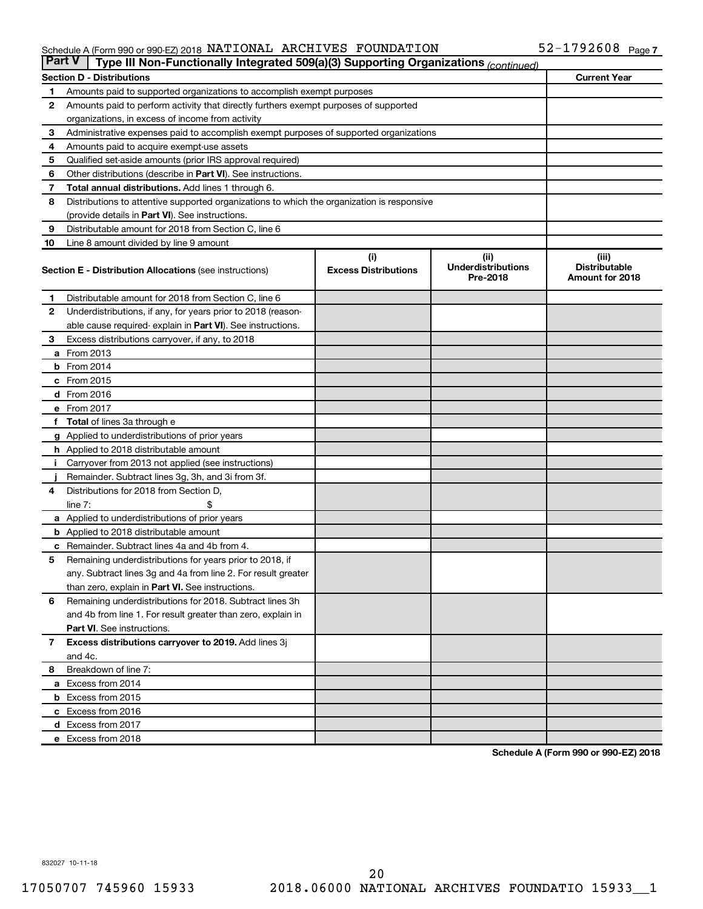Schedule A (Form 990 or 990-EZ) 2018 NATIONAL ARCHIVES FOUNDATION 52-1792608 Page 7

## Part V Type III Non-Functionally Integrated 509(a)(3) Supporting Organizations *(continued)*

| **Section D - Distributions** | | **Current Year** |
|---|---|---|
| 1 | Amounts paid to supported organizations to accomplish exempt purposes | |
| 2 | Amounts paid to perform activity that directly furthers exempt purposes of supported organizations, in excess of income from activity | |
| 3 | Administrative expenses paid to accomplish exempt purposes of supported organizations | |
| 4 | Amounts paid to acquire exempt-use assets | |
| 5 | Qualified set-aside amounts (prior IRS approval required) | |
| 6 | Other distributions (describe in **Part VI**). See instructions. | |
| 7 | **Total annual distributions.** Add lines 1 through 6. | |
| 8 | Distributions to attentive supported organizations to which the organization is responsive (provide details in **Part VI**). See instructions. | |
| 9 | Distributable amount for 2018 from Section C, line 6 | |
| 10 | Line 8 amount divided by line 9 amount | |

| | **Section E - Distribution Allocations** (see instructions) | (i) Excess Distributions | (ii) Underdistributions Pre-2018 | (iii) Distributable Amount for 2018 |
|---|---|---|---|---|
| 1 | Distributable amount for 2018 from Section C, line 6 | | | |
| 2 | Underdistributions, if any, for years prior to 2018 (reasonable cause required- explain in **Part VI**). See instructions. | | | |
| 3 | Excess distributions carryover, if any, to 2018 | | | |
| a | From 2013 | | | |
| b | From 2014 | | | |
| c | From 2015 | | | |
| d | From 2016 | | | |
| e | From 2017 | | | |
| f | **Total** of lines 3a through e | | | |
| g | Applied to underdistributions of prior years | | | |
| h | Applied to 2018 distributable amount | | | |
| i | Carryover from 2013 not applied (see instructions) | | | |
| j | Remainder. Subtract lines 3g, 3h, and 3i from 3f. | | | |
| 4 | Distributions for 2018 from Section D, line 7: $ | | | |
| a | Applied to underdistributions of prior years | | | |
| b | Applied to 2018 distributable amount | | | |
| c | Remainder. Subtract lines 4a and 4b from 4. | | | |
| 5 | Remaining underdistributions for years prior to 2018, if any. Subtract lines 3g and 4a from line 2. For result greater than zero, explain in **Part VI.** See instructions. | | | |
| 6 | Remaining underdistributions for 2018. Subtract lines 3h and 4b from line 1. For result greater than zero, explain in **Part VI**. See instructions. | | | |
| 7 | **Excess distributions carryover to 2019.** Add lines 3j and 4c. | | | |
| 8 | Breakdown of line 7: | | | |
| a | Excess from 2014 | | | |
| b | Excess from 2015 | | | |
| c | Excess from 2016 | | | |
| d | Excess from 2017 | | | |
| e | Excess from 2018 | | | |

**Schedule A (Form 990 or 990-EZ) 2018**

832027 10-11-18

17050707 745960 15933 2018.06000 NATIONAL ARCHIVES FOUNDATIO 15933__1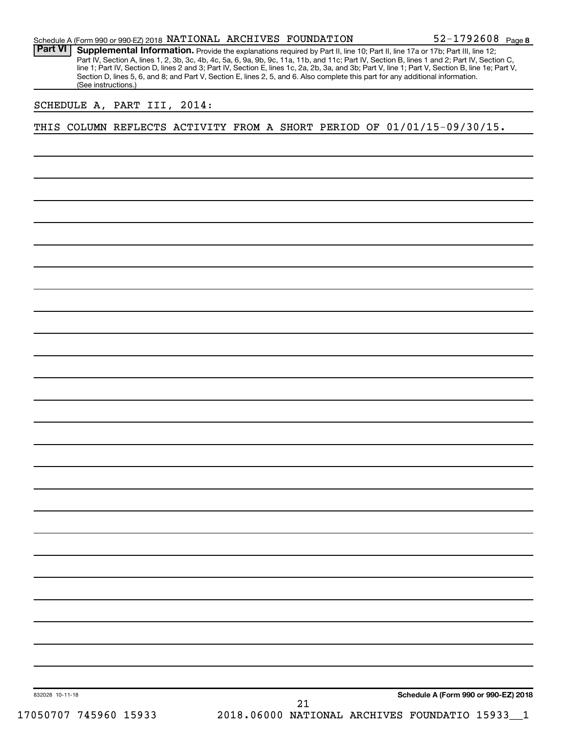Schedule A (Form 990 or 990-EZ) 2018 NATIONAL ARCHIVES FOUNDATION 52-1792608 Page 8

**Part VI** **Supplemental Information.** Provide the explanations required by Part II, line 10; Part II, line 17a or 17b; Part III, line 12; Part IV, Section A, lines 1, 2, 3b, 3c, 4b, 4c, 5a, 6, 9a, 9b, 9c, 11a, 11b, and 11c; Part IV, Section B, lines 1 and 2; Part IV, Section C, line 1; Part IV, Section D, lines 2 and 3; Part IV, Section E, lines 1c, 2a, 2b, 3a, and 3b; Part V, line 1; Part V, Section B, line 1e; Part V, Section D, lines 5, 6, and 8; and Part V, Section E, lines 2, 5, and 6. Also complete this part for any additional information. (See instructions.)

SCHEDULE A, PART III, 2014:

THIS COLUMN REFLECTS ACTIVITY FROM A SHORT PERIOD OF 01/01/15-09/30/15.

832028 10-11-18

Schedule A (Form 990 or 990-EZ) 2018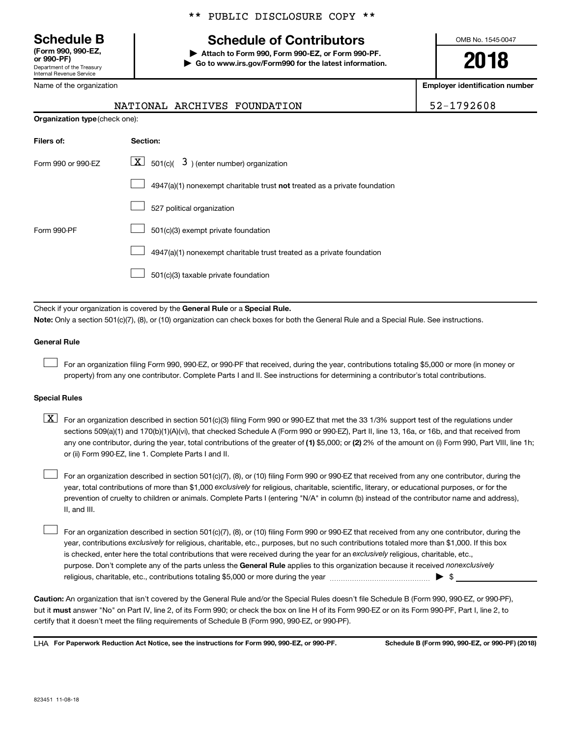** PUBLIC DISCLOSURE COPY **

**Schedule B**
**(Form 990, 990-EZ, or 990-PF)**
Department of the Treasury
Internal Revenue Service

# Schedule of Contributors

▶ **Attach to Form 990, Form 990-EZ, or Form 990-PF.**
▶ **Go to www.irs.gov/Form990 for the latest information.**

OMB No. 1545-0047

**2018**

| Name of the organization | Employer identification number |
|---|---|
| NATIONAL ARCHIVES FOUNDATION | 52-1792608 |

**Organization type** (check one):

| Filers of: | Section: |
|---|---|
| Form 990 or 990-EZ | [X] 501(c)( 3 ) (enter number) organization |
| | [ ] 4947(a)(1) nonexempt charitable trust **not** treated as a private foundation |
| | [ ] 527 political organization |
| Form 990-PF | [ ] 501(c)(3) exempt private foundation |
| | [ ] 4947(a)(1) nonexempt charitable trust treated as a private foundation |
| | [ ] 501(c)(3) taxable private foundation |

Check if your organization is covered by the **General Rule** or a **Special Rule.**

**Note:** Only a section 501(c)(7), (8), or (10) organization can check boxes for both the General Rule and a Special Rule. See instructions.

**General Rule**

[ ] For an organization filing Form 990, 990-EZ, or 990-PF that received, during the year, contributions totaling $5,000 or more (in money or property) from any one contributor. Complete Parts I and II. See instructions for determining a contributor's total contributions.

**Special Rules**

[X] For an organization described in section 501(c)(3) filing Form 990 or 990-EZ that met the 33 1/3% support test of the regulations under sections 509(a)(1) and 170(b)(1)(A)(vi), that checked Schedule A (Form 990 or 990-EZ), Part II, line 13, 16a, or 16b, and that received from any one contributor, during the year, total contributions of the greater of **(1)** $5,000; or **(2)** 2% of the amount on (i) Form 990, Part VIII, line 1h; or (ii) Form 990-EZ, line 1. Complete Parts I and II.

[ ] For an organization described in section 501(c)(7), (8), or (10) filing Form 990 or 990-EZ that received from any one contributor, during the year, total contributions of more than $1,000 *exclusively* for religious, charitable, scientific, literary, or educational purposes, or for the prevention of cruelty to children or animals. Complete Parts I (entering "N/A" in column (b) instead of the contributor name and address), II, and III.

[ ] For an organization described in section 501(c)(7), (8), or (10) filing Form 990 or 990-EZ that received from any one contributor, during the year, contributions *exclusively* for religious, charitable, etc., purposes, but no such contributions totaled more than $1,000. If this box is checked, enter here the total contributions that were received during the year for an *exclusively* religious, charitable, etc., purpose. Don't complete any of the parts unless the **General Rule** applies to this organization because it received *nonexclusively* religious, charitable, etc., contributions totaling $5,000 or more during the year ▶ $

**Caution:** An organization that isn't covered by the General Rule and/or the Special Rules doesn't file Schedule B (Form 990, 990-EZ, or 990-PF), but it **must** answer "No" on Part IV, line 2, of its Form 990; or check the box on line H of its Form 990-EZ or on its Form 990-PF, Part I, line 2, to certify that it doesn't meet the filing requirements of Schedule B (Form 990, 990-EZ, or 990-PF).

LHA **For Paperwork Reduction Act Notice, see the instructions for Form 990, 990-EZ, or 990-PF.** **Schedule B (Form 990, 990-EZ, or 990-PF) (2018)**

823451 11-08-18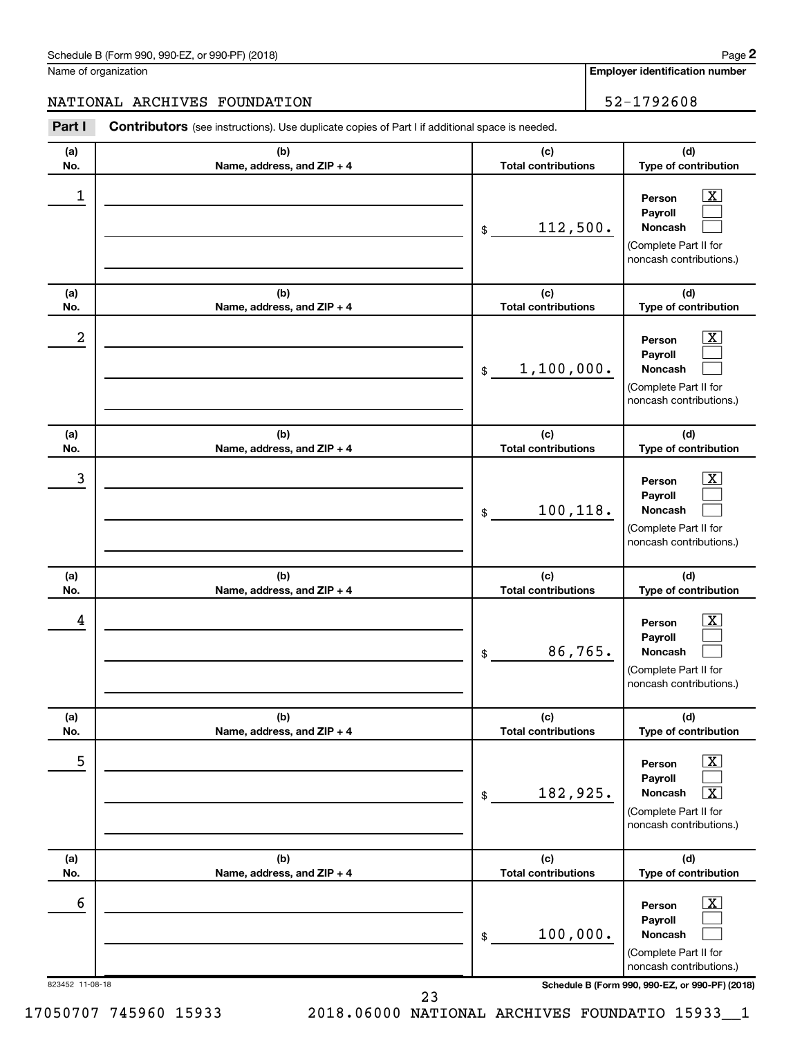Name of organization

NATIONAL ARCHIVES FOUNDATION

**Employer identification number**

52-1792608

**Part I** **Contributors** (see instructions). Use duplicate copies of Part I if additional space is needed.

| (a) No. | (b) Name, address, and ZIP + 4 | (c) Total contributions | (d) Type of contribution |
| --- | --- | --- | --- |
| 1 | | $ 112,500. | Person [X] Payroll [ ] Noncash [ ] (Complete Part II for noncash contributions.) |
| 2 | | $ 1,100,000. | Person [X] Payroll [ ] Noncash [ ] (Complete Part II for noncash contributions.) |
| 3 | | $ 100,118. | Person [X] Payroll [ ] Noncash [ ] (Complete Part II for noncash contributions.) |
| 4 | | $ 86,765. | Person [X] Payroll [ ] Noncash [ ] (Complete Part II for noncash contributions.) |
| 5 | | $ 182,925. | Person [X] Payroll [ ] Noncash [X] (Complete Part II for noncash contributions.) |
| 6 | | $ 100,000. | Person [X] Payroll [ ] Noncash [ ] (Complete Part II for noncash contributions.) |

823452 11-08-18

**Schedule B (Form 990, 990-EZ, or 990-PF) (2018)**

17050707 745960 15933 2018.06000 NATIONAL ARCHIVES FOUNDATIO 15933__1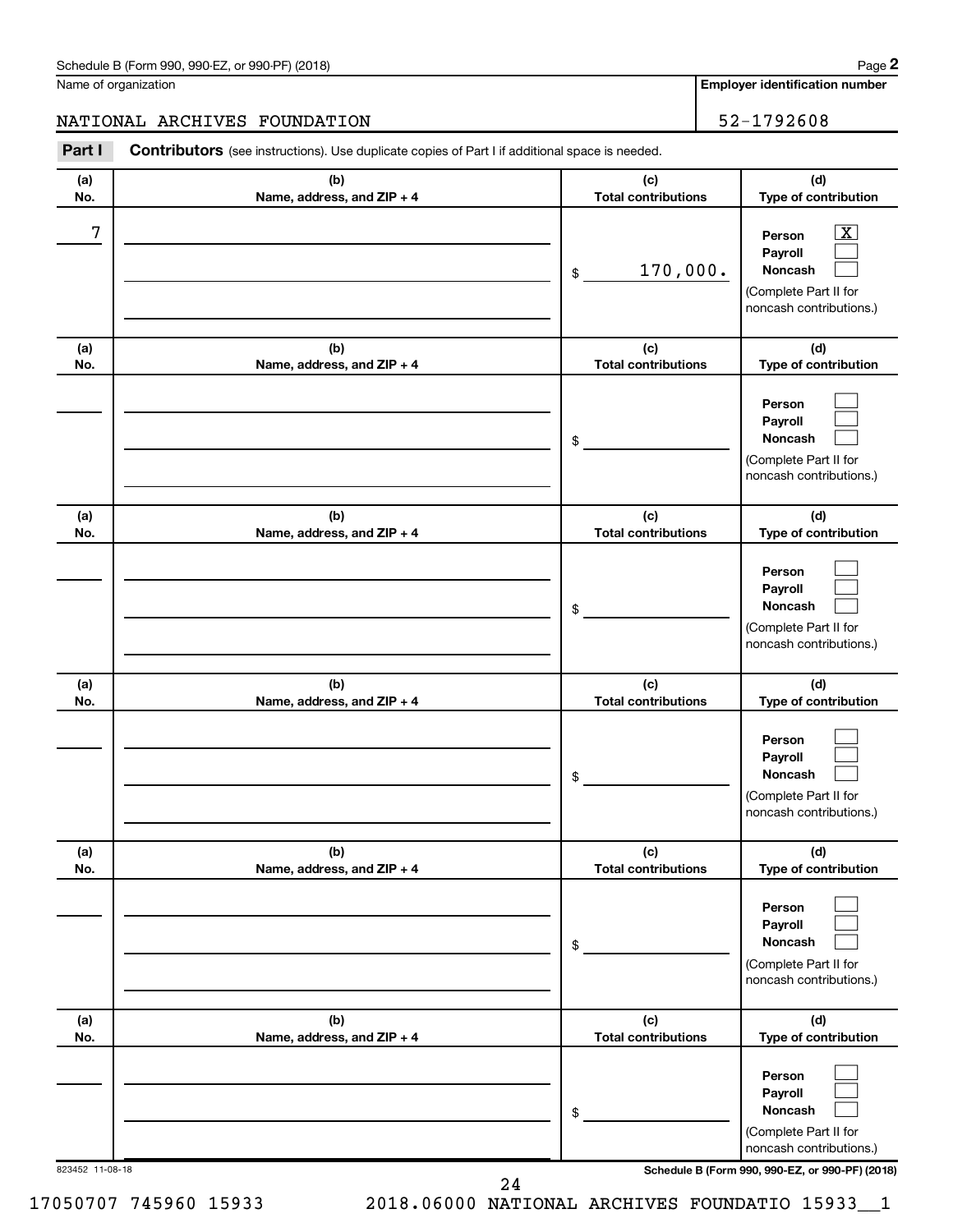Schedule B (Form 990, 990-EZ, or 990-PF) (2018)

Name of organization: NATIONAL ARCHIVES FOUNDATION

Employer identification number: 52-1792608

## Part I Contributors (see instructions). Use duplicate copies of Part I if additional space is needed.

| (a) No. | (b) Name, address, and ZIP + 4 | (c) Total contributions | (d) Type of contribution |
|---|---|---|---|
| 7 | | $ 170,000. | Person [X] Payroll [ ] Noncash [ ] (Complete Part II for noncash contributions.) |
| | | $ | Person [ ] Payroll [ ] Noncash [ ] (Complete Part II for noncash contributions.) |
| | | $ | Person [ ] Payroll [ ] Noncash [ ] (Complete Part II for noncash contributions.) |
| | | $ | Person [ ] Payroll [ ] Noncash [ ] (Complete Part II for noncash contributions.) |
| | | $ | Person [ ] Payroll [ ] Noncash [ ] (Complete Part II for noncash contributions.) |
| | | $ | Person [ ] Payroll [ ] Noncash [ ] (Complete Part II for noncash contributions.) |

823452 11-08-18

Schedule B (Form 990, 990-EZ, or 990-PF) (2018)

17050707 745960 15933 2018.06000 NATIONAL ARCHIVES FOUNDATIO 15933__1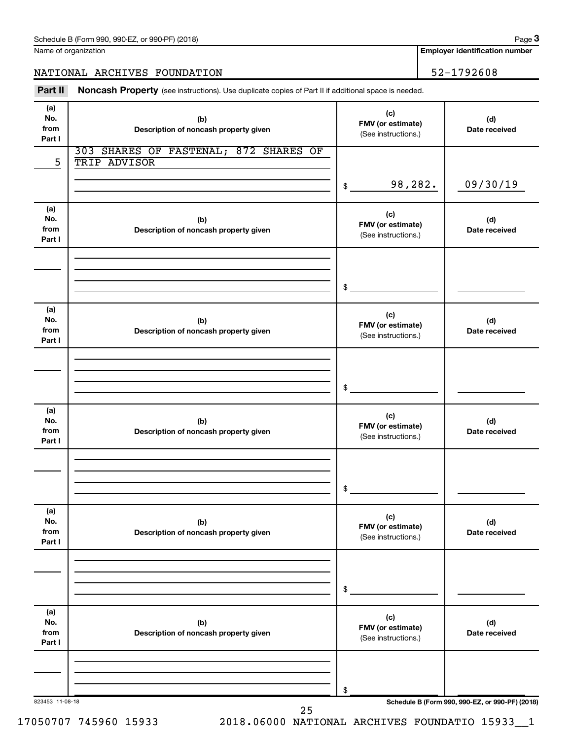Schedule B (Form 990, 990-EZ, or 990-PF) (2018)

Name of organization: NATIONAL ARCHIVES FOUNDATION

Employer identification number: 52-1792608

**Part II** **Noncash Property** (see instructions). Use duplicate copies of Part II if additional space is needed.

| (a) No. from Part I | (b) Description of noncash property given | (c) FMV (or estimate) (See instructions.) | (d) Date received |
|---|---|---|---|
| 5 | 303 SHARES OF FASTENAL; 872 SHARES OF TRIP ADVISOR | $ 98,282. | 09/30/19 |
| | | $ | |
| | | $ | |
| | | $ | |
| | | $ | |
| | | $ | |

823453 11-08-18

Schedule B (Form 990, 990-EZ, or 990-PF) (2018)

17050707 745960 15933 2018.06000 NATIONAL ARCHIVES FOUNDATIO 15933__1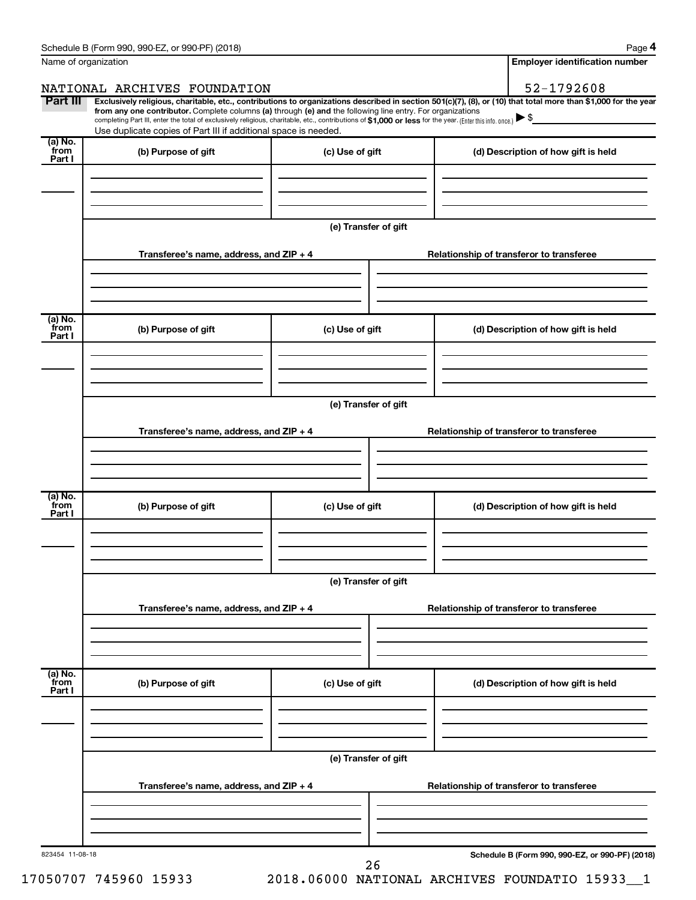Name of organization

NATIONAL ARCHIVES FOUNDATION

**Employer identification number**

52-1792608

**Part III** **Exclusively religious, charitable, etc., contributions to organizations described in section 501(c)(7), (8), or (10) that total more than $1,000 for the year from any one contributor.** Complete columns **(a)** through **(e)** and the following line entry. For organizations completing Part III, enter the total of exclusively religious, charitable, etc., contributions of **$1,000 or less** for the year. (Enter this info. once.) ▶ $

Use duplicate copies of Part III if additional space is needed.

| (a) No. from Part I | (b) Purpose of gift | (c) Use of gift | (d) Description of how gift is held |
|---|---|---|---|
| | | | |

(e) Transfer of gift

| Transferee's name, address, and ZIP + 4 | Relationship of transferor to transferee |
|---|---|
| | |

| (a) No. from Part I | (b) Purpose of gift | (c) Use of gift | (d) Description of how gift is held |
|---|---|---|---|
| | | | |

(e) Transfer of gift

| Transferee's name, address, and ZIP + 4 | Relationship of transferor to transferee |
|---|---|
| | |

| (a) No. from Part I | (b) Purpose of gift | (c) Use of gift | (d) Description of how gift is held |
|---|---|---|---|
| | | | |

(e) Transfer of gift

| Transferee's name, address, and ZIP + 4 | Relationship of transferor to transferee |
|---|---|
| | |

| (a) No. from Part I | (b) Purpose of gift | (c) Use of gift | (d) Description of how gift is held |
|---|---|---|---|
| | | | |

(e) Transfer of gift

| Transferee's name, address, and ZIP + 4 | Relationship of transferor to transferee |
|---|---|
| | |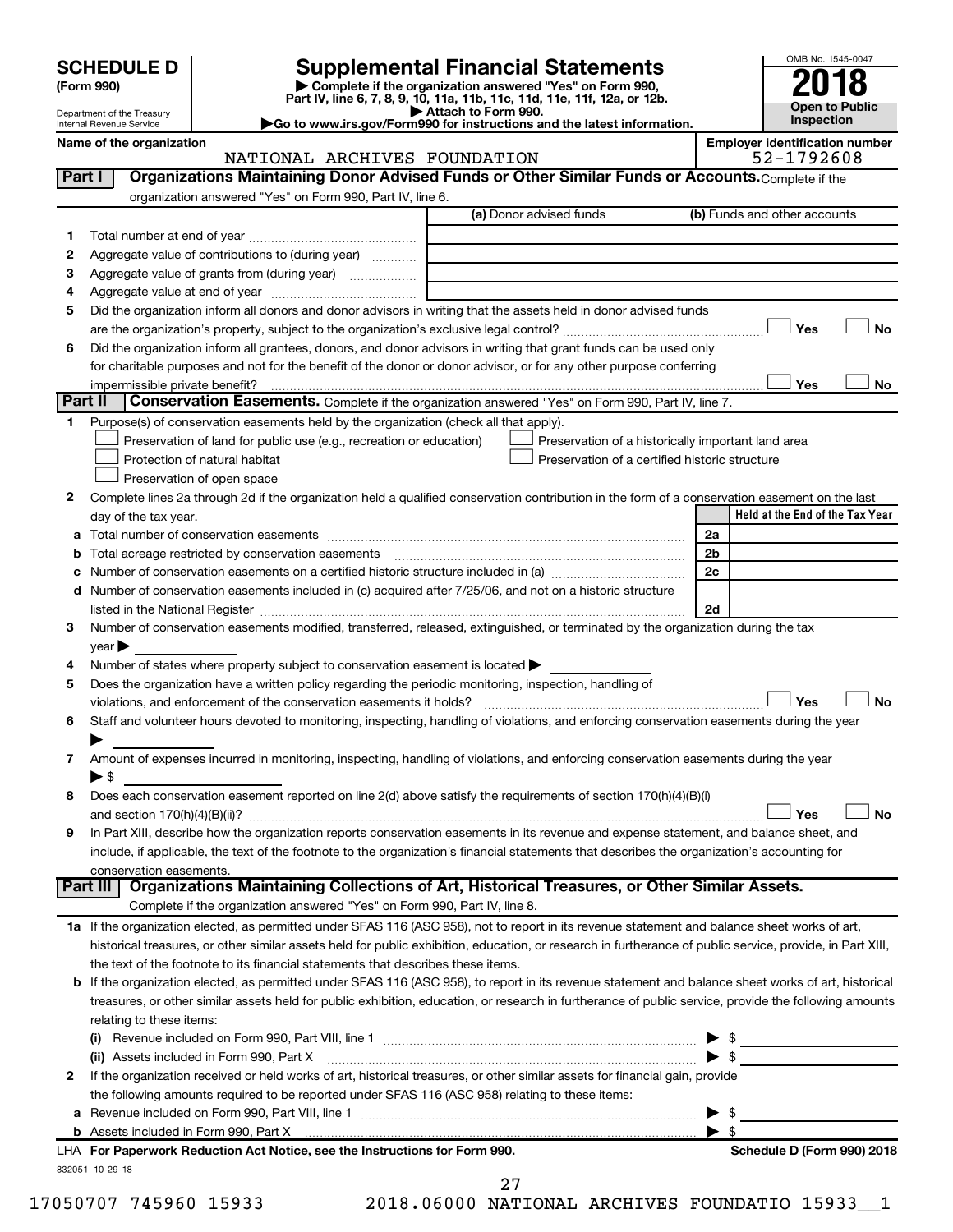# SCHEDULE D (Form 990)

Department of the Treasury
Internal Revenue Service

## Supplemental Financial Statements

▶ Complete if the organization answered "Yes" on Form 990, Part IV, line 6, 7, 8, 9, 10, 11a, 11b, 11c, 11d, 11e, 11f, 12a, or 12b.
▶ Attach to Form 990.
▶Go to www.irs.gov/Form990 for instructions and the latest information.

OMB No. 1545-0047

**2018**

**Open to Public Inspection**

**Name of the organization:** NATIONAL ARCHIVES FOUNDATION

**Employer identification number:** 52-1792608

### Part I — Organizations Maintaining Donor Advised Funds or Other Similar Funds or Accounts. Complete if the organization answered "Yes" on Form 990, Part IV, line 6.

| | | (a) Donor advised funds | (b) Funds and other accounts |
|---|---|---|---|
| 1 | Total number at end of year | | |
| 2 | Aggregate value of contributions to (during year) | | |
| 3 | Aggregate value of grants from (during year) | | |
| 4 | Aggregate value at end of year | | |

5 Did the organization inform all donors and donor advisors in writing that the assets held in donor advised funds are the organization's property, subject to the organization's exclusive legal control? ☐ Yes ☐ No

6 Did the organization inform all grantees, donors, and donor advisors in writing that grant funds can be used only for charitable purposes and not for the benefit of the donor or donor advisor, or for any other purpose conferring impermissible private benefit? ☐ Yes ☐ No

### Part II — Conservation Easements. Complete if the organization answered "Yes" on Form 990, Part IV, line 7.

1 Purpose(s) of conservation easements held by the organization (check all that apply).

- ☐ Preservation of land for public use (e.g., recreation or education)
- ☐ Protection of natural habitat
- ☐ Preservation of open space
- ☐ Preservation of a historically important land area
- ☐ Preservation of a certified historic structure

2 Complete lines 2a through 2d if the organization held a qualified conservation contribution in the form of a conservation easement on the last day of the tax year.

| | | | Held at the End of the Tax Year |
|---|---|---|---|
| a | Total number of conservation easements | 2a | |
| b | Total acreage restricted by conservation easements | 2b | |
| c | Number of conservation easements on a certified historic structure included in (a) | 2c | |
| d | Number of conservation easements included in (c) acquired after 7/25/06, and not on a historic structure listed in the National Register | 2d | |

3 Number of conservation easements modified, transferred, released, extinguished, or terminated by the organization during the tax year ▶

4 Number of states where property subject to conservation easement is located ▶

5 Does the organization have a written policy regarding the periodic monitoring, inspection, handling of violations, and enforcement of the conservation easements it holds? ☐ Yes ☐ No

6 Staff and volunteer hours devoted to monitoring, inspecting, handling of violations, and enforcing conservation easements during the year ▶

7 Amount of expenses incurred in monitoring, inspecting, handling of violations, and enforcing conservation easements during the year ▶ $

8 Does each conservation easement reported on line 2(d) above satisfy the requirements of section 170(h)(4)(B)(i) and section 170(h)(4)(B)(ii)? ☐ Yes ☐ No

9 In Part XIII, describe how the organization reports conservation easements in its revenue and expense statement, and balance sheet, and include, if applicable, the text of the footnote to the organization's financial statements that describes the organization's accounting for conservation easements.

### Part III — Organizations Maintaining Collections of Art, Historical Treasures, or Other Similar Assets. Complete if the organization answered "Yes" on Form 990, Part IV, line 8.

1a If the organization elected, as permitted under SFAS 116 (ASC 958), not to report in its revenue statement and balance sheet works of art, historical treasures, or other similar assets held for public exhibition, education, or research in furtherance of public service, provide, in Part XIII, the text of the footnote to its financial statements that describes these items.

b If the organization elected, as permitted under SFAS 116 (ASC 958), to report in its revenue statement and balance sheet works of art, historical treasures, or other similar assets held for public exhibition, education, or research in furtherance of public service, provide the following amounts relating to these items:

(i) Revenue included on Form 990, Part VIII, line 1 ▶ $

(ii) Assets included in Form 990, Part X ▶ $

2 If the organization received or held works of art, historical treasures, or other similar assets for financial gain, provide the following amounts required to be reported under SFAS 116 (ASC 958) relating to these items:

a Revenue included on Form 990, Part VIII, line 1 ▶ $

b Assets included in Form 990, Part X ▶ $

LHA **For Paperwork Reduction Act Notice, see the Instructions for Form 990.** **Schedule D (Form 990) 2018**

832051 10-29-18

17050707 745960 15933 2018.06000 NATIONAL ARCHIVES FOUNDATIO 15933__1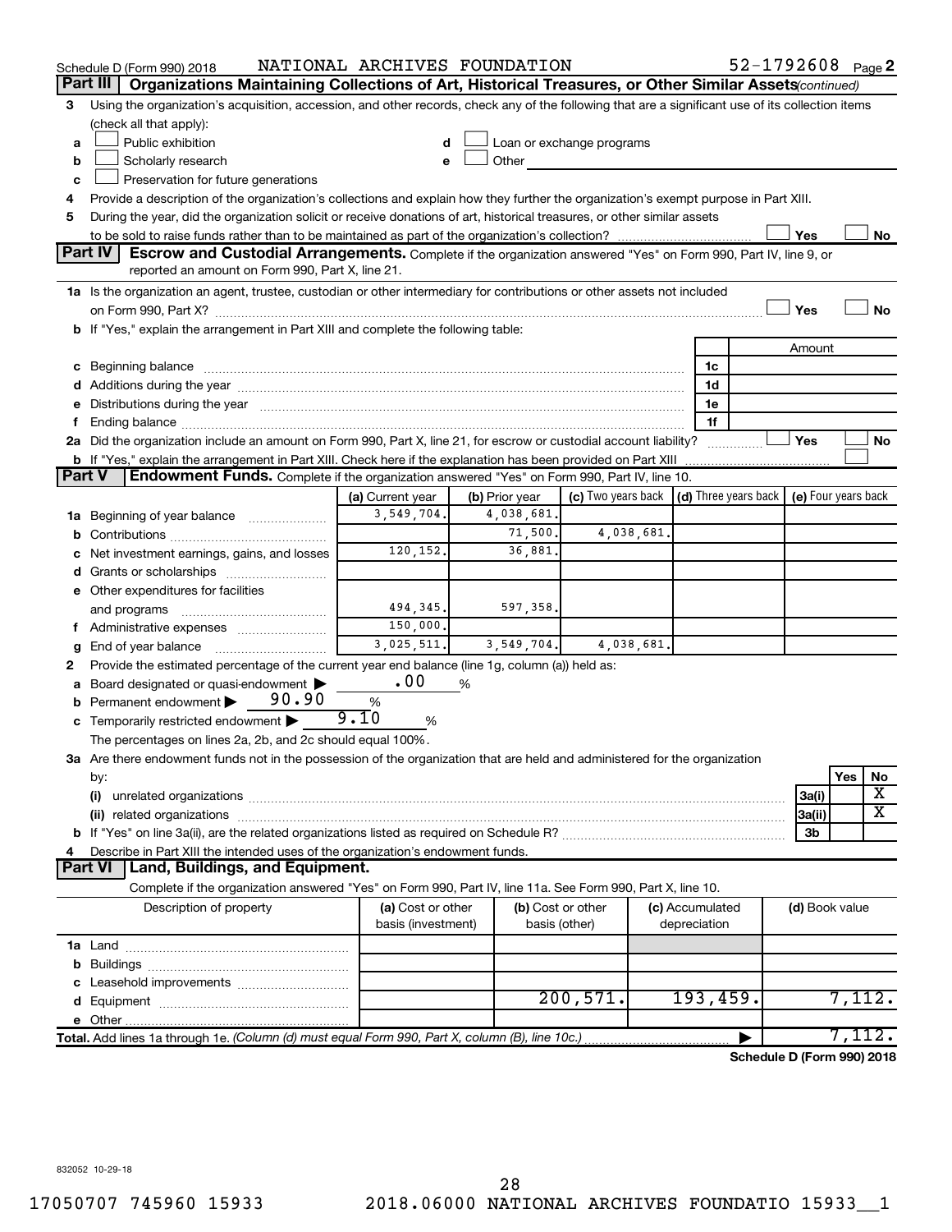Schedule D (Form 990) 2018 NATIONAL ARCHIVES FOUNDATION 52-1792608 Page 2

## Part III Organizations Maintaining Collections of Art, Historical Treasures, or Other Similar Assets *(continued)*

3 Using the organization's acquisition, accession, and other records, check any of the following that are a significant use of its collection items (check all that apply):

- a ☐ Public exhibition
- b ☐ Scholarly research
- c ☐ Preservation for future generations
- d ☐ Loan or exchange programs
- e ☐ Other

4 Provide a description of the organization's collections and explain how they further the organization's exempt purpose in Part XIII.

5 During the year, did the organization solicit or receive donations of art, historical treasures, or other similar assets to be sold to raise funds rather than to be maintained as part of the organization's collection? ☐ Yes ☐ No

## Part IV Escrow and Custodial Arrangements.

Complete if the organization answered "Yes" on Form 990, Part IV, line 9, or reported an amount on Form 990, Part X, line 21.

1a Is the organization an agent, trustee, custodian or other intermediary for contributions or other assets not included on Form 990, Part X? ☐ Yes ☐ No

b If "Yes," explain the arrangement in Part XIII and complete the following table:

| | | Amount |
|---|---|---|
| c Beginning balance | 1c | |
| d Additions during the year | 1d | |
| e Distributions during the year | 1e | |
| f Ending balance | 1f | |

2a Did the organization include an amount on Form 990, Part X, line 21, for escrow or custodial account liability? ☐ Yes ☐ No

b If "Yes," explain the arrangement in Part XIII. Check here if the explanation has been provided on Part XIII ☐

## Part V Endowment Funds.

Complete if the organization answered "Yes" on Form 990, Part IV, line 10.

| | (a) Current year | (b) Prior year | (c) Two years back | (d) Three years back | (e) Four years back |
|---|---|---|---|---|---|
| 1a Beginning of year balance | 3,549,704. | 4,038,681. | | | |
| b Contributions | | 71,500. | 4,038,681. | | |
| c Net investment earnings, gains, and losses | 120,152. | 36,881. | | | |
| d Grants or scholarships | | | | | |
| e Other expenditures for facilities and programs | 494,345. | 597,358. | | | |
| f Administrative expenses | 150,000. | | | | |
| g End of year balance | 3,025,511. | 3,549,704. | 4,038,681. | | |

2 Provide the estimated percentage of the current year end balance (line 1g, column (a)) held as:

- a Board designated or quasi-endowment ▶ .00 %
- b Permanent endowment ▶ 90.90 %
- c Temporarily restricted endowment ▶ 9.10 %

The percentages on lines 2a, 2b, and 2c should equal 100%.

3a Are there endowment funds not in the possession of the organization that are held and administered for the organization by:

| | | Yes | No |
|---|---|---|---|
| (i) unrelated organizations | 3a(i) | | X |
| (ii) related organizations | 3a(ii) | | X |
| b If "Yes" on line 3a(ii), are the related organizations listed as required on Schedule R? | 3b | | |

4 Describe in Part XIII the intended uses of the organization's endowment funds.

## Part VI Land, Buildings, and Equipment.

Complete if the organization answered "Yes" on Form 990, Part IV, line 11a. See Form 990, Part X, line 10.

| Description of property | (a) Cost or other basis (investment) | (b) Cost or other basis (other) | (c) Accumulated depreciation | (d) Book value |
|---|---|---|---|---|
| 1a Land | | | | |
| b Buildings | | | | |
| c Leasehold improvements | | | | |
| d Equipment | | 200,571. | 193,459. | 7,112. |
| e Other | | | | |
| **Total.** Add lines 1a through 1e. *(Column (d) must equal Form 990, Part X, column (B), line 10c.)* | | | ▶ | 7,112. |

**Schedule D (Form 990) 2018**

832052 10-29-18

17050707 745960 15933 2018.06000 NATIONAL ARCHIVES FOUNDATIO 15933__1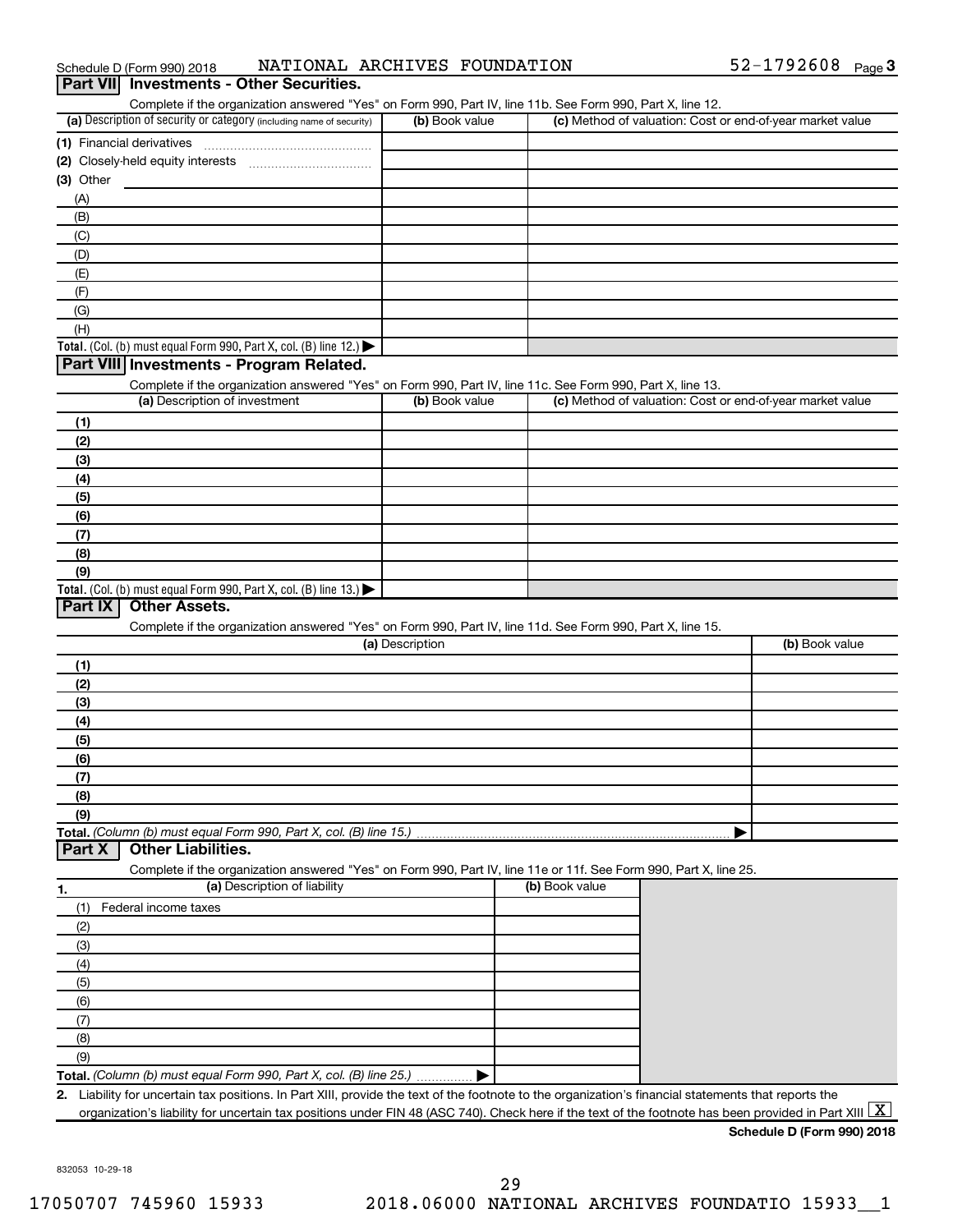Schedule D (Form 990) 2018 NATIONAL ARCHIVES FOUNDATION 52-1792608 Page 3

## Part VII Investments - Other Securities.

Complete if the organization answered "Yes" on Form 990, Part IV, line 11b. See Form 990, Part X, line 12.

| (a) Description of security or category (including name of security) | (b) Book value | (c) Method of valuation: Cost or end-of-year market value |
|---|---|---|
| (1) Financial derivatives | | |
| (2) Closely-held equity interests | | |
| (3) Other | | |
| (A) | | |
| (B) | | |
| (C) | | |
| (D) | | |
| (E) | | |
| (F) | | |
| (G) | | |
| (H) | | |
| **Total.** (Col. (b) must equal Form 990, Part X, col. (B) line 12.) ▶ | | |

## Part VIII Investments - Program Related.

Complete if the organization answered "Yes" on Form 990, Part IV, line 11c. See Form 990, Part X, line 13.

| (a) Description of investment | (b) Book value | (c) Method of valuation: Cost or end-of-year market value |
|---|---|---|
| (1) | | |
| (2) | | |
| (3) | | |
| (4) | | |
| (5) | | |
| (6) | | |
| (7) | | |
| (8) | | |
| (9) | | |
| **Total.** (Col. (b) must equal Form 990, Part X, col. (B) line 13.) ▶ | | |

## Part IX Other Assets.

Complete if the organization answered "Yes" on Form 990, Part IV, line 11d. See Form 990, Part X, line 15.

| (a) Description | (b) Book value |
|---|---|
| (1) | |
| (2) | |
| (3) | |
| (4) | |
| (5) | |
| (6) | |
| (7) | |
| (8) | |
| (9) | |
| **Total.** *(Column (b) must equal Form 990, Part X, col. (B) line 15.)* ▶ | |

## Part X Other Liabilities.

Complete if the organization answered "Yes" on Form 990, Part IV, line 11e or 11f. See Form 990, Part X, line 25.

| 1. (a) Description of liability | (b) Book value |
|---|---|
| (1) Federal income taxes | |
| (2) | |
| (3) | |
| (4) | |
| (5) | |
| (6) | |
| (7) | |
| (8) | |
| (9) | |
| **Total.** *(Column (b) must equal Form 990, Part X, col. (B) line 25.)* ▶ | |

**2.** Liability for uncertain tax positions. In Part XIII, provide the text of the footnote to the organization's financial statements that reports the organization's liability for uncertain tax positions under FIN 48 (ASC 740). Check here if the text of the footnote has been provided in Part XIII [X]

**Schedule D (Form 990) 2018**

832053 10-29-18

17050707 745960 15933 2018.06000 NATIONAL ARCHIVES FOUNDATIO 15933__1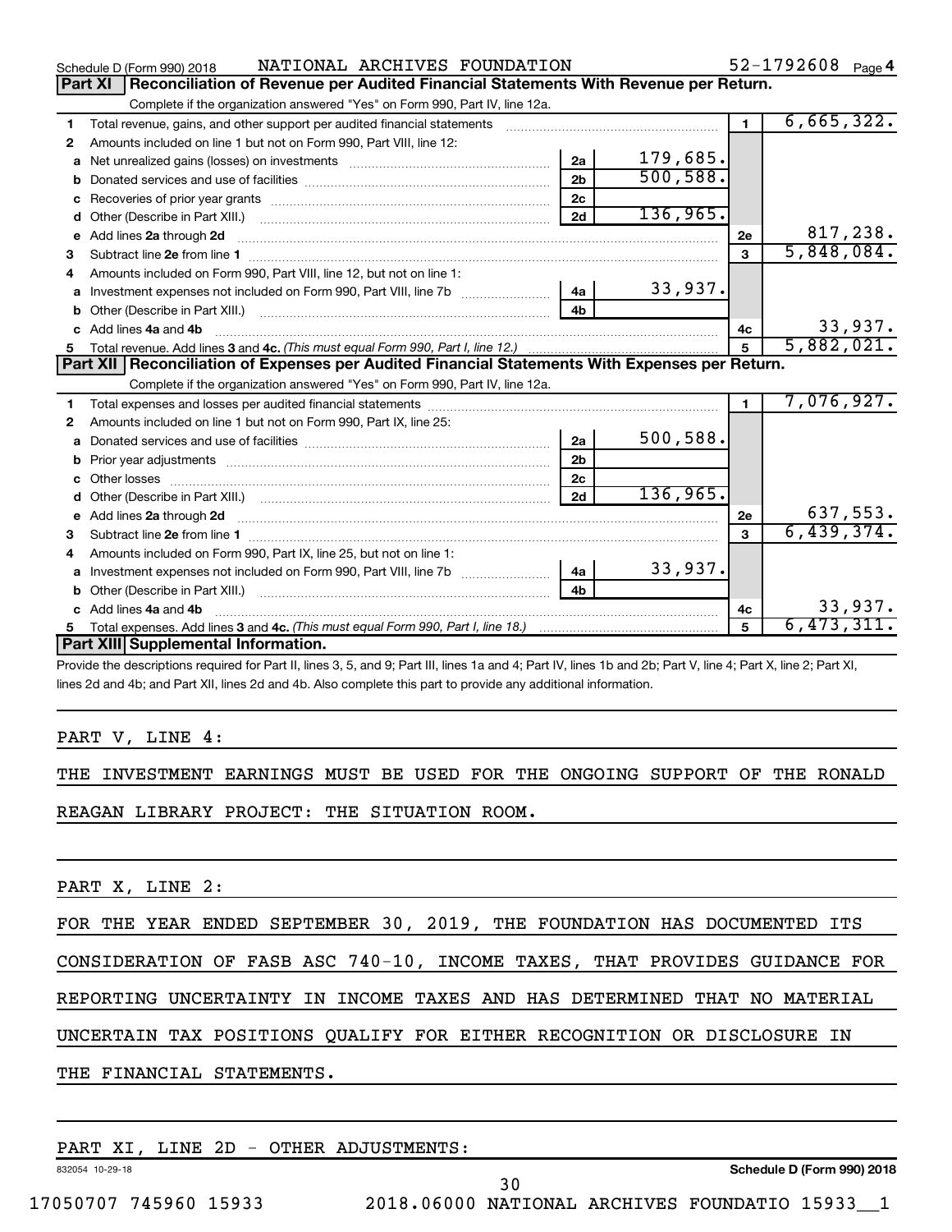Schedule D (Form 990) 2018 NATIONAL ARCHIVES FOUNDATION 52-1792608 Page 4

## Part XI Reconciliation of Revenue per Audited Financial Statements With Revenue per Return.

Complete if the organization answered "Yes" on Form 990, Part IV, line 12a.

| | | | | | |
|---|---|---|---|---|---|
| 1 | Total revenue, gains, and other support per audited financial statements | | | 1 | 6,665,322. |
| 2 | Amounts included on line 1 but not on Form 990, Part VIII, line 12: | | | | |
| a | Net unrealized gains (losses) on investments | 2a | 179,685. | | |
| b | Donated services and use of facilities | 2b | 500,588. | | |
| c | Recoveries of prior year grants | 2c | | | |
| d | Other (Describe in Part XIII.) | 2d | 136,965. | | |
| e | Add lines **2a** through **2d** | | | 2e | 817,238. |
| 3 | Subtract line **2e** from line **1** | | | 3 | 5,848,084. |
| 4 | Amounts included on Form 990, Part VIII, line 12, but not on line 1: | | | | |
| a | Investment expenses not included on Form 990, Part VIII, line 7b | 4a | 33,937. | | |
| b | Other (Describe in Part XIII.) | 4b | | | |
| c | Add lines **4a** and **4b** | | | 4c | 33,937. |
| 5 | Total revenue. Add lines **3** and **4c.** *(This must equal Form 990, Part I, line 12.)* | | | 5 | 5,882,021. |

## Part XII Reconciliation of Expenses per Audited Financial Statements With Expenses per Return.

Complete if the organization answered "Yes" on Form 990, Part IV, line 12a.

| | | | | | |
|---|---|---|---|---|---|
| 1 | Total expenses and losses per audited financial statements | | | 1 | 7,076,927. |
| 2 | Amounts included on line 1 but not on Form 990, Part IX, line 25: | | | | |
| a | Donated services and use of facilities | 2a | 500,588. | | |
| b | Prior year adjustments | 2b | | | |
| c | Other losses | 2c | | | |
| d | Other (Describe in Part XIII.) | 2d | 136,965. | | |
| e | Add lines **2a** through **2d** | | | 2e | 637,553. |
| 3 | Subtract line **2e** from line **1** | | | 3 | 6,439,374. |
| 4 | Amounts included on Form 990, Part IX, line 25, but not on line 1: | | | | |
| a | Investment expenses not included on Form 990, Part VIII, line 7b | 4a | 33,937. | | |
| b | Other (Describe in Part XIII.) | 4b | | | |
| c | Add lines **4a** and **4b** | | | 4c | 33,937. |
| 5 | Total expenses. Add lines **3** and **4c.** *(This must equal Form 990, Part I, line 18.)* | | | 5 | 6,473,311. |

## Part XIII Supplemental Information.

Provide the descriptions required for Part II, lines 3, 5, and 9; Part III, lines 1a and 4; Part IV, lines 1b and 2b; Part V, line 4; Part X, line 2; Part XI, lines 2d and 4b; and Part XII, lines 2d and 4b. Also complete this part to provide any additional information.

PART V, LINE 4:

THE INVESTMENT EARNINGS MUST BE USED FOR THE ONGOING SUPPORT OF THE RONALD REAGAN LIBRARY PROJECT: THE SITUATION ROOM.

PART X, LINE 2:

FOR THE YEAR ENDED SEPTEMBER 30, 2019, THE FOUNDATION HAS DOCUMENTED ITS CONSIDERATION OF FASB ASC 740-10, INCOME TAXES, THAT PROVIDES GUIDANCE FOR REPORTING UNCERTAINTY IN INCOME TAXES AND HAS DETERMINED THAT NO MATERIAL UNCERTAIN TAX POSITIONS QUALIFY FOR EITHER RECOGNITION OR DISCLOSURE IN THE FINANCIAL STATEMENTS.

PART XI, LINE 2D - OTHER ADJUSTMENTS:

832054 10-29-18 **Schedule D (Form 990) 2018**

17050707 745960 15933 2018.06000 NATIONAL ARCHIVES FOUNDATIO 15933__1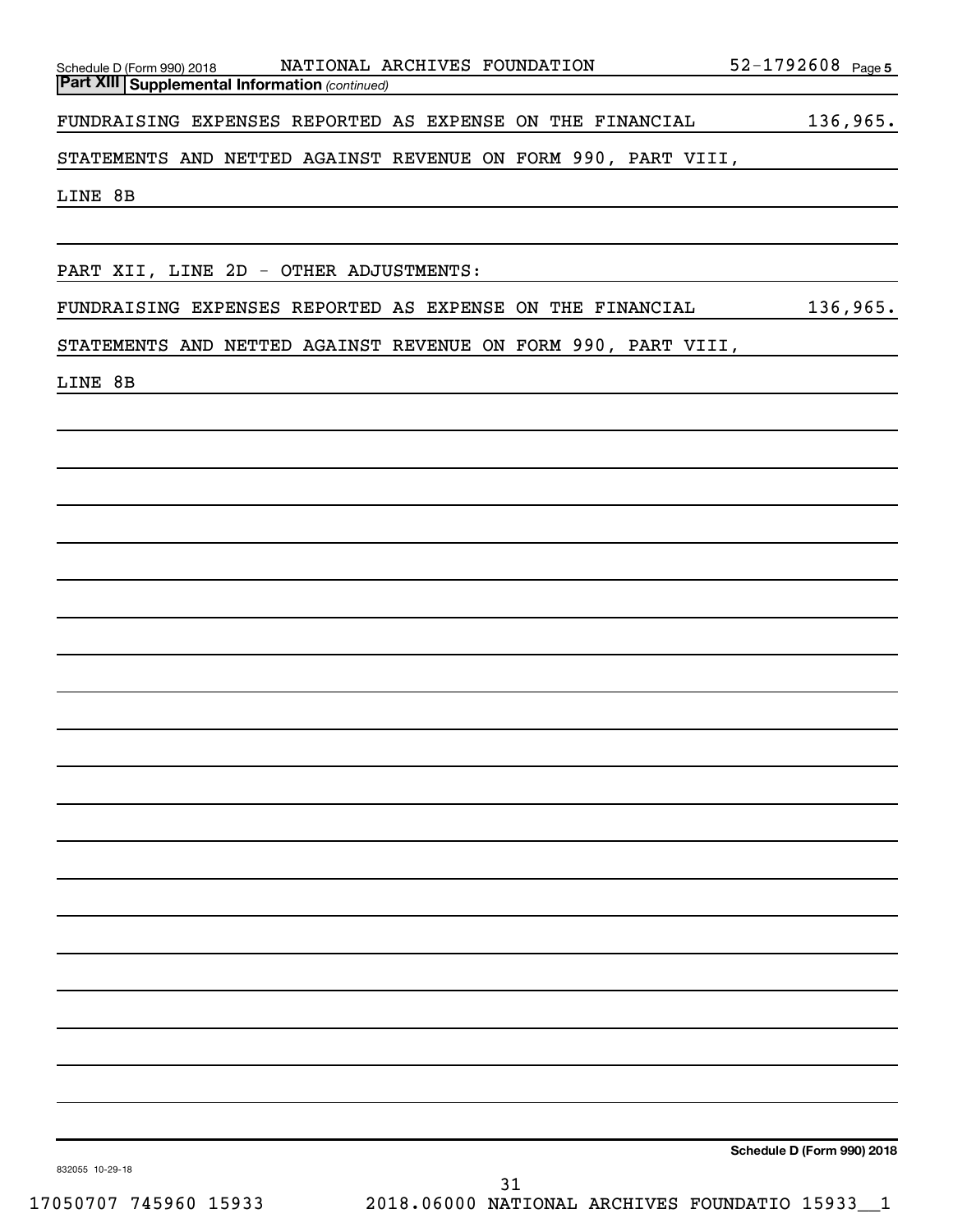Schedule D (Form 990) 2018 NATIONAL ARCHIVES FOUNDATION 52-1792608 Page 5

**Part XIII Supplemental Information** *(continued)*

FUNDRAISING EXPENSES REPORTED AS EXPENSE ON THE FINANCIAL STATEMENTS AND NETTED AGAINST REVENUE ON FORM 990, PART VIII, LINE 8B 136,965.

PART XII, LINE 2D - OTHER ADJUSTMENTS:

FUNDRAISING EXPENSES REPORTED AS EXPENSE ON THE FINANCIAL STATEMENTS AND NETTED AGAINST REVENUE ON FORM 990, PART VIII, LINE 8B 136,965.

**Schedule D (Form 990) 2018**

832055 10-29-18

17050707 745960 15933 2018.06000 NATIONAL ARCHIVES FOUNDATIO 15933__1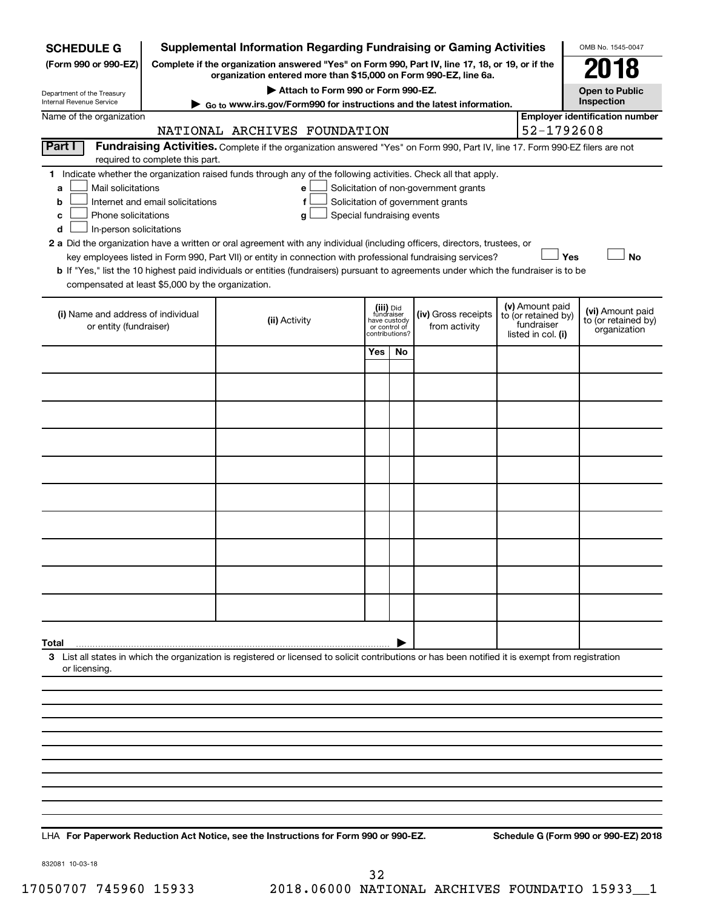**SCHEDULE G** (Form 990 or 990-EZ)

Department of the Treasury
Internal Revenue Service

# Supplemental Information Regarding Fundraising or Gaming Activities

**Complete if the organization answered "Yes" on Form 990, Part IV, line 17, 18, or 19, or if the organization entered more than $15,000 on Form 990-EZ, line 6a.**

**▶ Attach to Form 990 or Form 990-EZ.**

**▶ Go to www.irs.gov/Form990 for instructions and the latest information.**

OMB No. 1545-0047

**2018**

**Open to Public Inspection**

Name of the organization: NATIONAL ARCHIVES FOUNDATION

**Employer identification number:** 52-1792608

**Part I** **Fundraising Activities.** Complete if the organization answered "Yes" on Form 990, Part IV, line 17. Form 990-EZ filers are not required to complete this part.

**1** Indicate whether the organization raised funds through any of the following activities. Check all that apply.

- **a** ☐ Mail solicitations
- **b** ☐ Internet and email solicitations
- **c** ☐ Phone solicitations
- **d** ☐ In-person solicitations
- **e** ☐ Solicitation of non-government grants
- **f** ☐ Solicitation of government grants
- **g** ☐ Special fundraising events

**2 a** Did the organization have a written or oral agreement with any individual (including officers, directors, trustees, or key employees listed in Form 990, Part VII) or entity in connection with professional fundraising services? ☐ **Yes** ☐ **No**

**b** If "Yes," list the 10 highest paid individuals or entities (fundraisers) pursuant to agreements under which the fundraiser is to be compensated at least $5,000 by the organization.

| (i) Name and address of individual or entity (fundraiser) | (ii) Activity | (iii) Did fundraiser have custody or control of contributions? Yes | No | (iv) Gross receipts from activity | (v) Amount paid to (or retained by) fundraiser listed in col. (i) | (vi) Amount paid to (or retained by) organization |
|---|---|---|---|---|---|---|
| | | | | | | |
| | | | | | | |
| | | | | | | |
| | | | | | | |
| | | | | | | |
| | | | | | | |
| | | | | | | |
| | | | | | | |
| | | | | | | |
| | | | | | | |
| **Total** ▶ | | | | | | |

**3** List all states in which the organization is registered or licensed to solicit contributions or has been notified it is exempt from registration or licensing.

LHA **For Paperwork Reduction Act Notice, see the Instructions for Form 990 or 990-EZ.** **Schedule G (Form 990 or 990-EZ) 2018**

832081 10-03-18

17050707 745960 15933 2018.06000 NATIONAL ARCHIVES FOUNDATIO 15933__1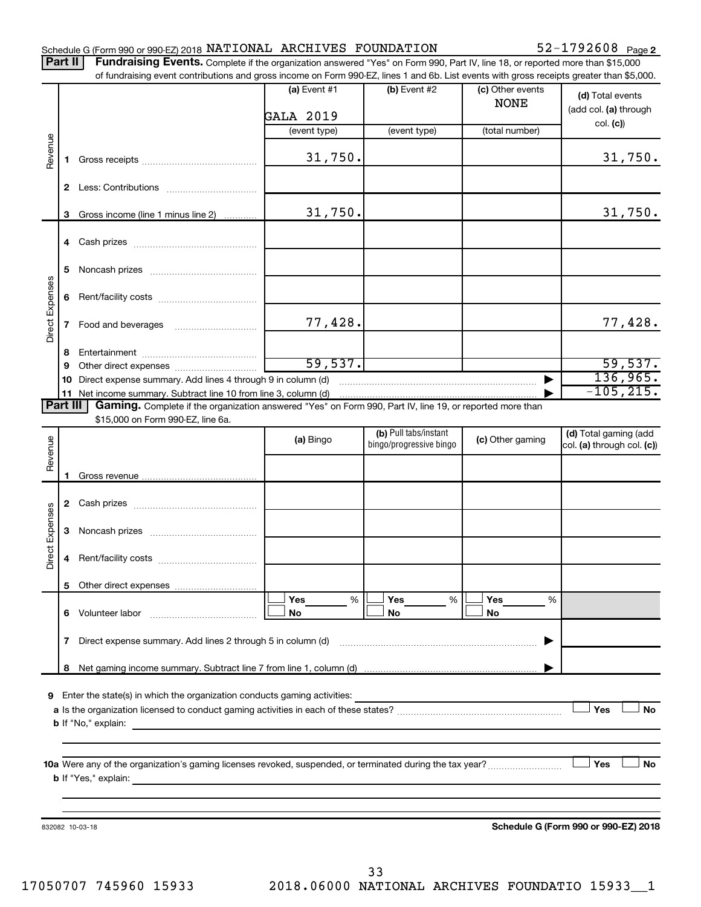Schedule G (Form 990 or 990-EZ) 2018 NATIONAL ARCHIVES FOUNDATION 52-1792608 Page 2

**Part II** **Fundraising Events.** Complete if the organization answered "Yes" on Form 990, Part IV, line 18, or reported more than $15,000 of fundraising event contributions and gross income on Form 990-EZ, lines 1 and 6b. List events with gross receipts greater than $5,000.

| | | (a) Event #1 GALA 2019 (event type) | (b) Event #2 (event type) | (c) Other events NONE (total number) | (d) Total events (add col. (a) through col. (c)) |
|---|---|---|---|---|---|
| Revenue | 1 Gross receipts | 31,750. | | | 31,750. |
| | 2 Less: Contributions | | | | |
| | 3 Gross income (line 1 minus line 2) | 31,750. | | | 31,750. |
| Direct Expenses | 4 Cash prizes | | | | |
| | 5 Noncash prizes | | | | |
| | 6 Rent/facility costs | | | | |
| | 7 Food and beverages | 77,428. | | | 77,428. |
| | 8 Entertainment | | | | |
| | 9 Other direct expenses | 59,537. | | | 59,537. |
| | 10 Direct expense summary. Add lines 4 through 9 in column (d) | | | | 136,965. |
| | 11 Net income summary. Subtract line 10 from line 3, column (d) | | | | -105,215. |

**Part III** **Gaming.** Complete if the organization answered "Yes" on Form 990, Part IV, line 19, or reported more than $15,000 on Form 990-EZ, line 6a.

| | | (a) Bingo | (b) Pull tabs/instant bingo/progressive bingo | (c) Other gaming | (d) Total gaming (add col. (a) through col. (c)) |
|---|---|---|---|---|---|
| Revenue | 1 Gross revenue | | | | |
| Direct Expenses | 2 Cash prizes | | | | |
| | 3 Noncash prizes | | | | |
| | 4 Rent/facility costs | | | | |
| | 5 Other direct expenses | | | | |
| | 6 Volunteer labor | ☐ Yes ___% ☐ No | ☐ Yes ___% ☐ No | ☐ Yes ___% ☐ No | |
| | 7 Direct expense summary. Add lines 2 through 5 in column (d) | | | | |
| | 8 Net gaming income summary. Subtract line 7 from line 1, column (d) | | | | |

**9** Enter the state(s) in which the organization conducts gaming activities:

**a** Is the organization licensed to conduct gaming activities in each of these states? ☐ Yes ☐ No

**b** If "No," explain:

**10a** Were any of the organization's gaming licenses revoked, suspended, or terminated during the tax year? ☐ Yes ☐ No

**b** If "Yes," explain:

832082 10-03-18

**Schedule G (Form 990 or 990-EZ) 2018**

17050707 745960 15933 2018.06000 NATIONAL ARCHIVES FOUNDATIO 15933__1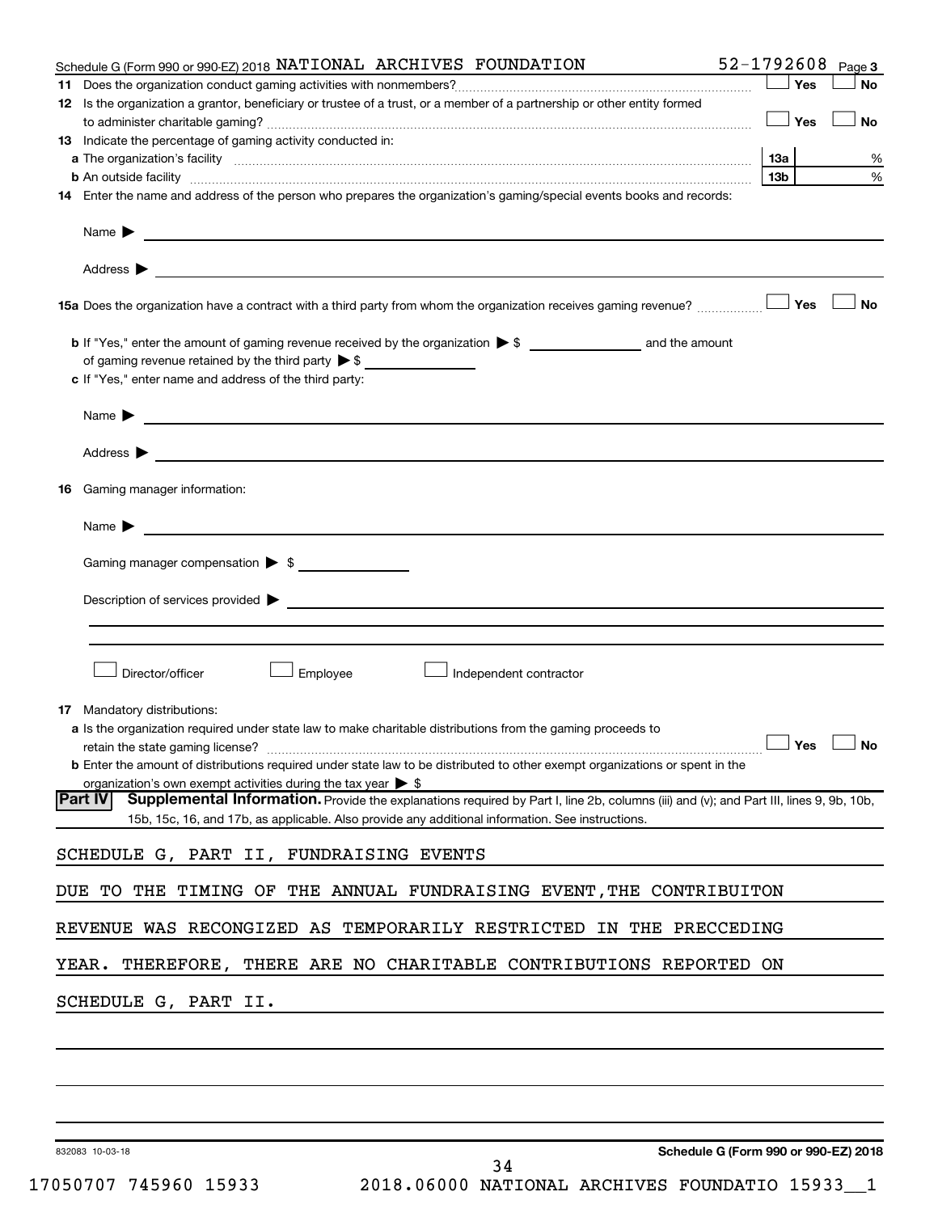Schedule G (Form 990 or 990-EZ) 2018 NATIONAL ARCHIVES FOUNDATION 52-1792608 Page 3

**11** Does the organization conduct gaming activities with nonmembers? ☐ Yes ☐ No

**12** Is the organization a grantor, beneficiary or trustee of a trust, or a member of a partnership or other entity formed to administer charitable gaming? ☐ Yes ☐ No

**13** Indicate the percentage of gaming activity conducted in:

**a** The organization's facility **13a** %

**b** An outside facility **13b** %

**14** Enter the name and address of the person who prepares the organization's gaming/special events books and records:

Name ▶

Address ▶

**15a** Does the organization have a contract with a third party from whom the organization receives gaming revenue? ☐ Yes ☐ No

**b** If "Yes," enter the amount of gaming revenue received by the organization ▶ $ ______ and the amount of gaming revenue retained by the third party ▶ $ ______

**c** If "Yes," enter name and address of the third party:

Name ▶

Address ▶

**16** Gaming manager information:

Name ▶

Gaming manager compensation ▶ $

Description of services provided ▶

☐ Director/officer ☐ Employee ☐ Independent contractor

**17** Mandatory distributions:

**a** Is the organization required under state law to make charitable distributions from the gaming proceeds to retain the state gaming license? ☐ Yes ☐ No

**b** Enter the amount of distributions required under state law to be distributed to other exempt organizations or spent in the organization's own exempt activities during the tax year ▶ $

**Part IV** **Supplemental Information.** Provide the explanations required by Part I, line 2b, columns (iii) and (v); and Part III, lines 9, 9b, 10b, 15b, 15c, 16, and 17b, as applicable. Also provide any additional information. See instructions.

SCHEDULE G, PART II, FUNDRAISING EVENTS

DUE TO THE TIMING OF THE ANNUAL FUNDRAISING EVENT,THE CONTRIBUITON REVENUE WAS RECONGIZED AS TEMPORARILY RESTRICTED IN THE PRECCEDING YEAR. THEREFORE, THERE ARE NO CHARITABLE CONTRIBUTIONS REPORTED ON SCHEDULE G, PART II.

832083 10-03-18 **Schedule G (Form 990 or 990-EZ) 2018**

17050707 745960 15933 2018.06000 NATIONAL ARCHIVES FOUNDATIO 15933__1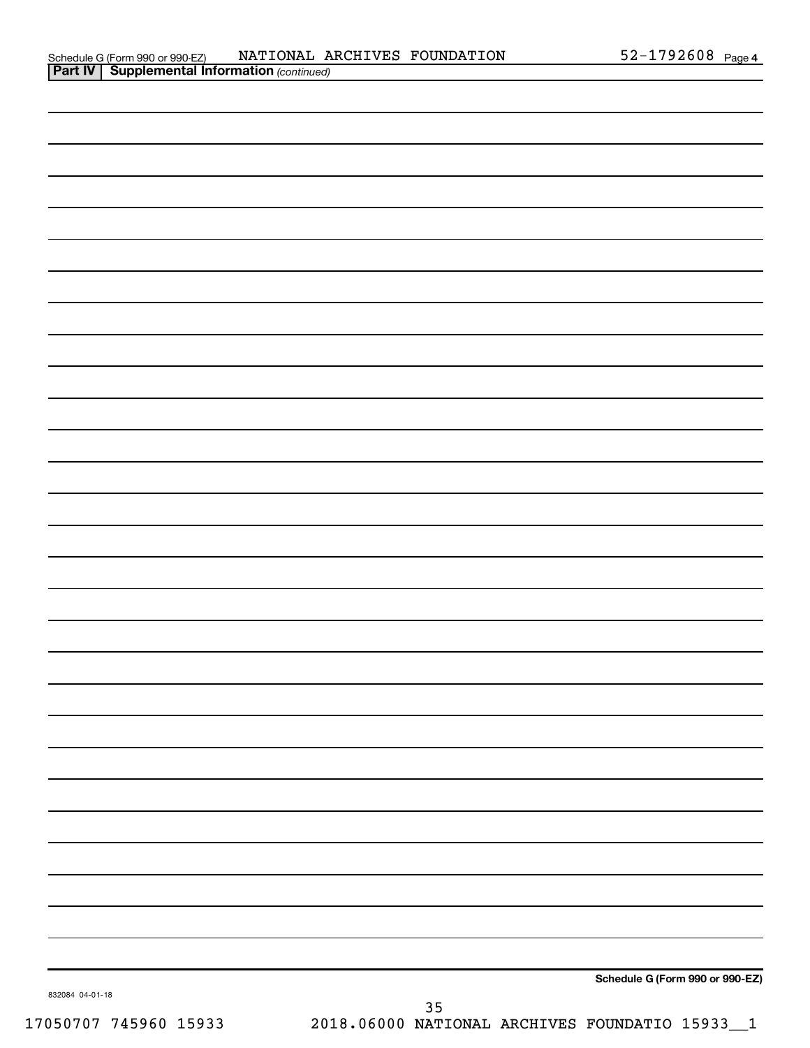Schedule G (Form 990 or 990-EZ) NATIONAL ARCHIVES FOUNDATION 52-1792608 Page 4

**Part IV | Supplemental Information** *(continued)*

**Schedule G (Form 990 or 990-EZ)**

832084 04-01-18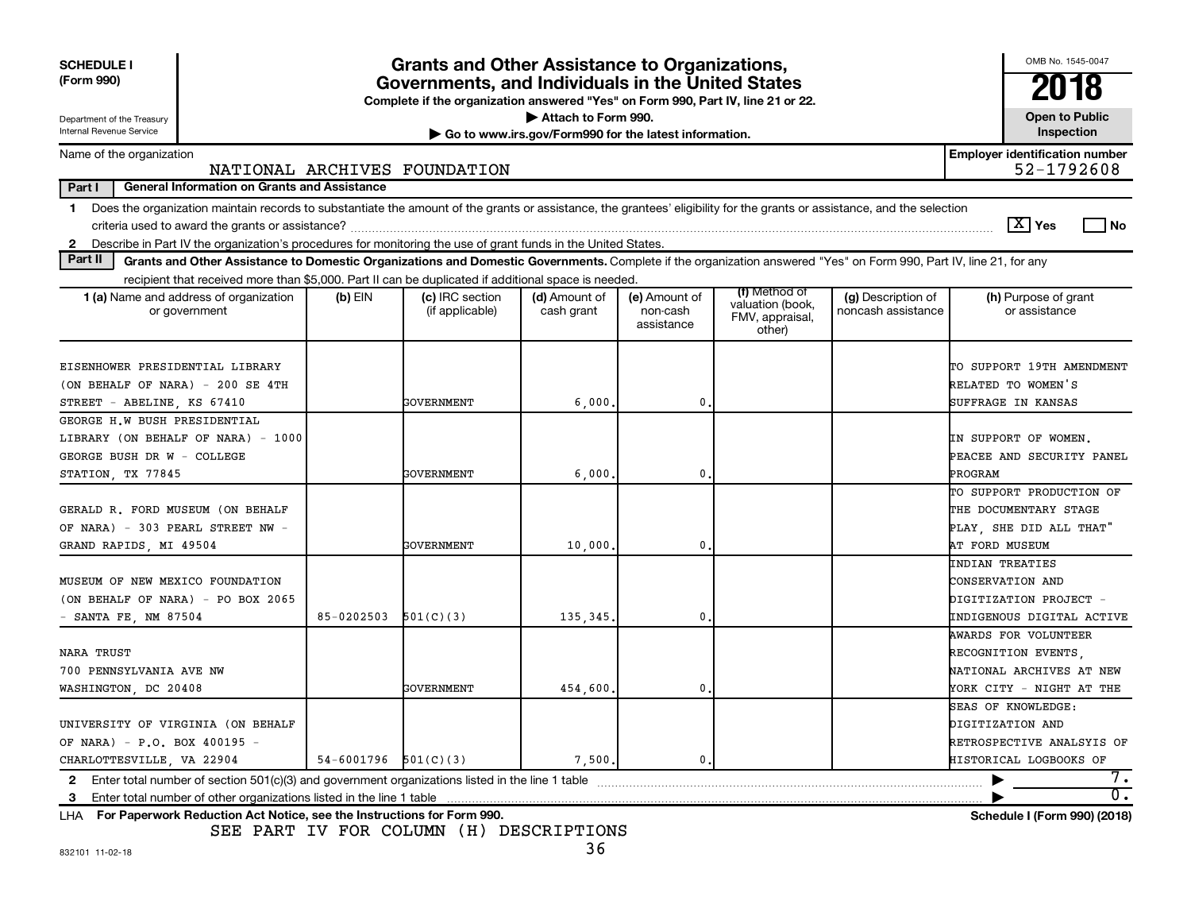**SCHEDULE I (Form 990)**

Department of the Treasury
Internal Revenue Service

# Grants and Other Assistance to Organizations, Governments, and Individuals in the United States

**Complete if the organization answered "Yes" on Form 990, Part IV, line 21 or 22.**

▶ Attach to Form 990.

▶ Go to www.irs.gov/Form990 for the latest information.

OMB No. 1545-0047

**2018**

**Open to Public Inspection**

Name of the organization: NATIONAL ARCHIVES FOUNDATION

Employer identification number: 52-1792608

**Part I — General Information on Grants and Assistance**

1 Does the organization maintain records to substantiate the amount of the grants or assistance, the grantees' eligibility for the grants or assistance, and the selection criteria used to award the grants or assistance? [X] Yes [ ] No

2 Describe in Part IV the organization's procedures for monitoring the use of grant funds in the United States.

**Part II — Grants and Other Assistance to Domestic Organizations and Domestic Governments.** Complete if the organization answered "Yes" on Form 990, Part IV, line 21, for any recipient that received more than $5,000. Part II can be duplicated if additional space is needed.

| 1 (a) Name and address of organization or government | (b) EIN | (c) IRC section (if applicable) | (d) Amount of cash grant | (e) Amount of non-cash assistance | (f) Method of valuation (book, FMV, appraisal, other) | (g) Description of noncash assistance | (h) Purpose of grant or assistance |
|---|---|---|---|---|---|---|---|
| EISENHOWER PRESIDENTIAL LIBRARY (ON BEHALF OF NARA) - 200 SE 4TH STREET - ABELINE, KS 67410 | | GOVERNMENT | 6,000. | 0. | | | TO SUPPORT 19TH AMENDMENT RELATED TO WOMEN'S SUFFRAGE IN KANSAS |
| GEORGE H.W BUSH PRESIDENTIAL LIBRARY (ON BEHALF OF NARA) - 1000 GEORGE BUSH DR W - COLLEGE STATION, TX 77845 | | GOVERNMENT | 6,000. | 0. | | | IN SUPPORT OF WOMEN. PEACEE AND SECURITY PANEL PROGRAM |
| GERALD R. FORD MUSEUM (ON BEHALF OF NARA) - 303 PEARL STREET NW - GRAND RAPIDS, MI 49504 | | GOVERNMENT | 10,000. | 0. | | | TO SUPPORT PRODUCTION OF THE DOCUMENTARY STAGE PLAY, SHE DID ALL THAT" AT FORD MUSEUM |
| MUSEUM OF NEW MEXICO FOUNDATION (ON BEHALF OF NARA) - PO BOX 2065 - SANTA FE, NM 87504 | 85-0202503 | 501(C)(3) | 135,345. | 0. | | | INDIAN TREATIES CONSERVATION AND DIGITIZATION PROJECT - INDIGENOUS DIGITAL ACTIVE |
| NARA TRUST 700 PENNSYLVANIA AVE NW WASHINGTON, DC 20408 | | GOVERNMENT | 454,600. | 0. | | | AWARDS FOR VOLUNTEER RECOGNITION EVENTS, NATIONAL ARCHIVES AT NEW YORK CITY - NIGHT AT THE |
| UNIVERSITY OF VIRGINIA (ON BEHALF OF NARA) - P.O. BOX 400195 - CHARLOTTESVILLE, VA 22904 | 54-6001796 | 501(C)(3) | 7,500. | 0. | | | SEAS OF KNOWLEDGE: DIGITIZATION AND RETROSPECTIVE ANALSYIS OF HISTORICAL LOGBOOKS OF |

2 Enter total number of section 501(c)(3) and government organizations listed in the line 1 table ▶ 7.

3 Enter total number of other organizations listed in the line 1 table ▶ 0.

LHA **For Paperwork Reduction Act Notice, see the Instructions for Form 990.** **Schedule I (Form 990) (2018)**

SEE PART IV FOR COLUMN (H) DESCRIPTIONS

832101 11-02-18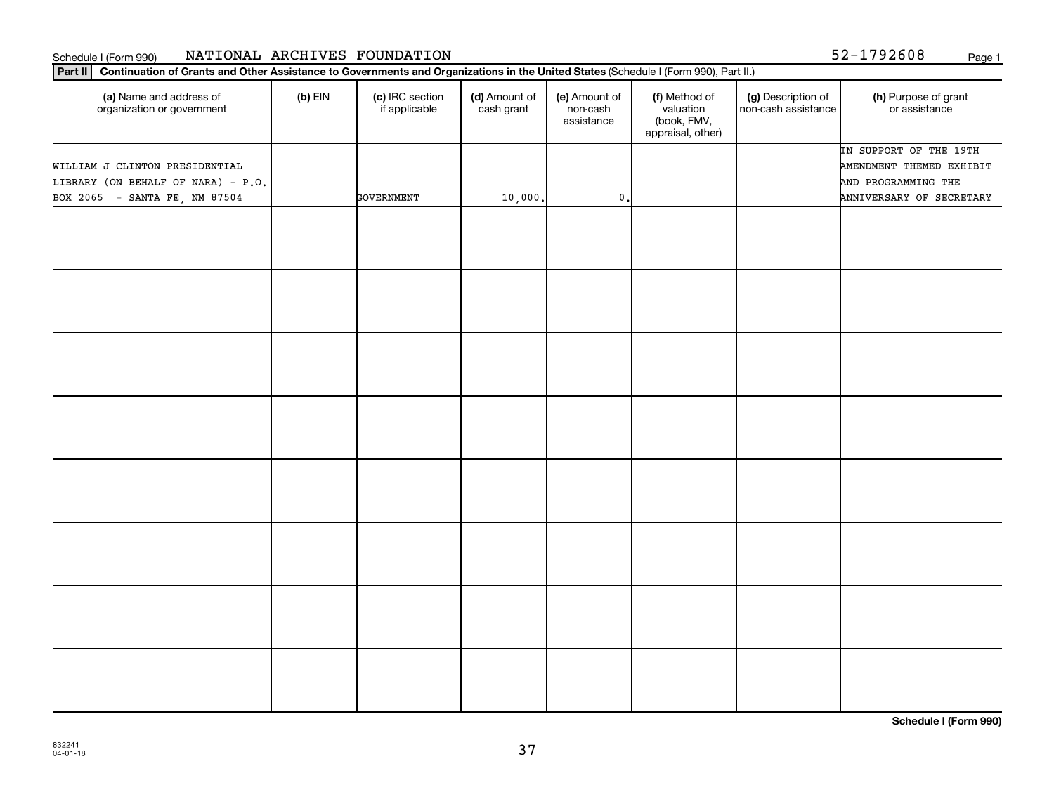Schedule I (Form 990) NATIONAL ARCHIVES FOUNDATION 52-1792608

**Part II** **Continuation of Grants and Other Assistance to Governments and Organizations in the United States** (Schedule I (Form 990), Part II.)

| (a) Name and address of organization or government | (b) EIN | (c) IRC section if applicable | (d) Amount of cash grant | (e) Amount of non-cash assistance | (f) Method of valuation (book, FMV, appraisal, other) | (g) Description of non-cash assistance | (h) Purpose of grant or assistance |
|---|---|---|---|---|---|---|---|
| WILLIAM J CLINTON PRESIDENTIAL LIBRARY (ON BEHALF OF NARA) - P.O. BOX 2065 - SANTA FE, NM 87504 | | GOVERNMENT | 10,000. | 0. | | | IN SUPPORT OF THE 19TH AMENDMENT THEMED EXHIBIT AND PROGRAMMING THE ANNIVERSARY OF SECRETARY |
| | | | | | | | |
| | | | | | | | |
| | | | | | | | |
| | | | | | | | |
| | | | | | | | |
| | | | | | | | |
| | | | | | | | |
| | | | | | | | |

**Schedule I (Form 990)**

832241
04-01-18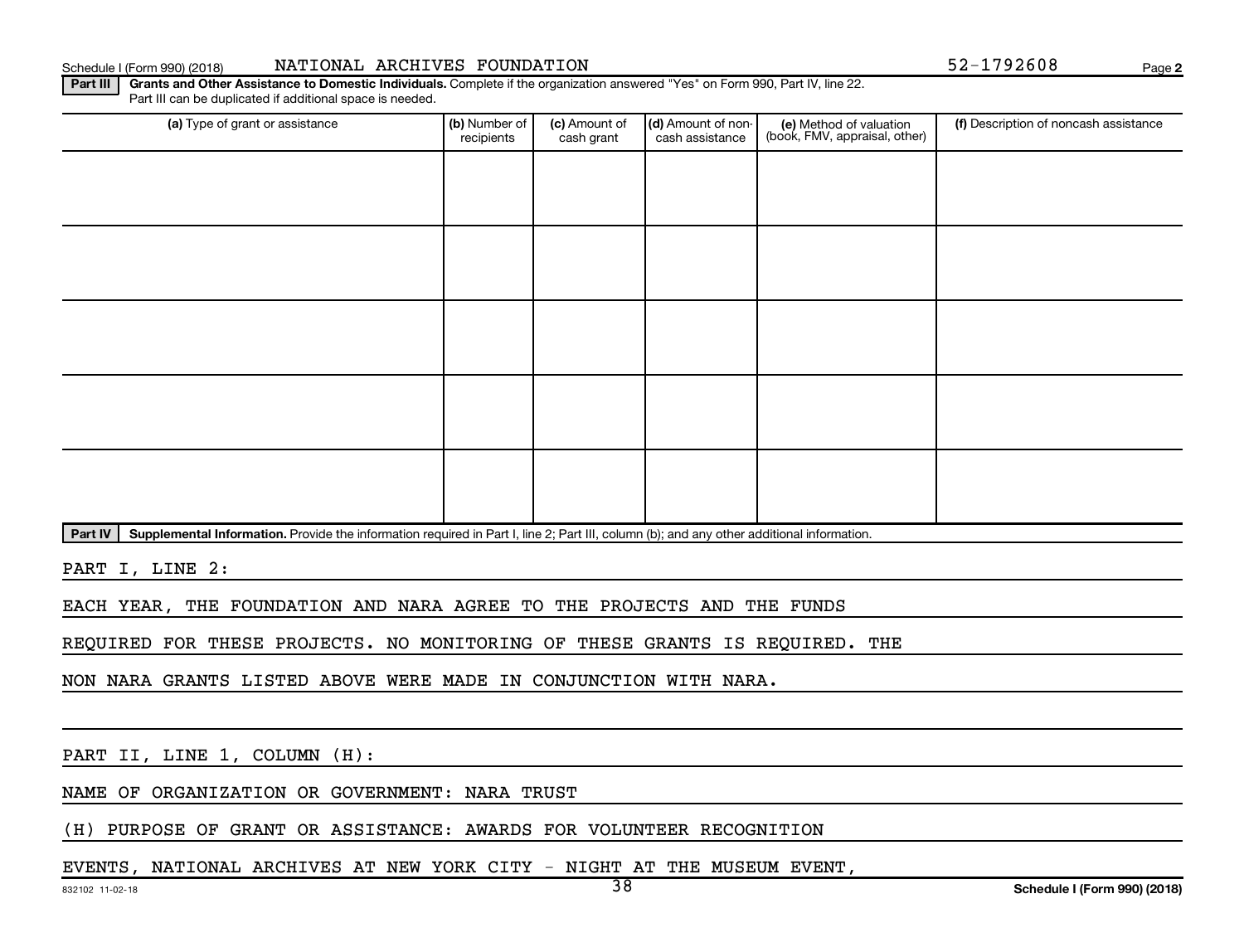Schedule I (Form 990) (2018) NATIONAL ARCHIVES FOUNDATION 52-1792608 Page 2

**Part III** **Grants and Other Assistance to Domestic Individuals.** Complete if the organization answered "Yes" on Form 990, Part IV, line 22. Part III can be duplicated if additional space is needed.

| (a) Type of grant or assistance | (b) Number of recipients | (c) Amount of cash grant | (d) Amount of non-cash assistance | (e) Method of valuation (book, FMV, appraisal, other) | (f) Description of noncash assistance |
|---|---|---|---|---|---|
| | | | | | |
| | | | | | |
| | | | | | |
| | | | | | |
| | | | | | |

**Part IV** **Supplemental Information.** Provide the information required in Part I, line 2; Part III, column (b); and any other additional information.

PART I, LINE 2:

EACH YEAR, THE FOUNDATION AND NARA AGREE TO THE PROJECTS AND THE FUNDS REQUIRED FOR THESE PROJECTS. NO MONITORING OF THESE GRANTS IS REQUIRED. THE NON NARA GRANTS LISTED ABOVE WERE MADE IN CONJUNCTION WITH NARA.

PART II, LINE 1, COLUMN (H):

NAME OF ORGANIZATION OR GOVERNMENT: NARA TRUST

(H) PURPOSE OF GRANT OR ASSISTANCE: AWARDS FOR VOLUNTEER RECOGNITION EVENTS, NATIONAL ARCHIVES AT NEW YORK CITY - NIGHT AT THE MUSEUM EVENT,

832102 11-02-18 Schedule I (Form 990) (2018)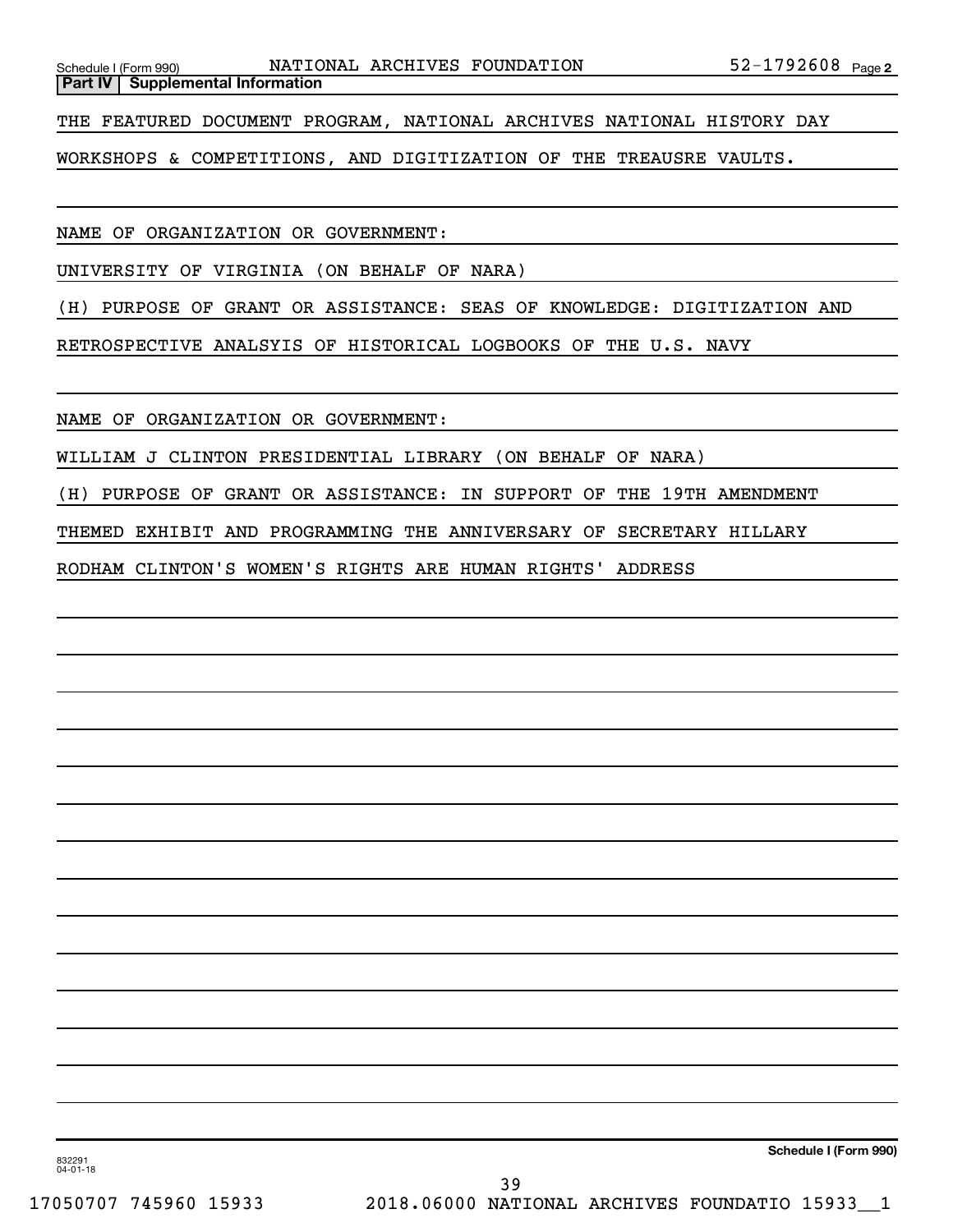Schedule I (Form 990) NATIONAL ARCHIVES FOUNDATION 52-1792608 Page 2

**Part IV | Supplemental Information**

THE FEATURED DOCUMENT PROGRAM, NATIONAL ARCHIVES NATIONAL HISTORY DAY WORKSHOPS & COMPETITIONS, AND DIGITIZATION OF THE TREAUSRE VAULTS.

NAME OF ORGANIZATION OR GOVERNMENT:

UNIVERSITY OF VIRGINIA (ON BEHALF OF NARA)

(H) PURPOSE OF GRANT OR ASSISTANCE: SEAS OF KNOWLEDGE: DIGITIZATION AND RETROSPECTIVE ANALSYIS OF HISTORICAL LOGBOOKS OF THE U.S. NAVY

NAME OF ORGANIZATION OR GOVERNMENT:

WILLIAM J CLINTON PRESIDENTIAL LIBRARY (ON BEHALF OF NARA)

(H) PURPOSE OF GRANT OR ASSISTANCE: IN SUPPORT OF THE 19TH AMENDMENT THEMED EXHIBIT AND PROGRAMMING THE ANNIVERSARY OF SECRETARY HILLARY RODHAM CLINTON'S WOMEN'S RIGHTS ARE HUMAN RIGHTS' ADDRESS

832291 04-01-18

**Schedule I (Form 990)**

17050707 745960 15933 2018.06000 NATIONAL ARCHIVES FOUNDATIO 15933__1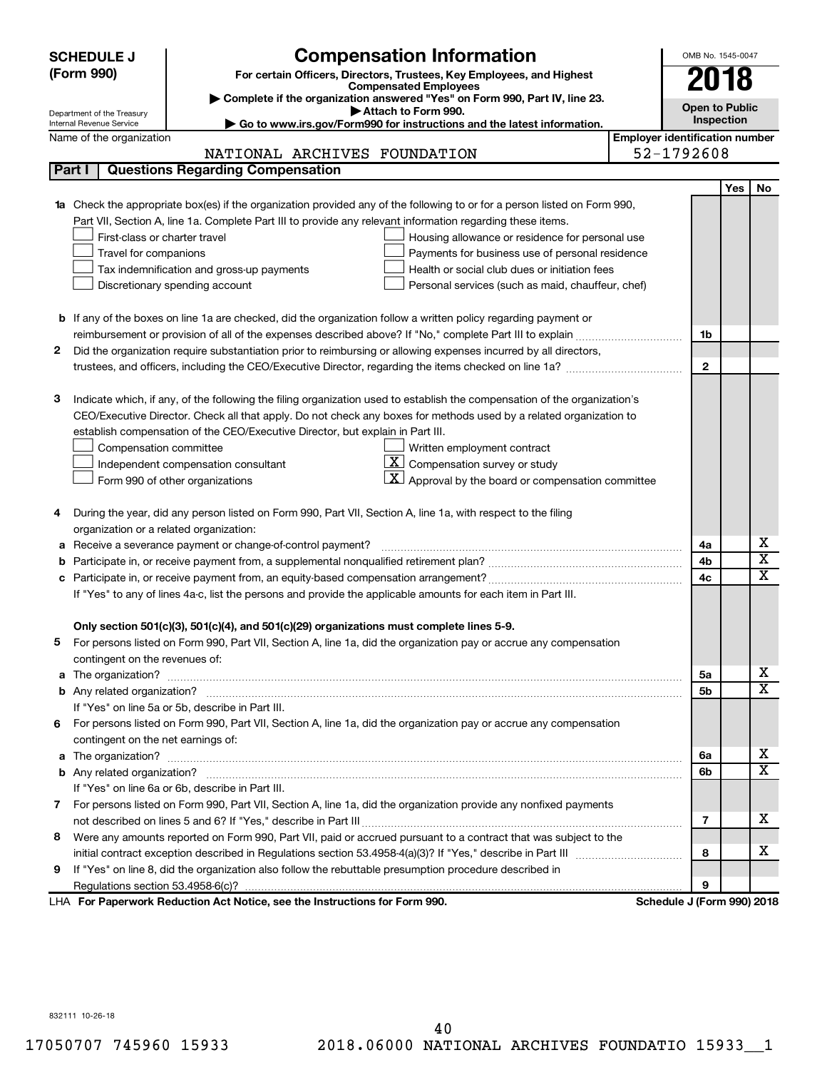**SCHEDULE J (Form 990)**

Department of the Treasury
Internal Revenue Service

# Compensation Information

**For certain Officers, Directors, Trustees, Key Employees, and Highest Compensated Employees**

▶ Complete if the organization answered "Yes" on Form 990, Part IV, line 23.
▶ Attach to Form 990.
▶ Go to www.irs.gov/Form990 for instructions and the latest information.

OMB No. 1545-0047

**2018**

**Open to Public Inspection**

Name of the organization: NATIONAL ARCHIVES FOUNDATION

Employer identification number: 52-1792608

## Part I | Questions Regarding Compensation

| | | Line | Yes | No |
|---|---|---|---|---|
| **1a** | Check the appropriate box(es) if the organization provided any of the following to or for a person listed on Form 990, Part VII, Section A, line 1a. Complete Part III to provide any relevant information regarding these items. | | | |
| | ☐ First-class or charter travel ☐ Housing allowance or residence for personal use | | | |
| | ☐ Travel for companions ☐ Payments for business use of personal residence | | | |
| | ☐ Tax indemnification and gross-up payments ☐ Health or social club dues or initiation fees | | | |
| | ☐ Discretionary spending account ☐ Personal services (such as maid, chauffeur, chef) | | | |
| **b** | If any of the boxes on line 1a are checked, did the organization follow a written policy regarding payment or reimbursement or provision of all of the expenses described above? If "No," complete Part III to explain | 1b | | |
| **2** | Did the organization require substantiation prior to reimbursing or allowing expenses incurred by all directors, trustees, and officers, including the CEO/Executive Director, regarding the items checked on line 1a? | 2 | | |
| **3** | Indicate which, if any, of the following the filing organization used to establish the compensation of the organization's CEO/Executive Director. Check all that apply. Do not check any boxes for methods used by a related organization to establish compensation of the CEO/Executive Director, but explain in Part III. | | | |
| | ☐ Compensation committee ☐ Written employment contract | | | |
| | ☐ Independent compensation consultant ☒ Compensation survey or study | | | |
| | ☐ Form 990 of other organizations ☒ Approval by the board or compensation committee | | | |
| **4** | During the year, did any person listed on Form 990, Part VII, Section A, line 1a, with respect to the filing organization or a related organization: | | | |
| **a** | Receive a severance payment or change-of-control payment? | 4a | | X |
| **b** | Participate in, or receive payment from, a supplemental nonqualified retirement plan? | 4b | | X |
| **c** | Participate in, or receive payment from, an equity-based compensation arrangement? | 4c | | X |
| | If "Yes" to any of lines 4a-c, list the persons and provide the applicable amounts for each item in Part III. | | | |
| | **Only section 501(c)(3), 501(c)(4), and 501(c)(29) organizations must complete lines 5-9.** | | | |
| **5** | For persons listed on Form 990, Part VII, Section A, line 1a, did the organization pay or accrue any compensation contingent on the revenues of: | | | |
| **a** | The organization? | 5a | | X |
| **b** | Any related organization? | 5b | | X |
| | If "Yes" on line 5a or 5b, describe in Part III. | | | |
| **6** | For persons listed on Form 990, Part VII, Section A, line 1a, did the organization pay or accrue any compensation contingent on the net earnings of: | | | |
| **a** | The organization? | 6a | | X |
| **b** | Any related organization? | 6b | | X |
| | If "Yes" on line 6a or 6b, describe in Part III. | | | |
| **7** | For persons listed on Form 990, Part VII, Section A, line 1a, did the organization provide any nonfixed payments not described on lines 5 and 6? If "Yes," describe in Part III | 7 | | X |
| **8** | Were any amounts reported on Form 990, Part VII, paid or accrued pursuant to a contract that was subject to the initial contract exception described in Regulations section 53.4958-4(a)(3)? If "Yes," describe in Part III | 8 | | X |
| **9** | If "Yes" on line 8, did the organization also follow the rebuttable presumption procedure described in Regulations section 53.4958-6(c)? | 9 | | |

LHA **For Paperwork Reduction Act Notice, see the Instructions for Form 990.** **Schedule J (Form 990) 2018**

832111 10-26-18

17050707 745960 15933 2018.06000 NATIONAL ARCHIVES FOUNDATIO 15933__1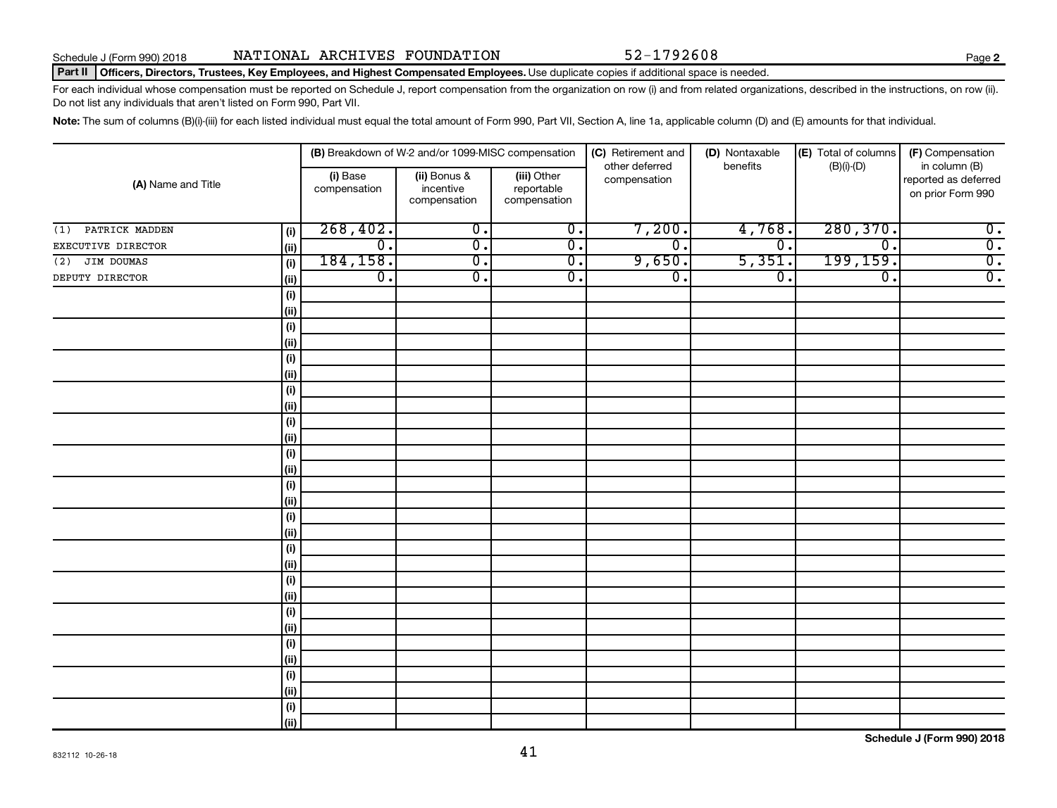Schedule J (Form 990) 2018 NATIONAL ARCHIVES FOUNDATION 52-1792608

**Part II Officers, Directors, Trustees, Key Employees, and Highest Compensated Employees.** Use duplicate copies if additional space is needed.

For each individual whose compensation must be reported on Schedule J, report compensation from the organization on row (i) and from related organizations, described in the instructions, on row (ii). Do not list any individuals that aren't listed on Form 990, Part VII.

**Note:** The sum of columns (B)(i)-(iii) for each listed individual must equal the total amount of Form 990, Part VII, Section A, line 1a, applicable column (D) and (E) amounts for that individual.

| (A) Name and Title | | (B) Breakdown of W-2 and/or 1099-MISC compensation | | | (C) Retirement and other deferred compensation | (D) Nontaxable benefits | (E) Total of columns (B)(i)-(D) | (F) Compensation in column (B) reported as deferred on prior Form 990 |
|---|---|---|---|---|---|---|---|---|
| | | (i) Base compensation | (ii) Bonus & incentive compensation | (iii) Other reportable compensation | | | | |
| (1) PATRICK MADDEN | (i) | 268,402. | 0. | 0. | 7,200. | 4,768. | 280,370. | 0. |
| EXECUTIVE DIRECTOR | (ii) | 0. | 0. | 0. | 0. | 0. | 0. | 0. |
| (2) JIM DOUMAS | (i) | 184,158. | 0. | 0. | 9,650. | 5,351. | 199,159. | 0. |
| DEPUTY DIRECTOR | (ii) | 0. | 0. | 0. | 0. | 0. | 0. | 0. |

Schedule J (Form 990) 2018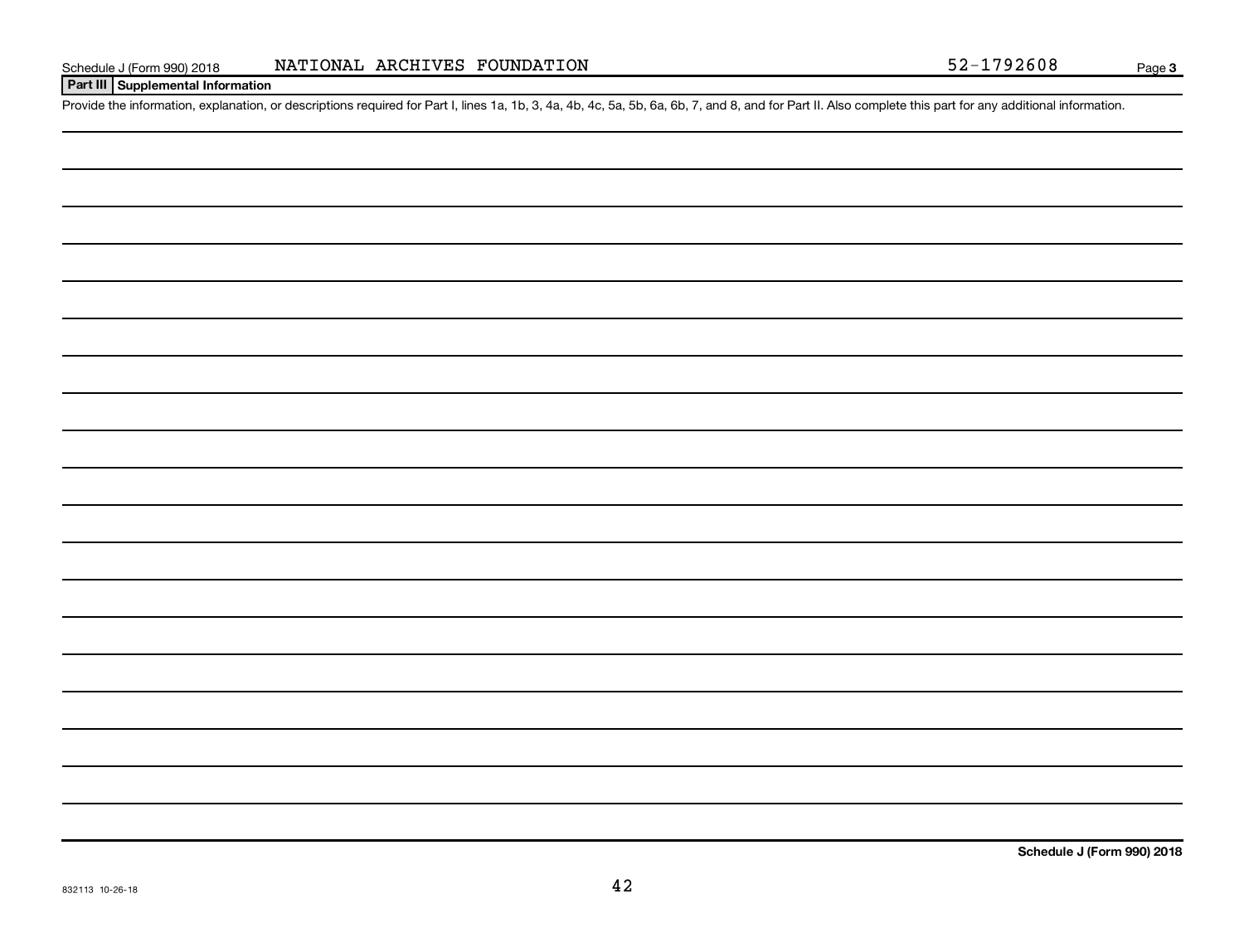Schedule J (Form 990) 2018 NATIONAL ARCHIVES FOUNDATION 52-1792608 Page 3

## Part III Supplemental Information

Provide the information, explanation, or descriptions required for Part I, lines 1a, 1b, 3, 4a, 4b, 4c, 5a, 5b, 6a, 6b, 7, and 8, and for Part II. Also complete this part for any additional information.

Schedule J (Form 990) 2018

832113 10-26-18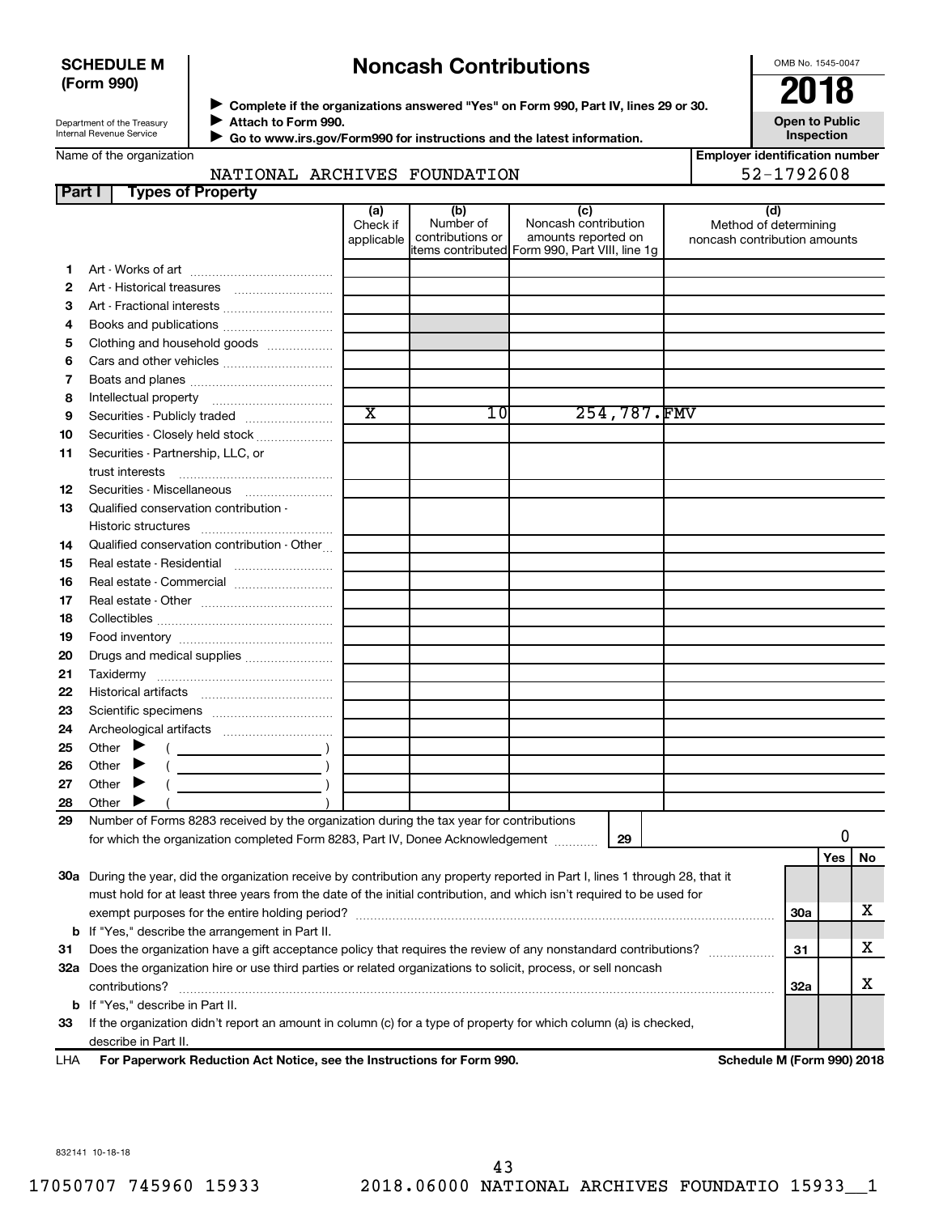**SCHEDULE M (Form 990)**

Department of the Treasury
Internal Revenue Service

# Noncash Contributions

▶ **Complete if the organizations answered "Yes" on Form 990, Part IV, lines 29 or 30.**
▶ **Attach to Form 990.**
▶ **Go to www.irs.gov/Form990 for instructions and the latest information.**

OMB No. 1545-0047

**2018**

**Open to Public Inspection**

Name of the organization: NATIONAL ARCHIVES FOUNDATION

**Employer identification number**: 52-1792608

**Part I Types of Property**

| | | (a) Check if applicable | (b) Number of contributions or items contributed | (c) Noncash contribution amounts reported on Form 990, Part VIII, line 1g | (d) Method of determining noncash contribution amounts |
|---|---|---|---|---|---|
| 1 | Art - Works of art | | | | |
| 2 | Art - Historical treasures | | | | |
| 3 | Art - Fractional interests | | | | |
| 4 | Books and publications | | | | |
| 5 | Clothing and household goods | | | | |
| 6 | Cars and other vehicles | | | | |
| 7 | Boats and planes | | | | |
| 8 | Intellectual property | | | | |
| 9 | Securities - Publicly traded | X | 10 | 254,787. | FMV |
| 10 | Securities - Closely held stock | | | | |
| 11 | Securities - Partnership, LLC, or trust interests | | | | |
| 12 | Securities - Miscellaneous | | | | |
| 13 | Qualified conservation contribution - Historic structures | | | | |
| 14 | Qualified conservation contribution - Other | | | | |
| 15 | Real estate - Residential | | | | |
| 16 | Real estate - Commercial | | | | |
| 17 | Real estate - Other | | | | |
| 18 | Collectibles | | | | |
| 19 | Food inventory | | | | |
| 20 | Drugs and medical supplies | | | | |
| 21 | Taxidermy | | | | |
| 22 | Historical artifacts | | | | |
| 23 | Scientific specimens | | | | |
| 24 | Archeological artifacts | | | | |
| 25 | Other ▶ ( ) | | | | |
| 26 | Other ▶ ( ) | | | | |
| 27 | Other ▶ ( ) | | | | |
| 28 | Other ▶ ( ) | | | | |

**29** Number of Forms 8283 received by the organization during the tax year for contributions for which the organization completed Form 8283, Part IV, Donee Acknowledgement ..... **29** 0

| | | | Yes | No |
|---|---|---|---|---|
| **30a** | During the year, did the organization receive by contribution any property reported in Part I, lines 1 through 28, that it must hold for at least three years from the date of the initial contribution, and which isn't required to be used for exempt purposes for the entire holding period? | 30a | | X |
| **b** | If "Yes," describe the arrangement in Part II. | | | |
| **31** | Does the organization have a gift acceptance policy that requires the review of any nonstandard contributions? | 31 | | X |
| **32a** | Does the organization hire or use third parties or related organizations to solicit, process, or sell noncash contributions? | 32a | | X |
| **b** | If "Yes," describe in Part II. | | | |
| **33** | If the organization didn't report an amount in column (c) for a type of property for which column (a) is checked, describe in Part II. | | | |

LHA **For Paperwork Reduction Act Notice, see the Instructions for Form 990.** **Schedule M (Form 990) 2018**

832141 10-18-18

17050707 745960 15933 2018.06000 NATIONAL ARCHIVES FOUNDATIO 15933__1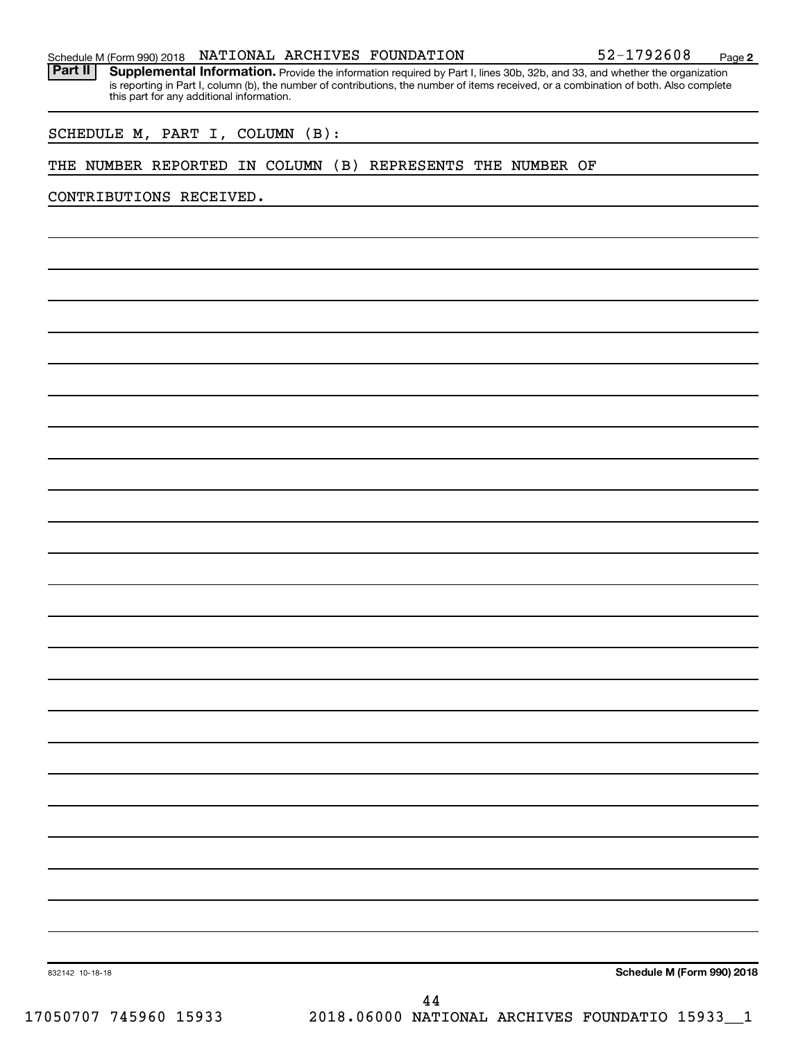Schedule M (Form 990) 2018 NATIONAL ARCHIVES FOUNDATION 52-1792608 Page 2

**Part II** **Supplemental Information.** Provide the information required by Part I, lines 30b, 32b, and 33, and whether the organization is reporting in Part I, column (b), the number of contributions, the number of items received, or a combination of both. Also complete this part for any additional information.

SCHEDULE M, PART I, COLUMN (B):

THE NUMBER REPORTED IN COLUMN (B) REPRESENTS THE NUMBER OF CONTRIBUTIONS RECEIVED.

832142 10-18-18 **Schedule M (Form 990) 2018**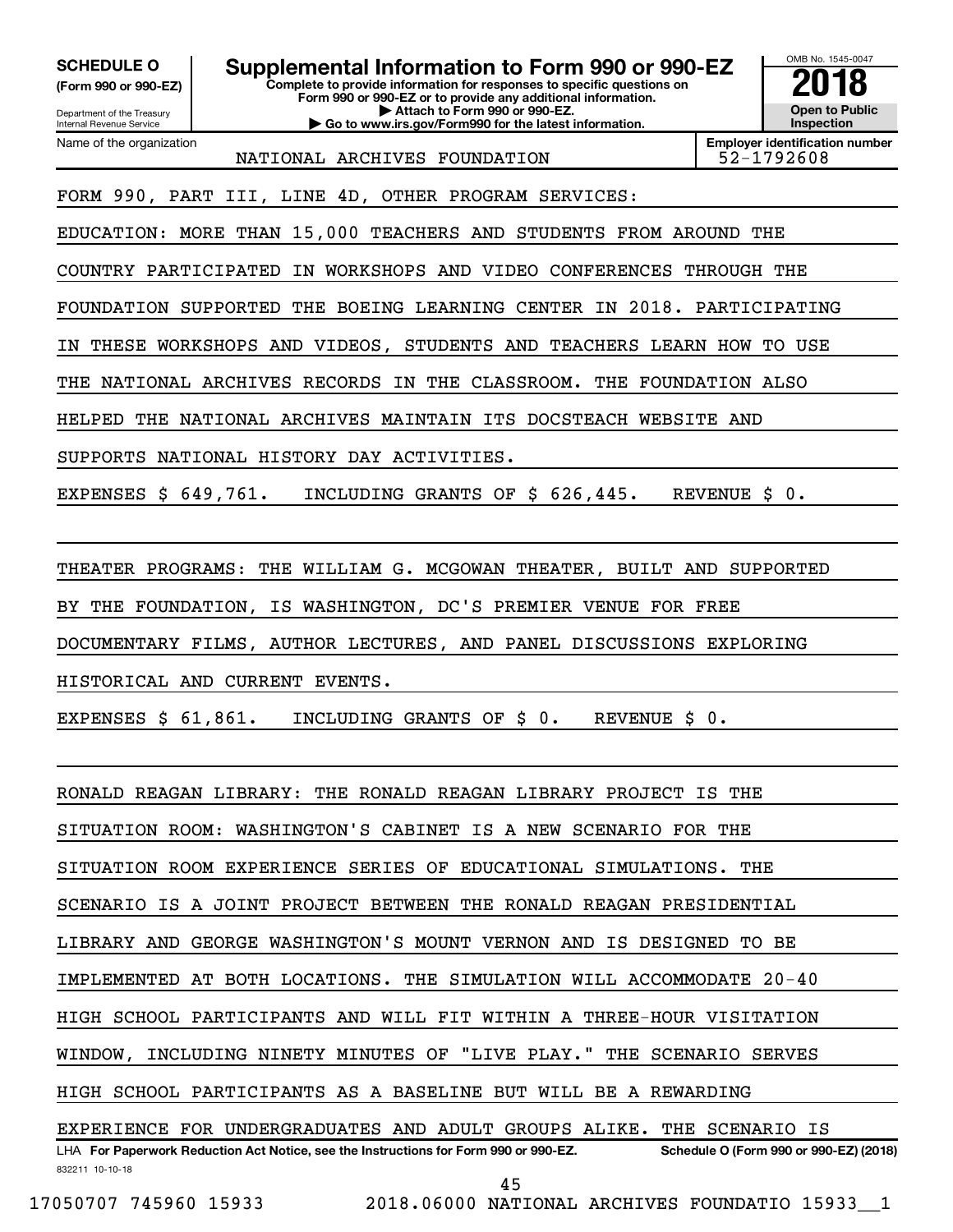**SCHEDULE O (Form 990 or 990-EZ)**

Department of the Treasury
Internal Revenue Service

# Supplemental Information to Form 990 or 990-EZ

**Complete to provide information for responses to specific questions on Form 990 or 990-EZ or to provide any additional information.**
**▶ Attach to Form 990 or 990-EZ.**
**▶ Go to www.irs.gov/Form990 for the latest information.**

OMB No. 1545-0047

**2018**

**Open to Public Inspection**

Name of the organization: NATIONAL ARCHIVES FOUNDATION

**Employer identification number**: 52-1792608

FORM 990, PART III, LINE 4D, OTHER PROGRAM SERVICES:

EDUCATION: MORE THAN 15,000 TEACHERS AND STUDENTS FROM AROUND THE COUNTRY PARTICIPATED IN WORKSHOPS AND VIDEO CONFERENCES THROUGH THE FOUNDATION SUPPORTED THE BOEING LEARNING CENTER IN 2018. PARTICIPATING IN THESE WORKSHOPS AND VIDEOS, STUDENTS AND TEACHERS LEARN HOW TO USE THE NATIONAL ARCHIVES RECORDS IN THE CLASSROOM. THE FOUNDATION ALSO HELPED THE NATIONAL ARCHIVES MAINTAIN ITS DOCSTEACH WEBSITE AND SUPPORTS NATIONAL HISTORY DAY ACTIVITIES.

EXPENSES $ 649,761. INCLUDING GRANTS OF $ 626,445. REVENUE $ 0.

THEATER PROGRAMS: THE WILLIAM G. MCGOWAN THEATER, BUILT AND SUPPORTED BY THE FOUNDATION, IS WASHINGTON, DC'S PREMIER VENUE FOR FREE DOCUMENTARY FILMS, AUTHOR LECTURES, AND PANEL DISCUSSIONS EXPLORING HISTORICAL AND CURRENT EVENTS.

EXPENSES $ 61,861. INCLUDING GRANTS OF $ 0. REVENUE $ 0.

RONALD REAGAN LIBRARY: THE RONALD REAGAN LIBRARY PROJECT IS THE SITUATION ROOM: WASHINGTON'S CABINET IS A NEW SCENARIO FOR THE SITUATION ROOM EXPERIENCE SERIES OF EDUCATIONAL SIMULATIONS. THE SCENARIO IS A JOINT PROJECT BETWEEN THE RONALD REAGAN PRESIDENTIAL LIBRARY AND GEORGE WASHINGTON'S MOUNT VERNON AND IS DESIGNED TO BE IMPLEMENTED AT BOTH LOCATIONS. THE SIMULATION WILL ACCOMMODATE 20-40 HIGH SCHOOL PARTICIPANTS AND WILL FIT WITHIN A THREE-HOUR VISITATION WINDOW, INCLUDING NINETY MINUTES OF "LIVE PLAY." THE SCENARIO SERVES HIGH SCHOOL PARTICIPANTS AS A BASELINE BUT WILL BE A REWARDING EXPERIENCE FOR UNDERGRADUATES AND ADULT GROUPS ALIKE. THE SCENARIO IS

LHA **For Paperwork Reduction Act Notice, see the Instructions for Form 990 or 990-EZ.** **Schedule O (Form 990 or 990-EZ) (2018)**
832211 10-10-18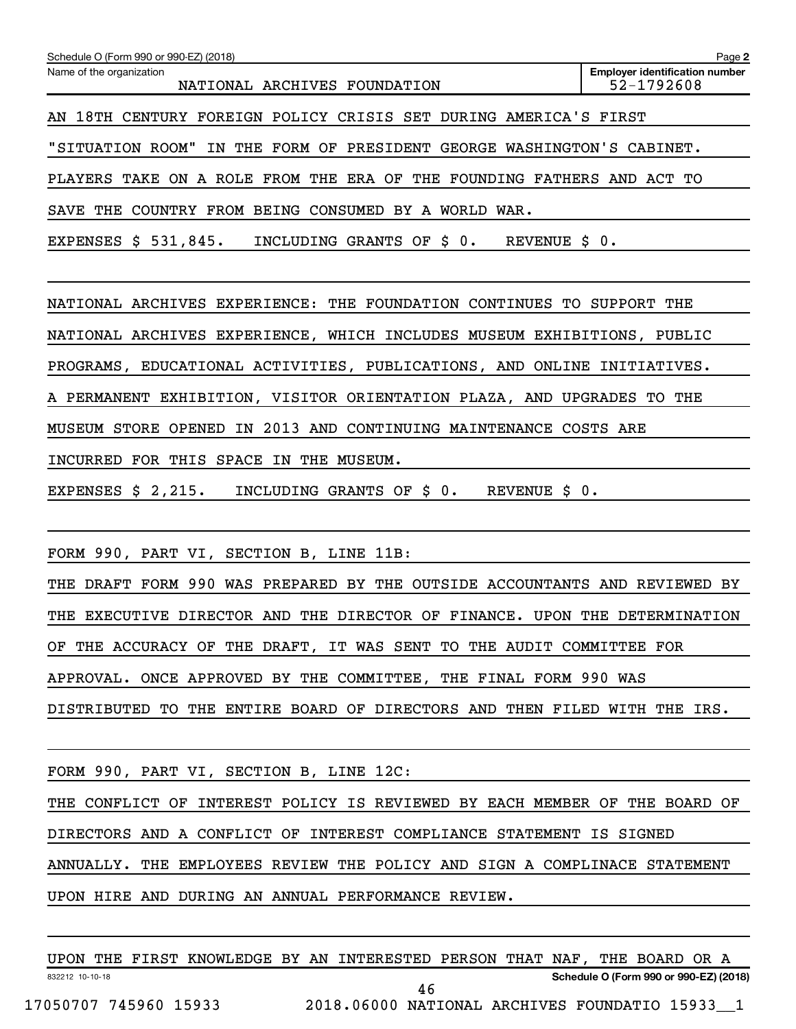Schedule O (Form 990 or 990-EZ) (2018)

Name of the organization: NATIONAL ARCHIVES FOUNDATION

Employer identification number: 52-1792608

AN 18TH CENTURY FOREIGN POLICY CRISIS SET DURING AMERICA'S FIRST "SITUATION ROOM" IN THE FORM OF PRESIDENT GEORGE WASHINGTON'S CABINET. PLAYERS TAKE ON A ROLE FROM THE ERA OF THE FOUNDING FATHERS AND ACT TO SAVE THE COUNTRY FROM BEING CONSUMED BY A WORLD WAR.

EXPENSES $ 531,845. INCLUDING GRANTS OF $ 0. REVENUE $ 0.

NATIONAL ARCHIVES EXPERIENCE: THE FOUNDATION CONTINUES TO SUPPORT THE NATIONAL ARCHIVES EXPERIENCE, WHICH INCLUDES MUSEUM EXHIBITIONS, PUBLIC PROGRAMS, EDUCATIONAL ACTIVITIES, PUBLICATIONS, AND ONLINE INITIATIVES. A PERMANENT EXHIBITION, VISITOR ORIENTATION PLAZA, AND UPGRADES TO THE MUSEUM STORE OPENED IN 2013 AND CONTINUING MAINTENANCE COSTS ARE INCURRED FOR THIS SPACE IN THE MUSEUM.

EXPENSES $ 2,215. INCLUDING GRANTS OF $ 0. REVENUE $ 0.

FORM 990, PART VI, SECTION B, LINE 11B:

THE DRAFT FORM 990 WAS PREPARED BY THE OUTSIDE ACCOUNTANTS AND REVIEWED BY THE EXECUTIVE DIRECTOR AND THE DIRECTOR OF FINANCE. UPON THE DETERMINATION OF THE ACCURACY OF THE DRAFT, IT WAS SENT TO THE AUDIT COMMITTEE FOR APPROVAL. ONCE APPROVED BY THE COMMITTEE, THE FINAL FORM 990 WAS DISTRIBUTED TO THE ENTIRE BOARD OF DIRECTORS AND THEN FILED WITH THE IRS.

FORM 990, PART VI, SECTION B, LINE 12C:

THE CONFLICT OF INTEREST POLICY IS REVIEWED BY EACH MEMBER OF THE BOARD OF DIRECTORS AND A CONFLICT OF INTEREST COMPLIANCE STATEMENT IS SIGNED ANNUALLY. THE EMPLOYEES REVIEW THE POLICY AND SIGN A COMPLINACE STATEMENT UPON HIRE AND DURING AN ANNUAL PERFORMANCE REVIEW.

UPON THE FIRST KNOWLEDGE BY AN INTERESTED PERSON THAT NAF, THE BOARD OR A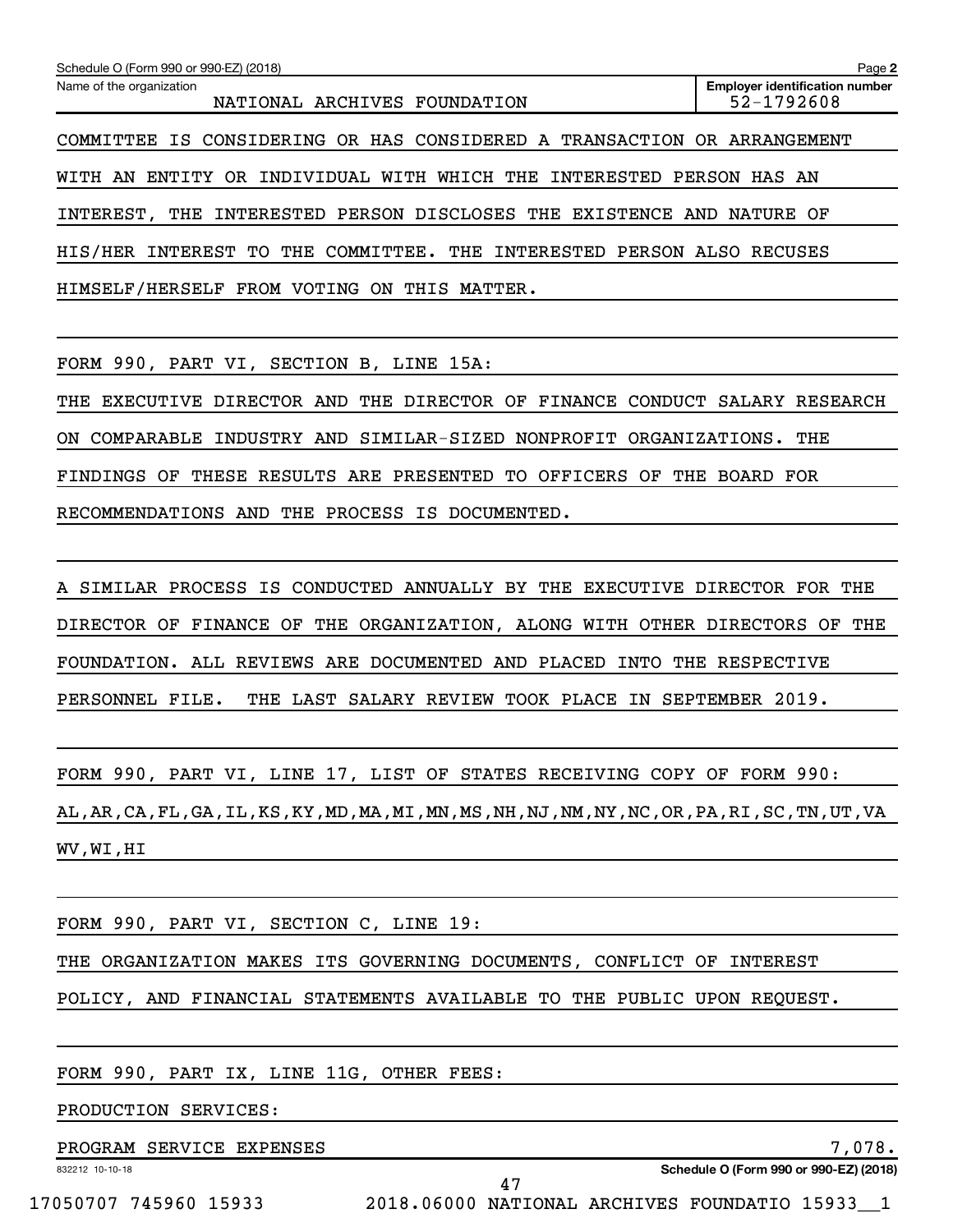Schedule O (Form 990 or 990-EZ) (2018)

Name of the organization: NATIONAL ARCHIVES FOUNDATION

Employer identification number: 52-1792608

COMMITTEE IS CONSIDERING OR HAS CONSIDERED A TRANSACTION OR ARRANGEMENT WITH AN ENTITY OR INDIVIDUAL WITH WHICH THE INTERESTED PERSON HAS AN INTEREST, THE INTERESTED PERSON DISCLOSES THE EXISTENCE AND NATURE OF HIS/HER INTEREST TO THE COMMITTEE. THE INTERESTED PERSON ALSO RECUSES HIMSELF/HERSELF FROM VOTING ON THIS MATTER.

FORM 990, PART VI, SECTION B, LINE 15A:

THE EXECUTIVE DIRECTOR AND THE DIRECTOR OF FINANCE CONDUCT SALARY RESEARCH ON COMPARABLE INDUSTRY AND SIMILAR-SIZED NONPROFIT ORGANIZATIONS. THE FINDINGS OF THESE RESULTS ARE PRESENTED TO OFFICERS OF THE BOARD FOR RECOMMENDATIONS AND THE PROCESS IS DOCUMENTED.

A SIMILAR PROCESS IS CONDUCTED ANNUALLY BY THE EXECUTIVE DIRECTOR FOR THE DIRECTOR OF FINANCE OF THE ORGANIZATION, ALONG WITH OTHER DIRECTORS OF THE FOUNDATION. ALL REVIEWS ARE DOCUMENTED AND PLACED INTO THE RESPECTIVE PERSONNEL FILE. THE LAST SALARY REVIEW TOOK PLACE IN SEPTEMBER 2019.

FORM 990, PART VI, LINE 17, LIST OF STATES RECEIVING COPY OF FORM 990:

AL,AR,CA,FL,GA,IL,KS,KY,MD,MA,MI,MN,MS,NH,NJ,NM,NY,NC,OR,PA,RI,SC,TN,UT,VA WV,WI,HI

FORM 990, PART VI, SECTION C, LINE 19:

THE ORGANIZATION MAKES ITS GOVERNING DOCUMENTS, CONFLICT OF INTEREST POLICY, AND FINANCIAL STATEMENTS AVAILABLE TO THE PUBLIC UPON REQUEST.

FORM 990, PART IX, LINE 11G, OTHER FEES:

PRODUCTION SERVICES:

| | |
|---|---|
| PROGRAM SERVICE EXPENSES | 7,078. |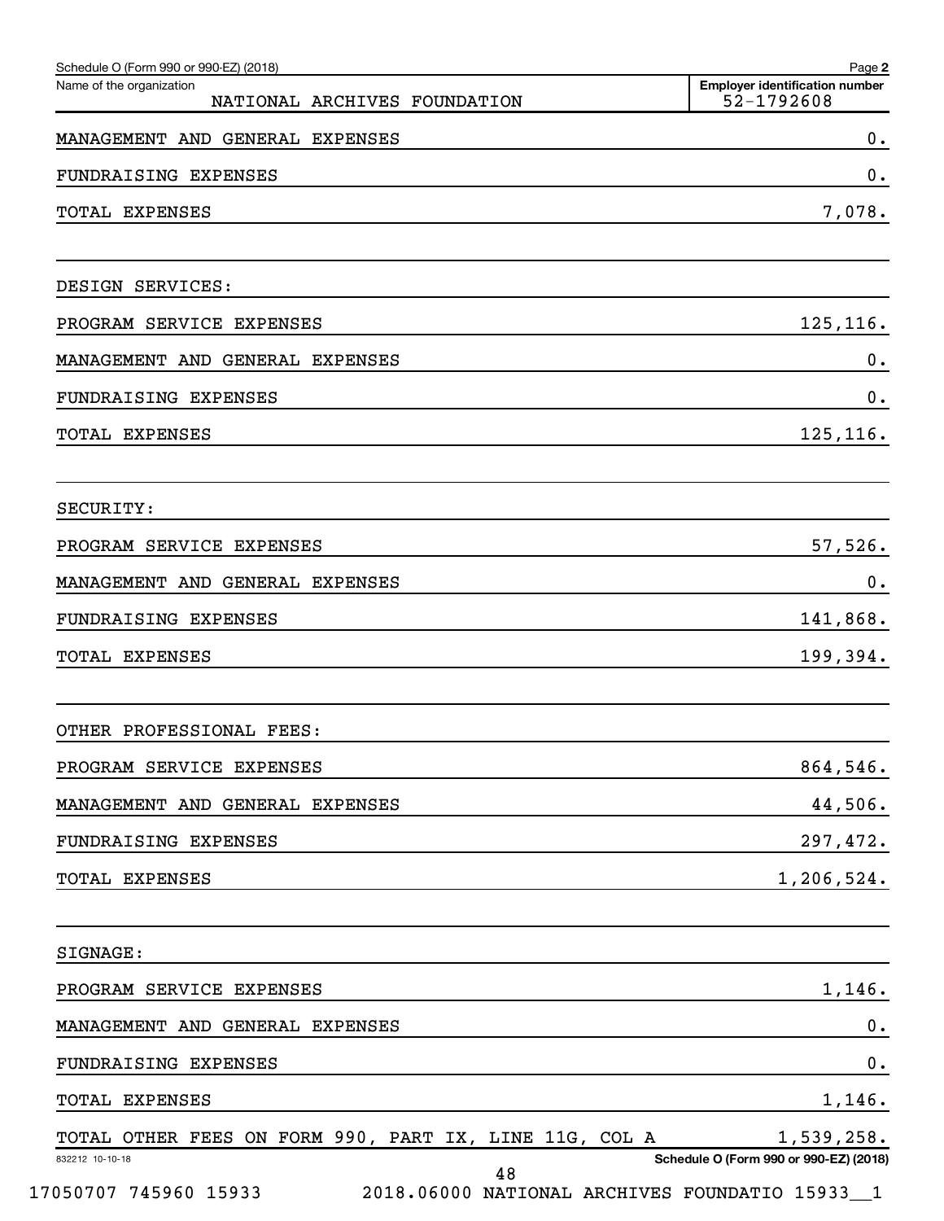Schedule O (Form 990 or 990-EZ) (2018)

Name of the organization: NATIONAL ARCHIVES FOUNDATION

Employer identification number: 52-1792608

| | |
|---|---|
| MANAGEMENT AND GENERAL EXPENSES | 0. |
| FUNDRAISING EXPENSES | 0. |
| TOTAL EXPENSES | 7,078. |
| | |
| DESIGN SERVICES: | |
| PROGRAM SERVICE EXPENSES | 125,116. |
| MANAGEMENT AND GENERAL EXPENSES | 0. |
| FUNDRAISING EXPENSES | 0. |
| TOTAL EXPENSES | 125,116. |
| | |
| SECURITY: | |
| PROGRAM SERVICE EXPENSES | 57,526. |
| MANAGEMENT AND GENERAL EXPENSES | 0. |
| FUNDRAISING EXPENSES | 141,868. |
| TOTAL EXPENSES | 199,394. |
| | |
| OTHER PROFESSIONAL FEES: | |
| PROGRAM SERVICE EXPENSES | 864,546. |
| MANAGEMENT AND GENERAL EXPENSES | 44,506. |
| FUNDRAISING EXPENSES | 297,472. |
| TOTAL EXPENSES | 1,206,524. |
| | |
| SIGNAGE: | |
| PROGRAM SERVICE EXPENSES | 1,146. |
| MANAGEMENT AND GENERAL EXPENSES | 0. |
| FUNDRAISING EXPENSES | 0. |
| TOTAL EXPENSES | 1,146. |
| TOTAL OTHER FEES ON FORM 990, PART IX, LINE 11G, COL A | 1,539,258. |

832212 10-10-18

Schedule O (Form 990 or 990-EZ) (2018)

17050707 745960 15933 2018.06000 NATIONAL ARCHIVES FOUNDATIO 15933__1